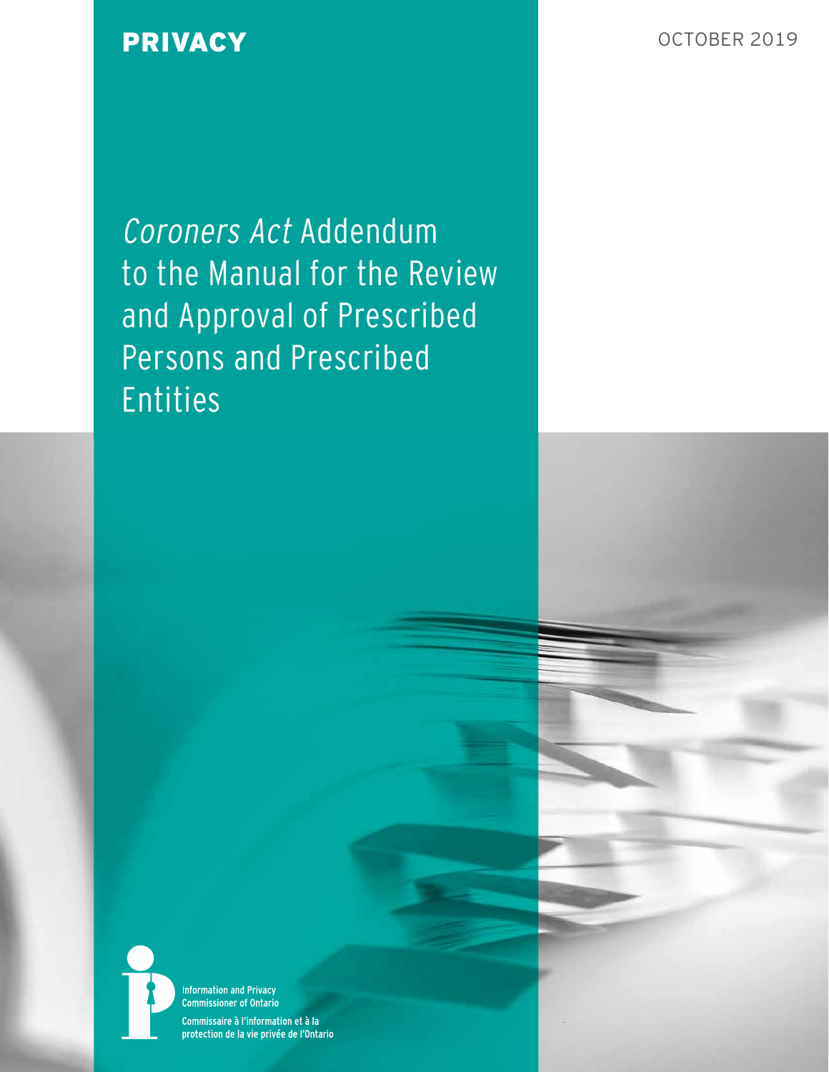PRIVACY

OCTOBER 2019

# *Coroners Act* Addendum to the Manual for the Review and Approval of Prescribed Persons and Prescribed Entities

Information and Privacy Commissioner of Ontario

Commissaire à l'information et à la protection de la vie privée de l'Ontario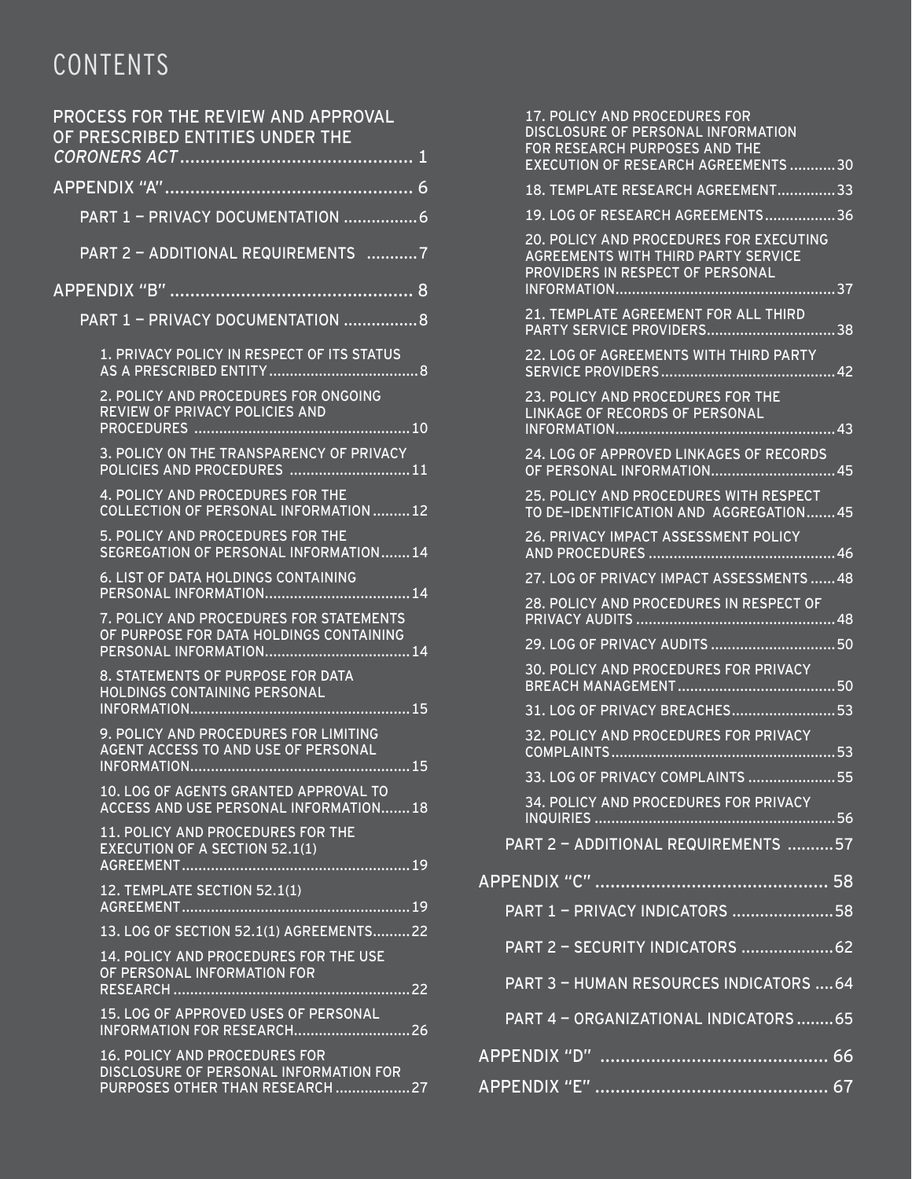# CONTENTS

PROCESS FOR THE REVIEW AND APPROVAL OF PRESCRIBED ENTITIES UNDER THE *CORONERS ACT* ............ 1

APPENDIX "A" ............ 6

- PART 1 – PRIVACY DOCUMENTATION ............ 6
- PART 2 – ADDITIONAL REQUIREMENTS ............ 7

APPENDIX "B" ............ 8

- PART 1 – PRIVACY DOCUMENTATION ............ 8
  - 1. PRIVACY POLICY IN RESPECT OF ITS STATUS AS A PRESCRIBED ENTITY ............ 8
  - 2. POLICY AND PROCEDURES FOR ONGOING REVIEW OF PRIVACY POLICIES AND PROCEDURES ............ 10
  - 3. POLICY ON THE TRANSPARENCY OF PRIVACY POLICIES AND PROCEDURES ............ 11
  - 4. POLICY AND PROCEDURES FOR THE COLLECTION OF PERSONAL INFORMATION ............ 12
  - 5. POLICY AND PROCEDURES FOR THE SEGREGATION OF PERSONAL INFORMATION ............ 14
  - 6. LIST OF DATA HOLDINGS CONTAINING PERSONAL INFORMATION ............ 14
  - 7. POLICY AND PROCEDURES FOR STATEMENTS OF PURPOSE FOR DATA HOLDINGS CONTAINING PERSONAL INFORMATION ............ 14
  - 8. STATEMENTS OF PURPOSE FOR DATA HOLDINGS CONTAINING PERSONAL INFORMATION ............ 15
  - 9. POLICY AND PROCEDURES FOR LIMITING AGENT ACCESS TO AND USE OF PERSONAL INFORMATION ............ 15
  - 10. LOG OF AGENTS GRANTED APPROVAL TO ACCESS AND USE PERSONAL INFORMATION ............ 18
  - 11. POLICY AND PROCEDURES FOR THE EXECUTION OF A SECTION 52.1(1) AGREEMENT ............ 19
  - 12. TEMPLATE SECTION 52.1(1) AGREEMENT ............ 19
  - 13. LOG OF SECTION 52.1(1) AGREEMENTS ............ 22
  - 14. POLICY AND PROCEDURES FOR THE USE OF PERSONAL INFORMATION FOR RESEARCH ............ 22
  - 15. LOG OF APPROVED USES OF PERSONAL INFORMATION FOR RESEARCH ............ 26
  - 16. POLICY AND PROCEDURES FOR DISCLOSURE OF PERSONAL INFORMATION FOR PURPOSES OTHER THAN RESEARCH ............ 27
  - 17. POLICY AND PROCEDURES FOR DISCLOSURE OF PERSONAL INFORMATION FOR RESEARCH PURPOSES AND THE EXECUTION OF RESEARCH AGREEMENTS ............ 30
  - 18. TEMPLATE RESEARCH AGREEMENT ............ 33
  - 19. LOG OF RESEARCH AGREEMENTS ............ 36
  - 20. POLICY AND PROCEDURES FOR EXECUTING AGREEMENTS WITH THIRD PARTY SERVICE PROVIDERS IN RESPECT OF PERSONAL INFORMATION ............ 37
  - 21. TEMPLATE AGREEMENT FOR ALL THIRD PARTY SERVICE PROVIDERS ............ 38
  - 22. LOG OF AGREEMENTS WITH THIRD PARTY SERVICE PROVIDERS ............ 42
  - 23. POLICY AND PROCEDURES FOR THE LINKAGE OF RECORDS OF PERSONAL INFORMATION ............ 43
  - 24. LOG OF APPROVED LINKAGES OF RECORDS OF PERSONAL INFORMATION ............ 45
  - 25. POLICY AND PROCEDURES WITH RESPECT TO DE-IDENTIFICATION AND AGGREGATION ............ 45
  - 26. PRIVACY IMPACT ASSESSMENT POLICY AND PROCEDURES ............ 46
  - 27. LOG OF PRIVACY IMPACT ASSESSMENTS ............ 48
  - 28. POLICY AND PROCEDURES IN RESPECT OF PRIVACY AUDITS ............ 48
  - 29. LOG OF PRIVACY AUDITS ............ 50
  - 30. POLICY AND PROCEDURES FOR PRIVACY BREACH MANAGEMENT ............ 50
  - 31. LOG OF PRIVACY BREACHES ............ 53
  - 32. POLICY AND PROCEDURES FOR PRIVACY COMPLAINTS ............ 53
  - 33. LOG OF PRIVACY COMPLAINTS ............ 55
  - 34. POLICY AND PROCEDURES FOR PRIVACY INQUIRIES ............ 56
- PART 2 – ADDITIONAL REQUIREMENTS ............ 57

APPENDIX "C" ............ 58

- PART 1 – PRIVACY INDICATORS ............ 58
- PART 2 – SECURITY INDICATORS ............ 62
- PART 3 – HUMAN RESOURCES INDICATORS ............ 64
- PART 4 – ORGANIZATIONAL INDICATORS ............ 65

APPENDIX "D" ............ 66

APPENDIX "E" ............ 67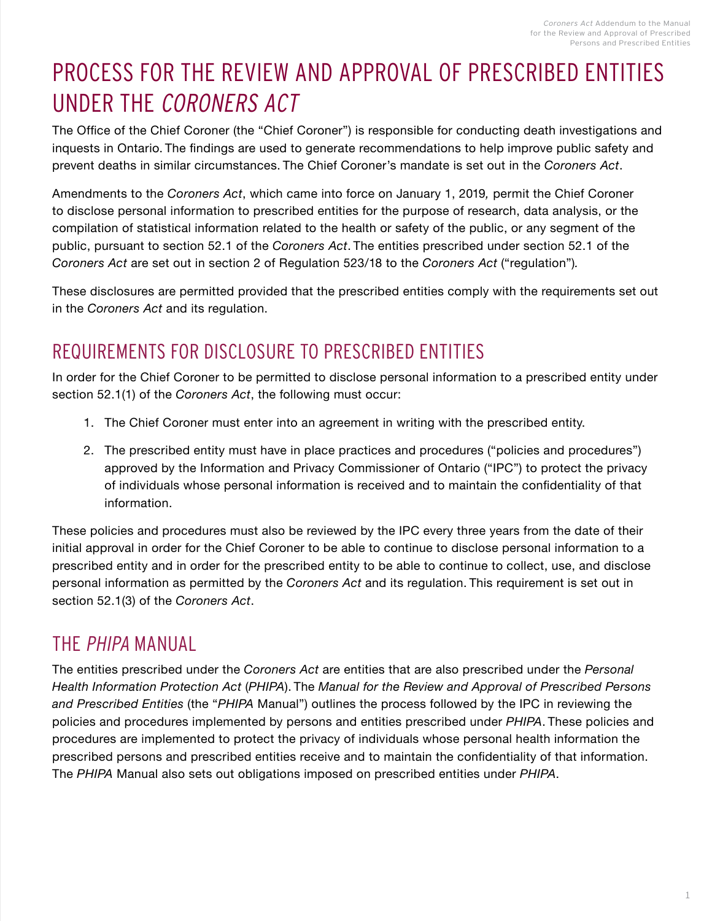# PROCESS FOR THE REVIEW AND APPROVAL OF PRESCRIBED ENTITIES UNDER THE *CORONERS ACT*

The Office of the Chief Coroner (the "Chief Coroner") is responsible for conducting death investigations and inquests in Ontario. The findings are used to generate recommendations to help improve public safety and prevent deaths in similar circumstances. The Chief Coroner's mandate is set out in the *Coroners Act*.

Amendments to the *Coroners Act*, which came into force on January 1, 2019*,* permit the Chief Coroner to disclose personal information to prescribed entities for the purpose of research, data analysis, or the compilation of statistical information related to the health or safety of the public, or any segment of the public, pursuant to section 52.1 of the *Coroners Act*. The entities prescribed under section 52.1 of the *Coroners Act* are set out in section 2 of Regulation 523/18 to the *Coroners Act* ("regulation")*.*

These disclosures are permitted provided that the prescribed entities comply with the requirements set out in the *Coroners Act* and its regulation.

## REQUIREMENTS FOR DISCLOSURE TO PRESCRIBED ENTITIES

In order for the Chief Coroner to be permitted to disclose personal information to a prescribed entity under section 52.1(1) of the *Coroners Act*, the following must occur:

1. The Chief Coroner must enter into an agreement in writing with the prescribed entity.
2. The prescribed entity must have in place practices and procedures ("policies and procedures") approved by the Information and Privacy Commissioner of Ontario ("IPC") to protect the privacy of individuals whose personal information is received and to maintain the confidentiality of that information.

These policies and procedures must also be reviewed by the IPC every three years from the date of their initial approval in order for the Chief Coroner to be able to continue to disclose personal information to a prescribed entity and in order for the prescribed entity to be able to continue to collect, use, and disclose personal information as permitted by the *Coroners Act* and its regulation. This requirement is set out in section 52.1(3) of the *Coroners Act*.

## THE *PHIPA* MANUAL

The entities prescribed under the *Coroners Act* are entities that are also prescribed under the *Personal Health Information Protection Act* (*PHIPA*). The *Manual for the Review and Approval of Prescribed Persons and Prescribed Entities* (the "*PHIPA* Manual") outlines the process followed by the IPC in reviewing the policies and procedures implemented by persons and entities prescribed under *PHIPA*. These policies and procedures are implemented to protect the privacy of individuals whose personal health information the prescribed persons and prescribed entities receive and to maintain the confidentiality of that information. The *PHIPA* Manual also sets out obligations imposed on prescribed entities under *PHIPA*.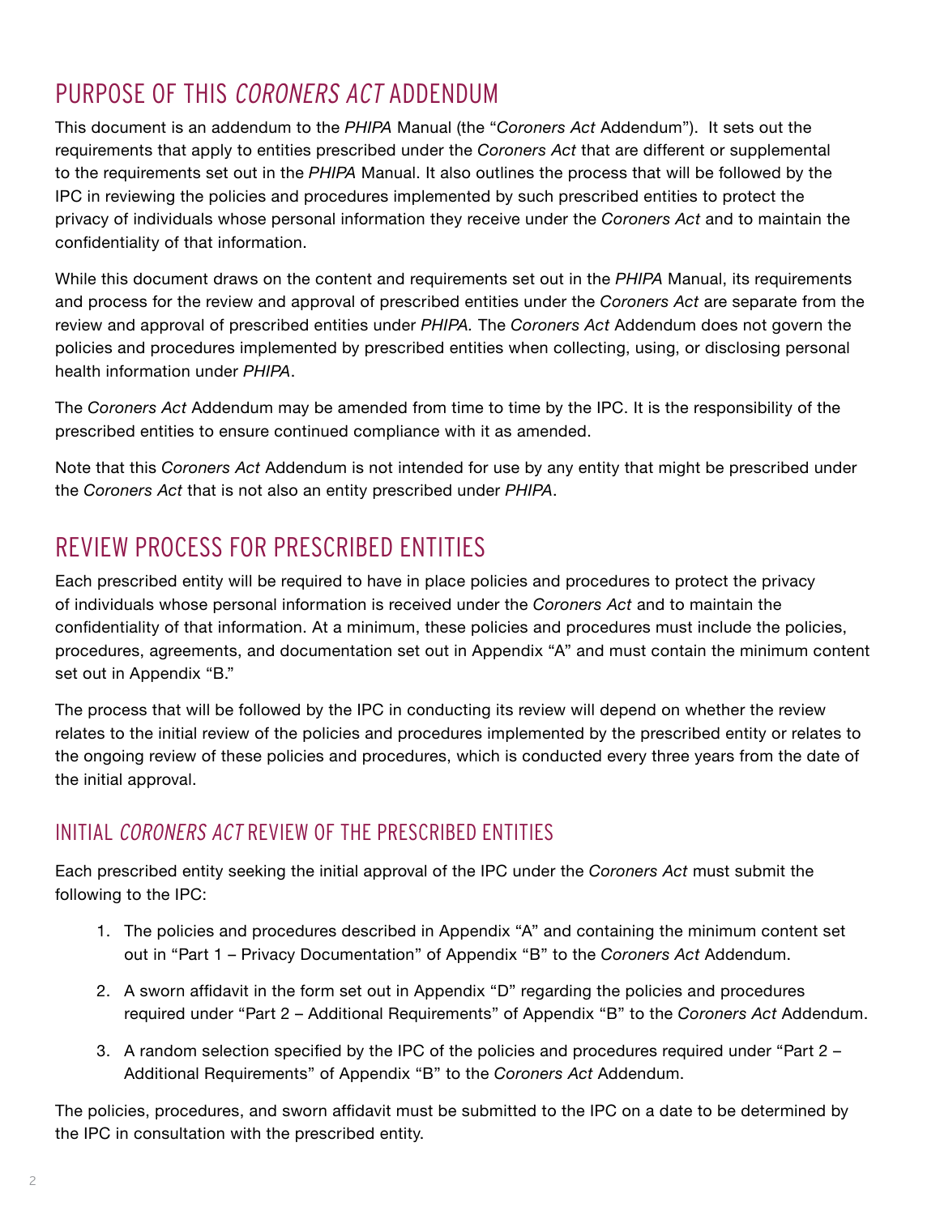## PURPOSE OF THIS *CORONERS ACT* ADDENDUM

This document is an addendum to the *PHIPA* Manual (the "*Coroners Act* Addendum"). It sets out the requirements that apply to entities prescribed under the *Coroners Act* that are different or supplemental to the requirements set out in the *PHIPA* Manual. It also outlines the process that will be followed by the IPC in reviewing the policies and procedures implemented by such prescribed entities to protect the privacy of individuals whose personal information they receive under the *Coroners Act* and to maintain the confidentiality of that information.

While this document draws on the content and requirements set out in the *PHIPA* Manual, its requirements and process for the review and approval of prescribed entities under the *Coroners Act* are separate from the review and approval of prescribed entities under *PHIPA.* The *Coroners Act* Addendum does not govern the policies and procedures implemented by prescribed entities when collecting, using, or disclosing personal health information under *PHIPA*.

The *Coroners Act* Addendum may be amended from time to time by the IPC. It is the responsibility of the prescribed entities to ensure continued compliance with it as amended.

Note that this *Coroners Act* Addendum is not intended for use by any entity that might be prescribed under the *Coroners Act* that is not also an entity prescribed under *PHIPA*.

## REVIEW PROCESS FOR PRESCRIBED ENTITIES

Each prescribed entity will be required to have in place policies and procedures to protect the privacy of individuals whose personal information is received under the *Coroners Act* and to maintain the confidentiality of that information. At a minimum, these policies and procedures must include the policies, procedures, agreements, and documentation set out in Appendix "A" and must contain the minimum content set out in Appendix "B."

The process that will be followed by the IPC in conducting its review will depend on whether the review relates to the initial review of the policies and procedures implemented by the prescribed entity or relates to the ongoing review of these policies and procedures, which is conducted every three years from the date of the initial approval.

### INITIAL *CORONERS ACT* REVIEW OF THE PRESCRIBED ENTITIES

Each prescribed entity seeking the initial approval of the IPC under the *Coroners Act* must submit the following to the IPC:

1. The policies and procedures described in Appendix "A" and containing the minimum content set out in "Part 1 – Privacy Documentation" of Appendix "B" to the *Coroners Act* Addendum.
2. A sworn affidavit in the form set out in Appendix "D" regarding the policies and procedures required under "Part 2 – Additional Requirements" of Appendix "B" to the *Coroners Act* Addendum.
3. A random selection specified by the IPC of the policies and procedures required under "Part 2 – Additional Requirements" of Appendix "B" to the *Coroners Act* Addendum.

The policies, procedures, and sworn affidavit must be submitted to the IPC on a date to be determined by the IPC in consultation with the prescribed entity.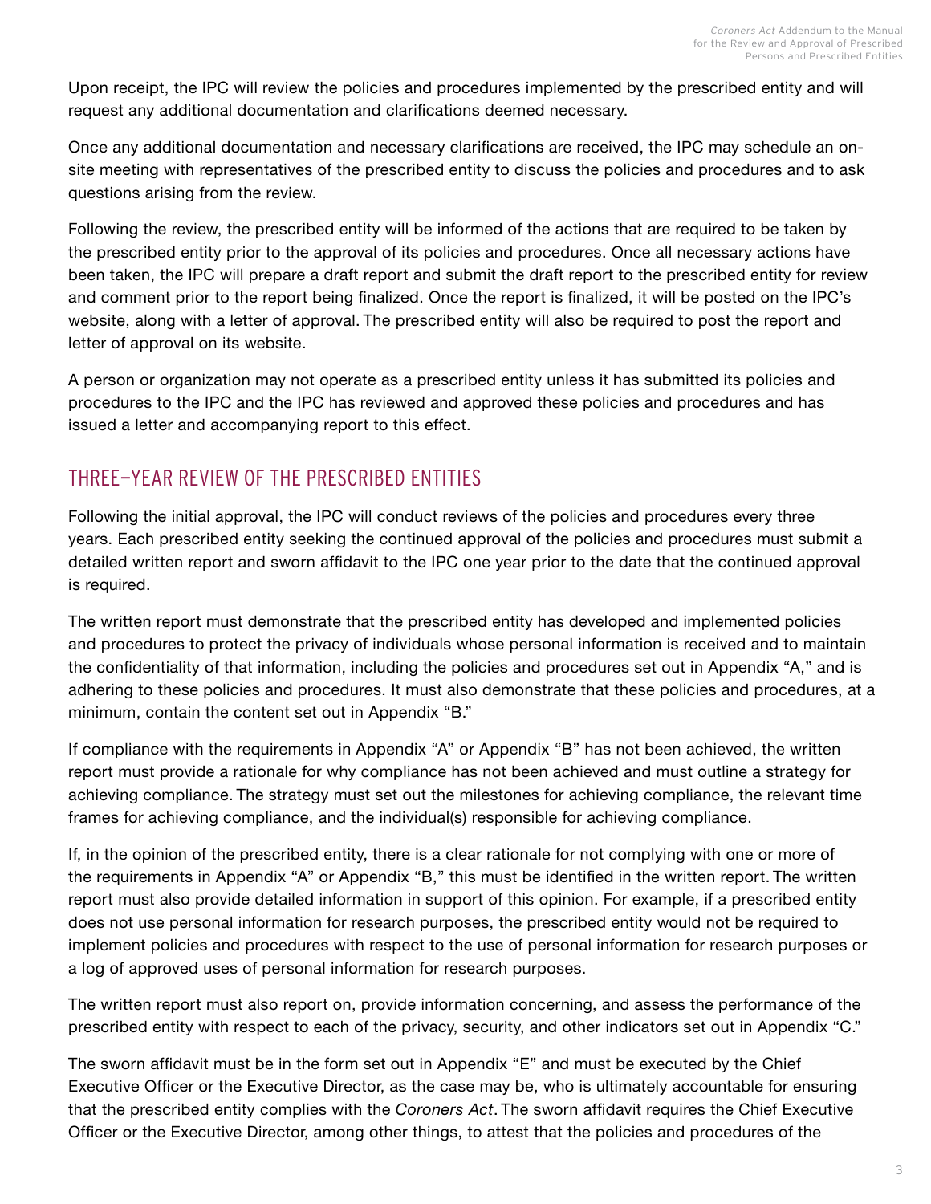Upon receipt, the IPC will review the policies and procedures implemented by the prescribed entity and will request any additional documentation and clarifications deemed necessary.

Once any additional documentation and necessary clarifications are received, the IPC may schedule an on-site meeting with representatives of the prescribed entity to discuss the policies and procedures and to ask questions arising from the review.

Following the review, the prescribed entity will be informed of the actions that are required to be taken by the prescribed entity prior to the approval of its policies and procedures. Once all necessary actions have been taken, the IPC will prepare a draft report and submit the draft report to the prescribed entity for review and comment prior to the report being finalized. Once the report is finalized, it will be posted on the IPC's website, along with a letter of approval. The prescribed entity will also be required to post the report and letter of approval on its website.

A person or organization may not operate as a prescribed entity unless it has submitted its policies and procedures to the IPC and the IPC has reviewed and approved these policies and procedures and has issued a letter and accompanying report to this effect.

## THREE–YEAR REVIEW OF THE PRESCRIBED ENTITIES

Following the initial approval, the IPC will conduct reviews of the policies and procedures every three years. Each prescribed entity seeking the continued approval of the policies and procedures must submit a detailed written report and sworn affidavit to the IPC one year prior to the date that the continued approval is required.

The written report must demonstrate that the prescribed entity has developed and implemented policies and procedures to protect the privacy of individuals whose personal information is received and to maintain the confidentiality of that information, including the policies and procedures set out in Appendix "A," and is adhering to these policies and procedures. It must also demonstrate that these policies and procedures, at a minimum, contain the content set out in Appendix "B."

If compliance with the requirements in Appendix "A" or Appendix "B" has not been achieved, the written report must provide a rationale for why compliance has not been achieved and must outline a strategy for achieving compliance. The strategy must set out the milestones for achieving compliance, the relevant time frames for achieving compliance, and the individual(s) responsible for achieving compliance.

If, in the opinion of the prescribed entity, there is a clear rationale for not complying with one or more of the requirements in Appendix "A" or Appendix "B," this must be identified in the written report. The written report must also provide detailed information in support of this opinion. For example, if a prescribed entity does not use personal information for research purposes, the prescribed entity would not be required to implement policies and procedures with respect to the use of personal information for research purposes or a log of approved uses of personal information for research purposes.

The written report must also report on, provide information concerning, and assess the performance of the prescribed entity with respect to each of the privacy, security, and other indicators set out in Appendix "C."

The sworn affidavit must be in the form set out in Appendix "E" and must be executed by the Chief Executive Officer or the Executive Director, as the case may be, who is ultimately accountable for ensuring that the prescribed entity complies with the *Coroners Act*. The sworn affidavit requires the Chief Executive Officer or the Executive Director, among other things, to attest that the policies and procedures of the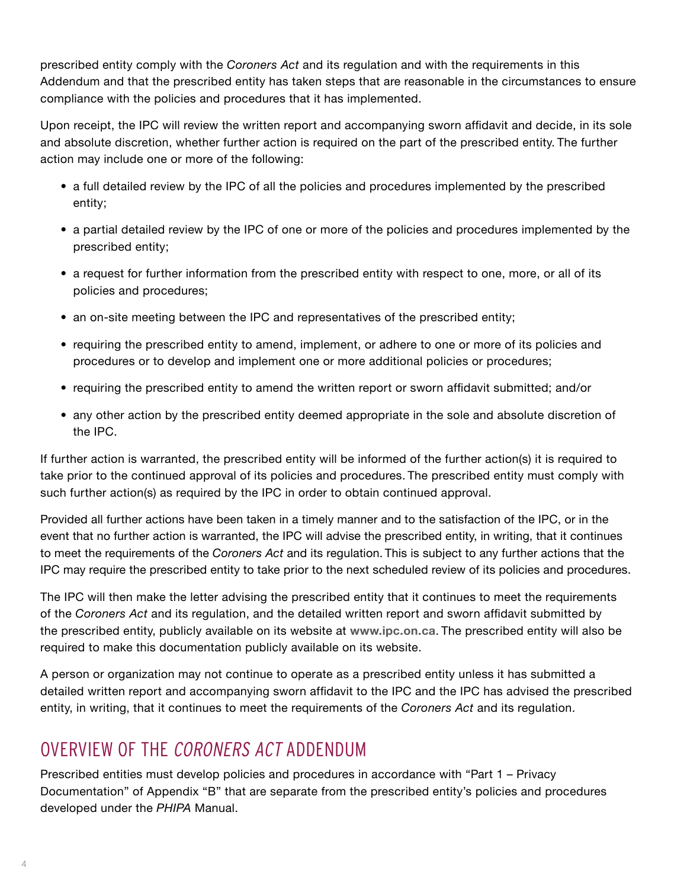prescribed entity comply with the *Coroners Act* and its regulation and with the requirements in this Addendum and that the prescribed entity has taken steps that are reasonable in the circumstances to ensure compliance with the policies and procedures that it has implemented.

Upon receipt, the IPC will review the written report and accompanying sworn affidavit and decide, in its sole and absolute discretion, whether further action is required on the part of the prescribed entity. The further action may include one or more of the following:

- a full detailed review by the IPC of all the policies and procedures implemented by the prescribed entity;
- a partial detailed review by the IPC of one or more of the policies and procedures implemented by the prescribed entity;
- a request for further information from the prescribed entity with respect to one, more, or all of its policies and procedures;
- an on-site meeting between the IPC and representatives of the prescribed entity;
- requiring the prescribed entity to amend, implement, or adhere to one or more of its policies and procedures or to develop and implement one or more additional policies or procedures;
- requiring the prescribed entity to amend the written report or sworn affidavit submitted; and/or
- any other action by the prescribed entity deemed appropriate in the sole and absolute discretion of the IPC.

If further action is warranted, the prescribed entity will be informed of the further action(s) it is required to take prior to the continued approval of its policies and procedures. The prescribed entity must comply with such further action(s) as required by the IPC in order to obtain continued approval.

Provided all further actions have been taken in a timely manner and to the satisfaction of the IPC, or in the event that no further action is warranted, the IPC will advise the prescribed entity, in writing, that it continues to meet the requirements of the *Coroners Act* and its regulation. This is subject to any further actions that the IPC may require the prescribed entity to take prior to the next scheduled review of its policies and procedures.

The IPC will then make the letter advising the prescribed entity that it continues to meet the requirements of the *Coroners Act* and its regulation, and the detailed written report and sworn affidavit submitted by the prescribed entity, publicly available on its website at **www.ipc.on.ca**. The prescribed entity will also be required to make this documentation publicly available on its website.

A person or organization may not continue to operate as a prescribed entity unless it has submitted a detailed written report and accompanying sworn affidavit to the IPC and the IPC has advised the prescribed entity, in writing, that it continues to meet the requirements of the *Coroners Act* and its regulation.

## OVERVIEW OF THE *CORONERS ACT* ADDENDUM

Prescribed entities must develop policies and procedures in accordance with "Part 1 – Privacy Documentation" of Appendix "B" that are separate from the prescribed entity's policies and procedures developed under the *PHIPA* Manual.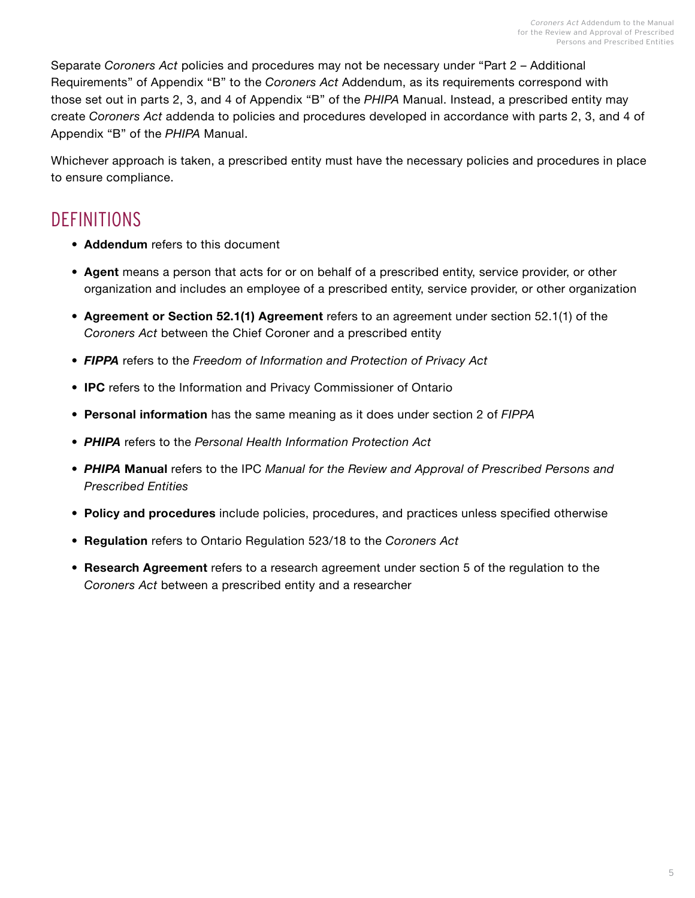Separate *Coroners Act* policies and procedures may not be necessary under "Part 2 – Additional Requirements" of Appendix "B" to the *Coroners Act* Addendum, as its requirements correspond with those set out in parts 2, 3, and 4 of Appendix "B" of the *PHIPA* Manual. Instead, a prescribed entity may create *Coroners Act* addenda to policies and procedures developed in accordance with parts 2, 3, and 4 of Appendix "B" of the *PHIPA* Manual.

Whichever approach is taken, a prescribed entity must have the necessary policies and procedures in place to ensure compliance.

## DEFINITIONS

- **Addendum** refers to this document
- **Agent** means a person that acts for or on behalf of a prescribed entity, service provider, or other organization and includes an employee of a prescribed entity, service provider, or other organization
- **Agreement or Section 52.1(1) Agreement** refers to an agreement under section 52.1(1) of the *Coroners Act* between the Chief Coroner and a prescribed entity
- ***FIPPA*** refers to the *Freedom of Information and Protection of Privacy Act*
- **IPC** refers to the Information and Privacy Commissioner of Ontario
- **Personal information** has the same meaning as it does under section 2 of *FIPPA*
- ***PHIPA*** refers to the *Personal Health Information Protection Act*
- ***PHIPA* Manual** refers to the IPC *Manual for the Review and Approval of Prescribed Persons and Prescribed Entities*
- **Policy and procedures** include policies, procedures, and practices unless specified otherwise
- **Regulation** refers to Ontario Regulation 523/18 to the *Coroners Act*
- **Research Agreement** refers to a research agreement under section 5 of the regulation to the *Coroners Act* between a prescribed entity and a researcher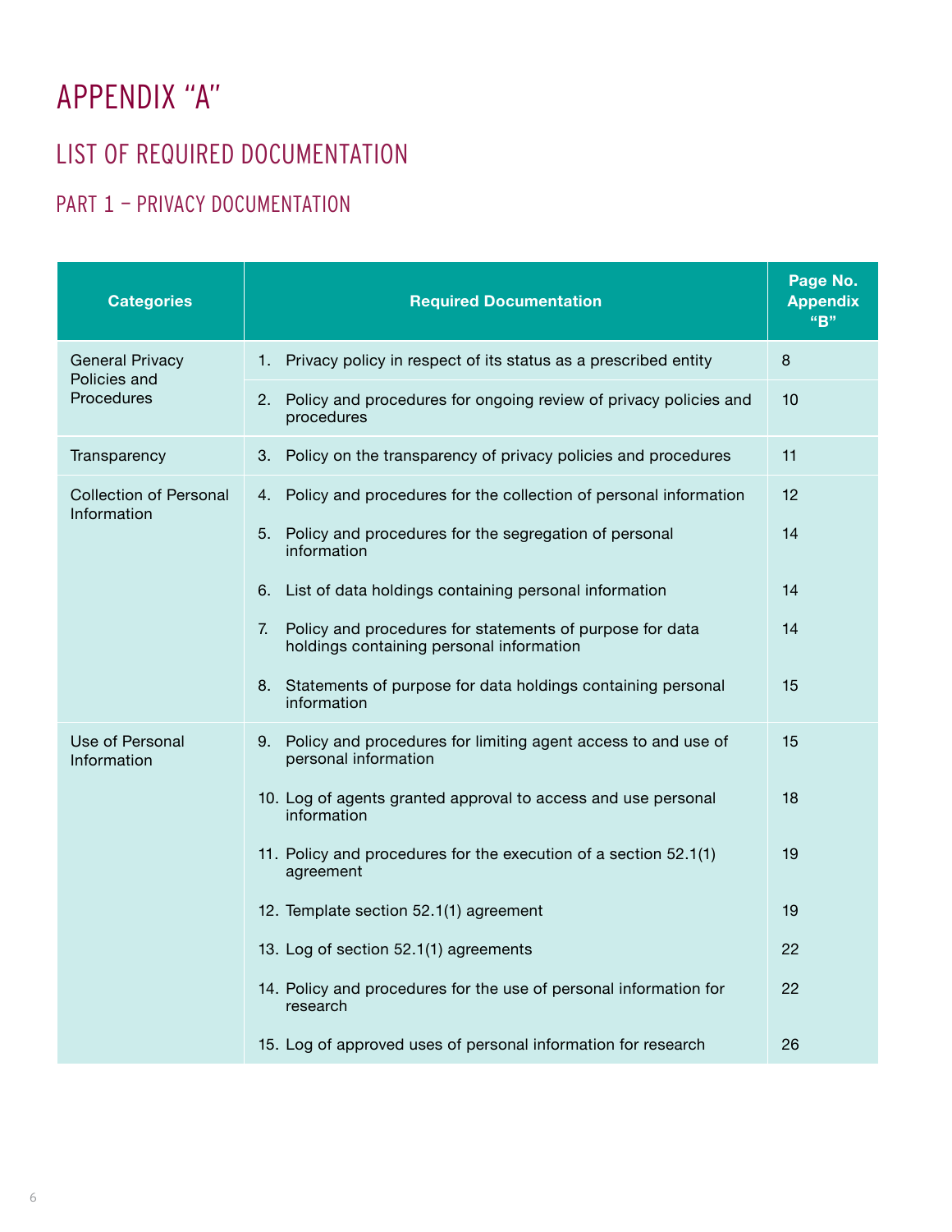# APPENDIX "A"

## LIST OF REQUIRED DOCUMENTATION

### PART 1 – PRIVACY DOCUMENTATION

| Categories | Required Documentation | Page No. Appendix "B" |
|---|---|---|
| General Privacy Policies and Procedures | 1. Privacy policy in respect of its status as a prescribed entity | 8 |
| | 2. Policy and procedures for ongoing review of privacy policies and procedures | 10 |
| Transparency | 3. Policy on the transparency of privacy policies and procedures | 11 |
| Collection of Personal Information | 4. Policy and procedures for the collection of personal information | 12 |
| | 5. Policy and procedures for the segregation of personal information | 14 |
| | 6. List of data holdings containing personal information | 14 |
| | 7. Policy and procedures for statements of purpose for data holdings containing personal information | 14 |
| | 8. Statements of purpose for data holdings containing personal information | 15 |
| Use of Personal Information | 9. Policy and procedures for limiting agent access to and use of personal information | 15 |
| | 10. Log of agents granted approval to access and use personal information | 18 |
| | 11. Policy and procedures for the execution of a section 52.1(1) agreement | 19 |
| | 12. Template section 52.1(1) agreement | 19 |
| | 13. Log of section 52.1(1) agreements | 22 |
| | 14. Policy and procedures for the use of personal information for research | 22 |
| | 15. Log of approved uses of personal information for research | 26 |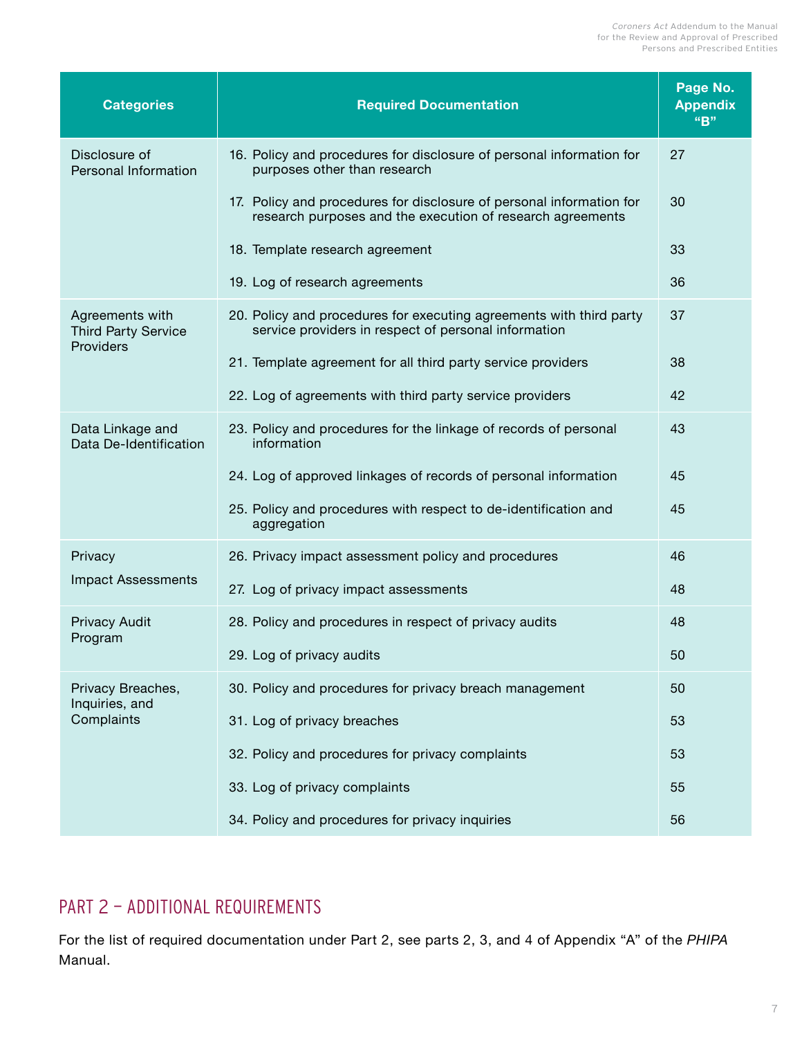| Categories | Required Documentation | Page No. Appendix "B" |
|---|---|---|
| Disclosure of Personal Information | 16. Policy and procedures for disclosure of personal information for purposes other than research | 27 |
| | 17. Policy and procedures for disclosure of personal information for research purposes and the execution of research agreements | 30 |
| | 18. Template research agreement | 33 |
| | 19. Log of research agreements | 36 |
| Agreements with Third Party Service Providers | 20. Policy and procedures for executing agreements with third party service providers in respect of personal information | 37 |
| | 21. Template agreement for all third party service providers | 38 |
| | 22. Log of agreements with third party service providers | 42 |
| Data Linkage and Data De-Identification | 23. Policy and procedures for the linkage of records of personal information | 43 |
| | 24. Log of approved linkages of records of personal information | 45 |
| | 25. Policy and procedures with respect to de-identification and aggregation | 45 |
| Privacy Impact Assessments | 26. Privacy impact assessment policy and procedures | 46 |
| | 27. Log of privacy impact assessments | 48 |
| Privacy Audit Program | 28. Policy and procedures in respect of privacy audits | 48 |
| | 29. Log of privacy audits | 50 |
| Privacy Breaches, Inquiries, and Complaints | 30. Policy and procedures for privacy breach management | 50 |
| | 31. Log of privacy breaches | 53 |
| | 32. Policy and procedures for privacy complaints | 53 |
| | 33. Log of privacy complaints | 55 |
| | 34. Policy and procedures for privacy inquiries | 56 |

## PART 2 – ADDITIONAL REQUIREMENTS

For the list of required documentation under Part 2, see parts 2, 3, and 4 of Appendix "A" of the *PHIPA* Manual.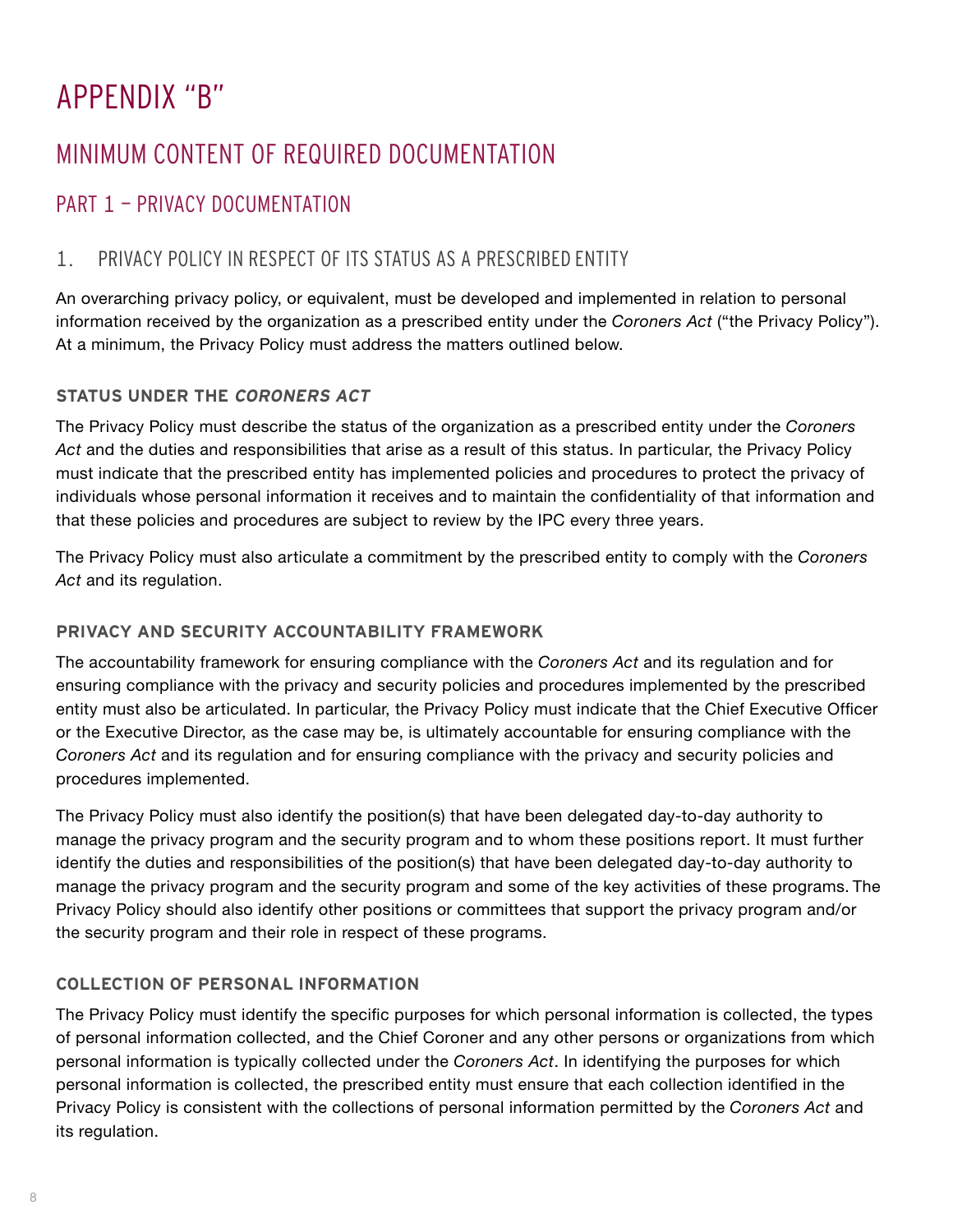# APPENDIX "B"

## MINIMUM CONTENT OF REQUIRED DOCUMENTATION

### PART 1 – PRIVACY DOCUMENTATION

#### 1. PRIVACY POLICY IN RESPECT OF ITS STATUS AS A PRESCRIBED ENTITY

An overarching privacy policy, or equivalent, must be developed and implemented in relation to personal information received by the organization as a prescribed entity under the *Coroners Act* ("the Privacy Policy"). At a minimum, the Privacy Policy must address the matters outlined below.

**STATUS UNDER THE *CORONERS ACT***

The Privacy Policy must describe the status of the organization as a prescribed entity under the *Coroners Act* and the duties and responsibilities that arise as a result of this status. In particular, the Privacy Policy must indicate that the prescribed entity has implemented policies and procedures to protect the privacy of individuals whose personal information it receives and to maintain the confidentiality of that information and that these policies and procedures are subject to review by the IPC every three years.

The Privacy Policy must also articulate a commitment by the prescribed entity to comply with the *Coroners Act* and its regulation.

**PRIVACY AND SECURITY ACCOUNTABILITY FRAMEWORK**

The accountability framework for ensuring compliance with the *Coroners Act* and its regulation and for ensuring compliance with the privacy and security policies and procedures implemented by the prescribed entity must also be articulated. In particular, the Privacy Policy must indicate that the Chief Executive Officer or the Executive Director, as the case may be, is ultimately accountable for ensuring compliance with the *Coroners Act* and its regulation and for ensuring compliance with the privacy and security policies and procedures implemented.

The Privacy Policy must also identify the position(s) that have been delegated day-to-day authority to manage the privacy program and the security program and to whom these positions report. It must further identify the duties and responsibilities of the position(s) that have been delegated day-to-day authority to manage the privacy program and the security program and some of the key activities of these programs. The Privacy Policy should also identify other positions or committees that support the privacy program and/or the security program and their role in respect of these programs.

**COLLECTION OF PERSONAL INFORMATION**

The Privacy Policy must identify the specific purposes for which personal information is collected, the types of personal information collected, and the Chief Coroner and any other persons or organizations from which personal information is typically collected under the *Coroners Act*. In identifying the purposes for which personal information is collected, the prescribed entity must ensure that each collection identified in the Privacy Policy is consistent with the collections of personal information permitted by the *Coroners Act* and its regulation.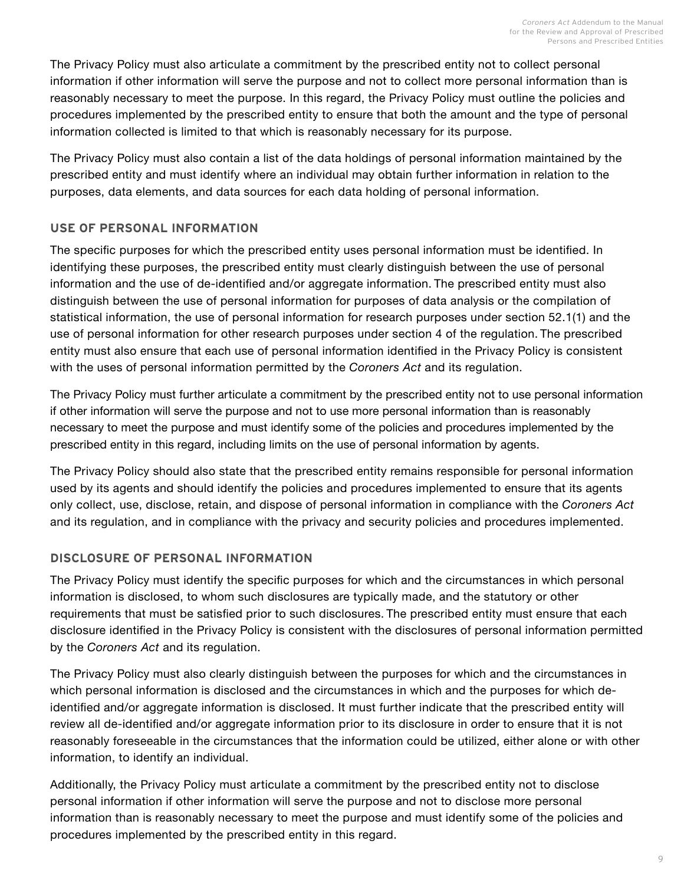The Privacy Policy must also articulate a commitment by the prescribed entity not to collect personal information if other information will serve the purpose and not to collect more personal information than is reasonably necessary to meet the purpose. In this regard, the Privacy Policy must outline the policies and procedures implemented by the prescribed entity to ensure that both the amount and the type of personal information collected is limited to that which is reasonably necessary for its purpose.

The Privacy Policy must also contain a list of the data holdings of personal information maintained by the prescribed entity and must identify where an individual may obtain further information in relation to the purposes, data elements, and data sources for each data holding of personal information.

### USE OF PERSONAL INFORMATION

The specific purposes for which the prescribed entity uses personal information must be identified. In identifying these purposes, the prescribed entity must clearly distinguish between the use of personal information and the use of de-identified and/or aggregate information. The prescribed entity must also distinguish between the use of personal information for purposes of data analysis or the compilation of statistical information, the use of personal information for research purposes under section 52.1(1) and the use of personal information for other research purposes under section 4 of the regulation. The prescribed entity must also ensure that each use of personal information identified in the Privacy Policy is consistent with the uses of personal information permitted by the *Coroners Act* and its regulation.

The Privacy Policy must further articulate a commitment by the prescribed entity not to use personal information if other information will serve the purpose and not to use more personal information than is reasonably necessary to meet the purpose and must identify some of the policies and procedures implemented by the prescribed entity in this regard, including limits on the use of personal information by agents.

The Privacy Policy should also state that the prescribed entity remains responsible for personal information used by its agents and should identify the policies and procedures implemented to ensure that its agents only collect, use, disclose, retain, and dispose of personal information in compliance with the *Coroners Act* and its regulation, and in compliance with the privacy and security policies and procedures implemented.

### DISCLOSURE OF PERSONAL INFORMATION

The Privacy Policy must identify the specific purposes for which and the circumstances in which personal information is disclosed, to whom such disclosures are typically made, and the statutory or other requirements that must be satisfied prior to such disclosures. The prescribed entity must ensure that each disclosure identified in the Privacy Policy is consistent with the disclosures of personal information permitted by the *Coroners Act* and its regulation.

The Privacy Policy must also clearly distinguish between the purposes for which and the circumstances in which personal information is disclosed and the circumstances in which and the purposes for which de-identified and/or aggregate information is disclosed. It must further indicate that the prescribed entity will review all de-identified and/or aggregate information prior to its disclosure in order to ensure that it is not reasonably foreseeable in the circumstances that the information could be utilized, either alone or with other information, to identify an individual.

Additionally, the Privacy Policy must articulate a commitment by the prescribed entity not to disclose personal information if other information will serve the purpose and not to disclose more personal information than is reasonably necessary to meet the purpose and must identify some of the policies and procedures implemented by the prescribed entity in this regard.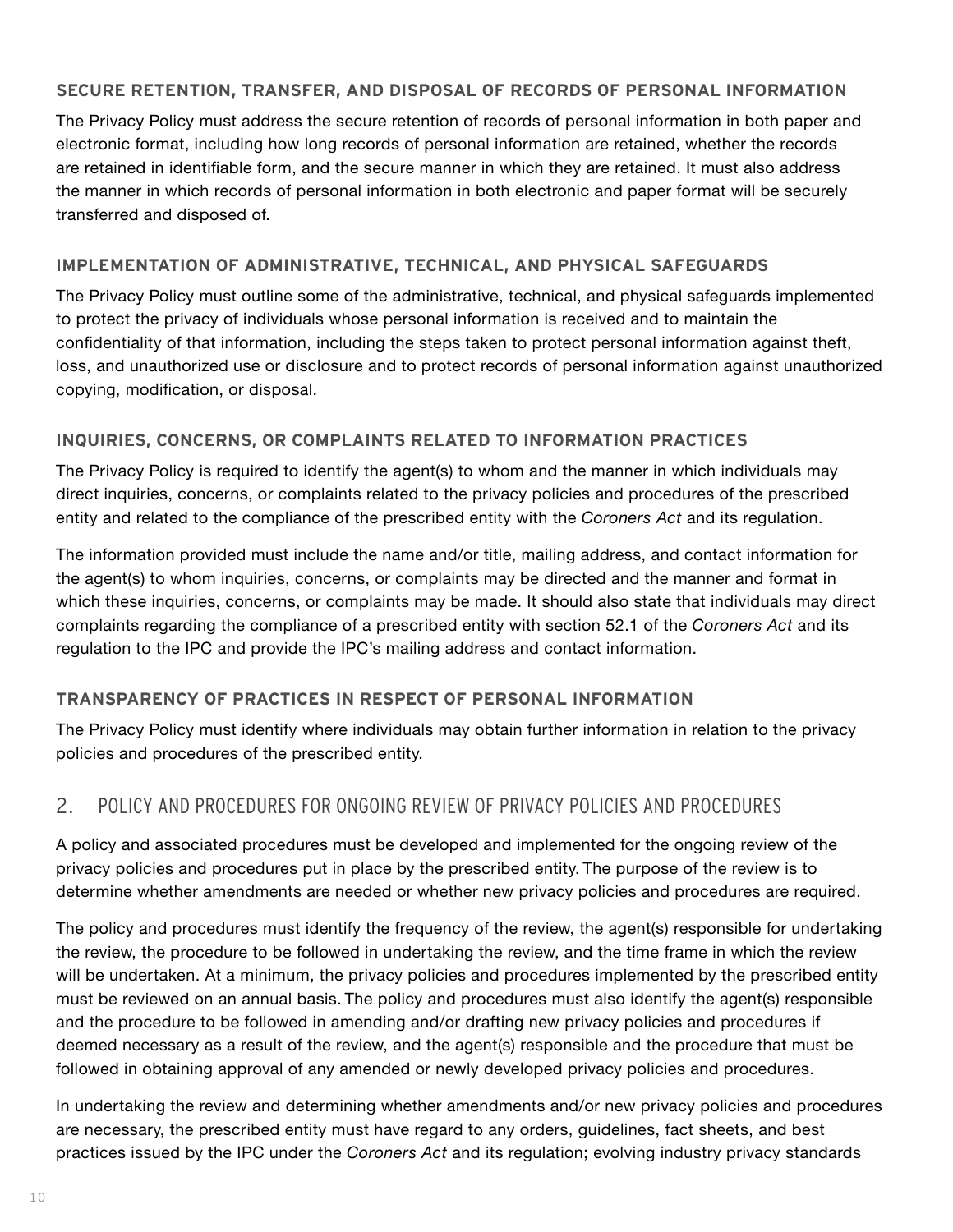### SECURE RETENTION, TRANSFER, AND DISPOSAL OF RECORDS OF PERSONAL INFORMATION

The Privacy Policy must address the secure retention of records of personal information in both paper and electronic format, including how long records of personal information are retained, whether the records are retained in identifiable form, and the secure manner in which they are retained. It must also address the manner in which records of personal information in both electronic and paper format will be securely transferred and disposed of.

### IMPLEMENTATION OF ADMINISTRATIVE, TECHNICAL, AND PHYSICAL SAFEGUARDS

The Privacy Policy must outline some of the administrative, technical, and physical safeguards implemented to protect the privacy of individuals whose personal information is received and to maintain the confidentiality of that information, including the steps taken to protect personal information against theft, loss, and unauthorized use or disclosure and to protect records of personal information against unauthorized copying, modification, or disposal.

### INQUIRIES, CONCERNS, OR COMPLAINTS RELATED TO INFORMATION PRACTICES

The Privacy Policy is required to identify the agent(s) to whom and the manner in which individuals may direct inquiries, concerns, or complaints related to the privacy policies and procedures of the prescribed entity and related to the compliance of the prescribed entity with the *Coroners Act* and its regulation.

The information provided must include the name and/or title, mailing address, and contact information for the agent(s) to whom inquiries, concerns, or complaints may be directed and the manner and format in which these inquiries, concerns, or complaints may be made. It should also state that individuals may direct complaints regarding the compliance of a prescribed entity with section 52.1 of the *Coroners Act* and its regulation to the IPC and provide the IPC's mailing address and contact information.

### TRANSPARENCY OF PRACTICES IN RESPECT OF PERSONAL INFORMATION

The Privacy Policy must identify where individuals may obtain further information in relation to the privacy policies and procedures of the prescribed entity.

## 2. POLICY AND PROCEDURES FOR ONGOING REVIEW OF PRIVACY POLICIES AND PROCEDURES

A policy and associated procedures must be developed and implemented for the ongoing review of the privacy policies and procedures put in place by the prescribed entity. The purpose of the review is to determine whether amendments are needed or whether new privacy policies and procedures are required.

The policy and procedures must identify the frequency of the review, the agent(s) responsible for undertaking the review, the procedure to be followed in undertaking the review, and the time frame in which the review will be undertaken. At a minimum, the privacy policies and procedures implemented by the prescribed entity must be reviewed on an annual basis. The policy and procedures must also identify the agent(s) responsible and the procedure to be followed in amending and/or drafting new privacy policies and procedures if deemed necessary as a result of the review, and the agent(s) responsible and the procedure that must be followed in obtaining approval of any amended or newly developed privacy policies and procedures.

In undertaking the review and determining whether amendments and/or new privacy policies and procedures are necessary, the prescribed entity must have regard to any orders, guidelines, fact sheets, and best practices issued by the IPC under the *Coroners Act* and its regulation; evolving industry privacy standards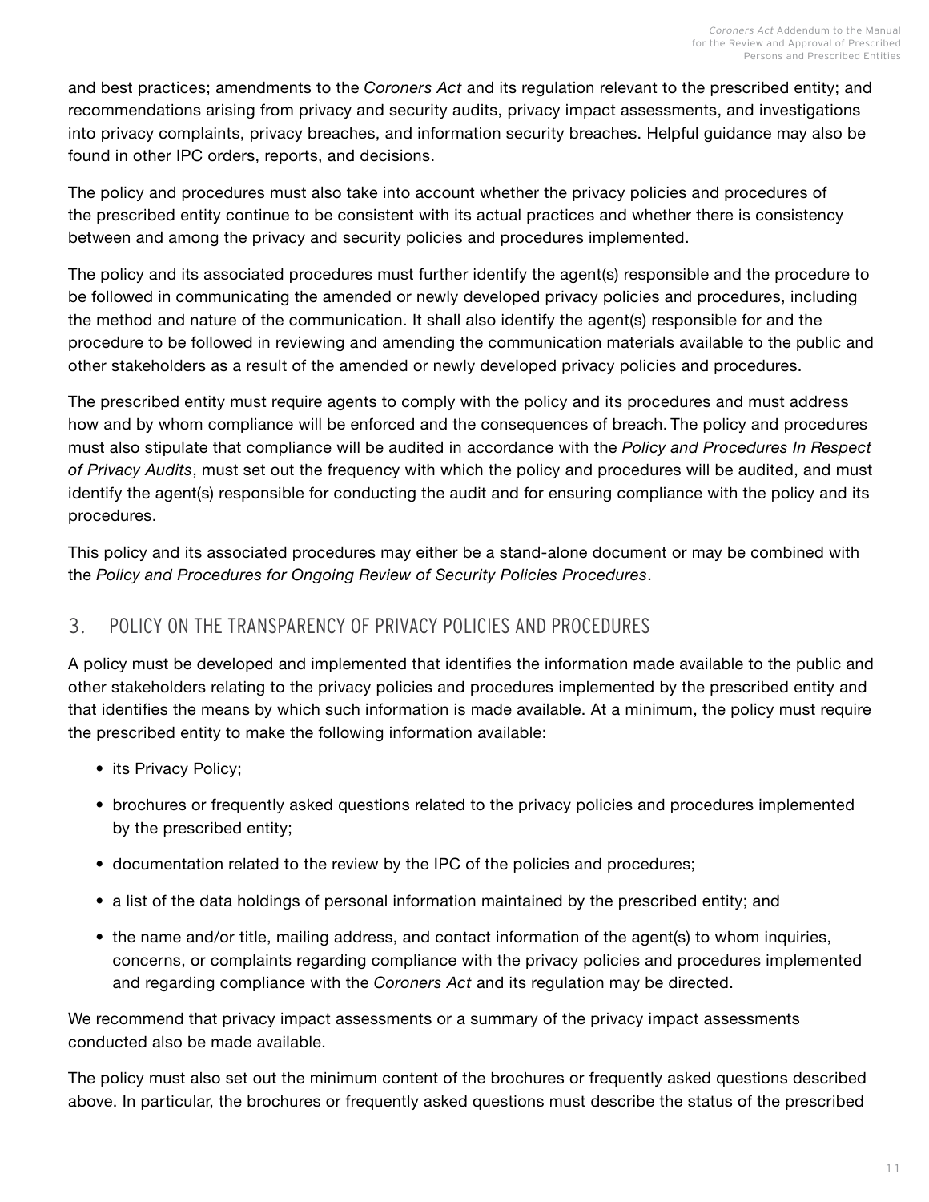and best practices; amendments to the *Coroners Act* and its regulation relevant to the prescribed entity; and recommendations arising from privacy and security audits, privacy impact assessments, and investigations into privacy complaints, privacy breaches, and information security breaches. Helpful guidance may also be found in other IPC orders, reports, and decisions.

The policy and procedures must also take into account whether the privacy policies and procedures of the prescribed entity continue to be consistent with its actual practices and whether there is consistency between and among the privacy and security policies and procedures implemented.

The policy and its associated procedures must further identify the agent(s) responsible and the procedure to be followed in communicating the amended or newly developed privacy policies and procedures, including the method and nature of the communication. It shall also identify the agent(s) responsible for and the procedure to be followed in reviewing and amending the communication materials available to the public and other stakeholders as a result of the amended or newly developed privacy policies and procedures.

The prescribed entity must require agents to comply with the policy and its procedures and must address how and by whom compliance will be enforced and the consequences of breach. The policy and procedures must also stipulate that compliance will be audited in accordance with the *Policy and Procedures In Respect of Privacy Audits*, must set out the frequency with which the policy and procedures will be audited, and must identify the agent(s) responsible for conducting the audit and for ensuring compliance with the policy and its procedures.

This policy and its associated procedures may either be a stand-alone document or may be combined with the *Policy and Procedures for Ongoing Review of Security Policies Procedures*.

## 3. POLICY ON THE TRANSPARENCY OF PRIVACY POLICIES AND PROCEDURES

A policy must be developed and implemented that identifies the information made available to the public and other stakeholders relating to the privacy policies and procedures implemented by the prescribed entity and that identifies the means by which such information is made available. At a minimum, the policy must require the prescribed entity to make the following information available:

- its Privacy Policy;
- brochures or frequently asked questions related to the privacy policies and procedures implemented by the prescribed entity;
- documentation related to the review by the IPC of the policies and procedures;
- a list of the data holdings of personal information maintained by the prescribed entity; and
- the name and/or title, mailing address, and contact information of the agent(s) to whom inquiries, concerns, or complaints regarding compliance with the privacy policies and procedures implemented and regarding compliance with the *Coroners Act* and its regulation may be directed.

We recommend that privacy impact assessments or a summary of the privacy impact assessments conducted also be made available.

The policy must also set out the minimum content of the brochures or frequently asked questions described above. In particular, the brochures or frequently asked questions must describe the status of the prescribed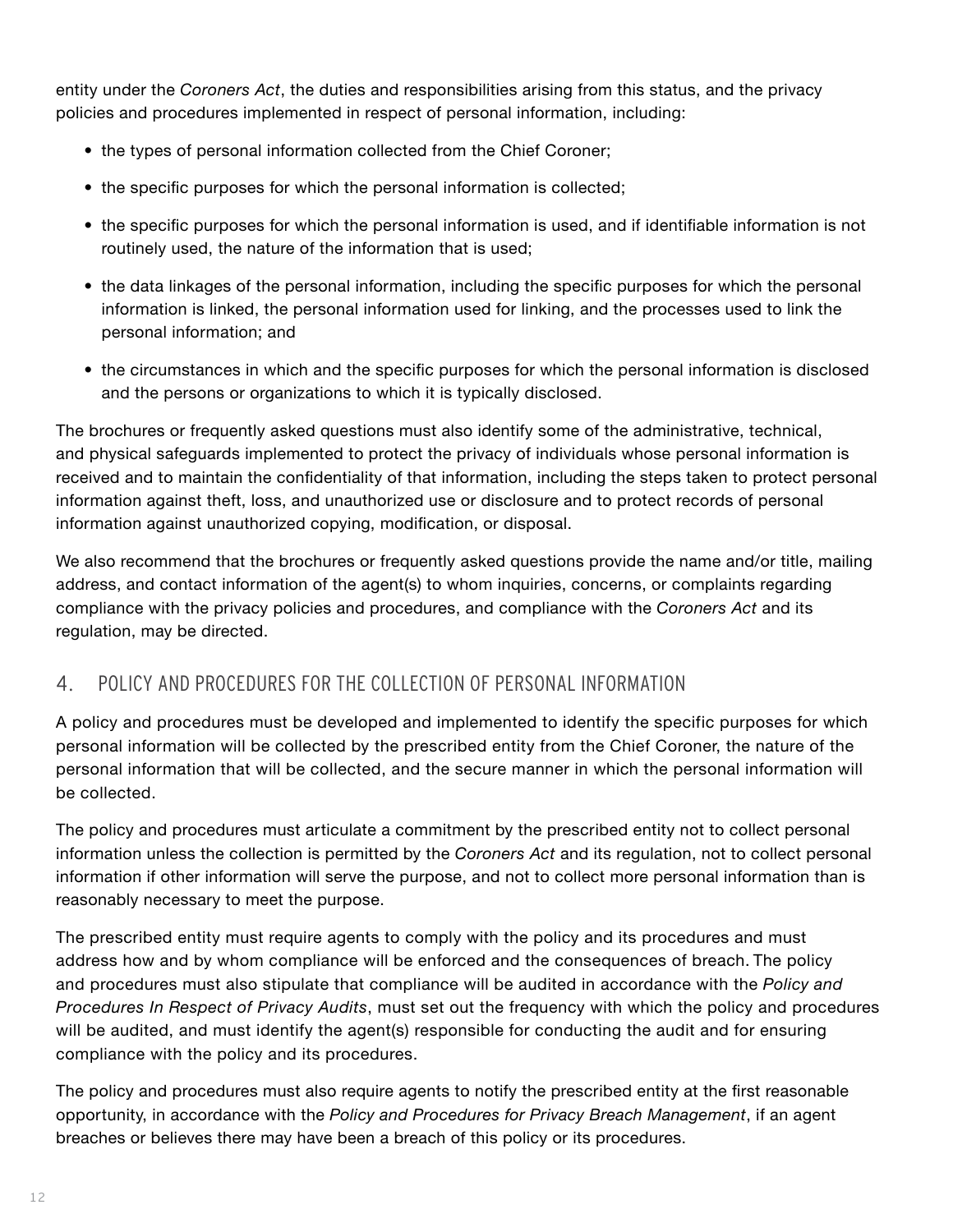entity under the *Coroners Act*, the duties and responsibilities arising from this status, and the privacy policies and procedures implemented in respect of personal information, including:

- the types of personal information collected from the Chief Coroner;
- the specific purposes for which the personal information is collected;
- the specific purposes for which the personal information is used, and if identifiable information is not routinely used, the nature of the information that is used;
- the data linkages of the personal information, including the specific purposes for which the personal information is linked, the personal information used for linking, and the processes used to link the personal information; and
- the circumstances in which and the specific purposes for which the personal information is disclosed and the persons or organizations to which it is typically disclosed.

The brochures or frequently asked questions must also identify some of the administrative, technical, and physical safeguards implemented to protect the privacy of individuals whose personal information is received and to maintain the confidentiality of that information, including the steps taken to protect personal information against theft, loss, and unauthorized use or disclosure and to protect records of personal information against unauthorized copying, modification, or disposal.

We also recommend that the brochures or frequently asked questions provide the name and/or title, mailing address, and contact information of the agent(s) to whom inquiries, concerns, or complaints regarding compliance with the privacy policies and procedures, and compliance with the *Coroners Act* and its regulation, may be directed.

## 4. POLICY AND PROCEDURES FOR THE COLLECTION OF PERSONAL INFORMATION

A policy and procedures must be developed and implemented to identify the specific purposes for which personal information will be collected by the prescribed entity from the Chief Coroner, the nature of the personal information that will be collected, and the secure manner in which the personal information will be collected.

The policy and procedures must articulate a commitment by the prescribed entity not to collect personal information unless the collection is permitted by the *Coroners Act* and its regulation, not to collect personal information if other information will serve the purpose, and not to collect more personal information than is reasonably necessary to meet the purpose.

The prescribed entity must require agents to comply with the policy and its procedures and must address how and by whom compliance will be enforced and the consequences of breach. The policy and procedures must also stipulate that compliance will be audited in accordance with the *Policy and Procedures In Respect of Privacy Audits*, must set out the frequency with which the policy and procedures will be audited, and must identify the agent(s) responsible for conducting the audit and for ensuring compliance with the policy and its procedures.

The policy and procedures must also require agents to notify the prescribed entity at the first reasonable opportunity, in accordance with the *Policy and Procedures for Privacy Breach Management*, if an agent breaches or believes there may have been a breach of this policy or its procedures.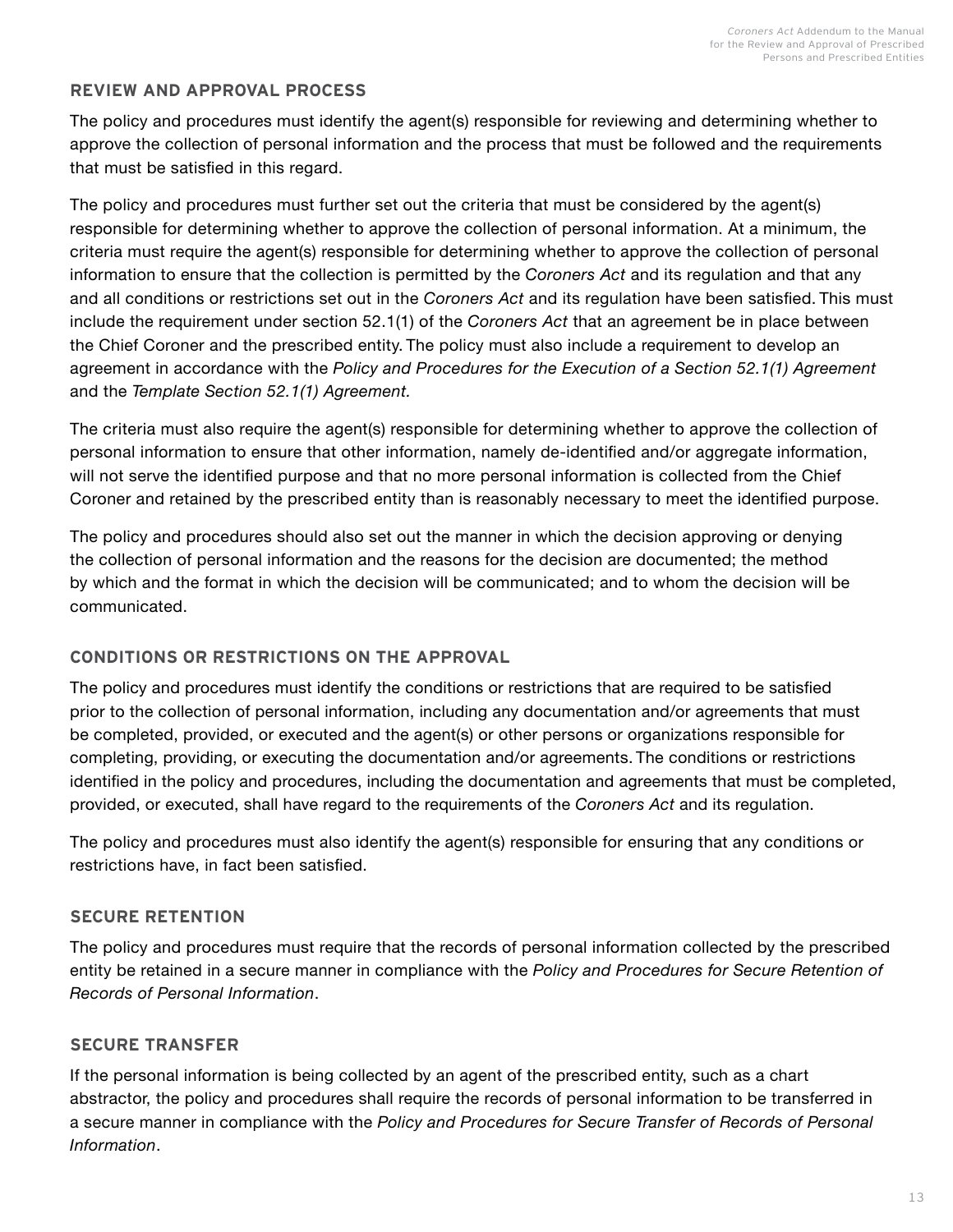## REVIEW AND APPROVAL PROCESS

The policy and procedures must identify the agent(s) responsible for reviewing and determining whether to approve the collection of personal information and the process that must be followed and the requirements that must be satisfied in this regard.

The policy and procedures must further set out the criteria that must be considered by the agent(s) responsible for determining whether to approve the collection of personal information. At a minimum, the criteria must require the agent(s) responsible for determining whether to approve the collection of personal information to ensure that the collection is permitted by the *Coroners Act* and its regulation and that any and all conditions or restrictions set out in the *Coroners Act* and its regulation have been satisfied. This must include the requirement under section 52.1(1) of the *Coroners Act* that an agreement be in place between the Chief Coroner and the prescribed entity. The policy must also include a requirement to develop an agreement in accordance with the *Policy and Procedures for the Execution of a Section 52.1(1) Agreement* and the *Template Section 52.1(1) Agreement.*

The criteria must also require the agent(s) responsible for determining whether to approve the collection of personal information to ensure that other information, namely de-identified and/or aggregate information, will not serve the identified purpose and that no more personal information is collected from the Chief Coroner and retained by the prescribed entity than is reasonably necessary to meet the identified purpose.

The policy and procedures should also set out the manner in which the decision approving or denying the collection of personal information and the reasons for the decision are documented; the method by which and the format in which the decision will be communicated; and to whom the decision will be communicated.

## CONDITIONS OR RESTRICTIONS ON THE APPROVAL

The policy and procedures must identify the conditions or restrictions that are required to be satisfied prior to the collection of personal information, including any documentation and/or agreements that must be completed, provided, or executed and the agent(s) or other persons or organizations responsible for completing, providing, or executing the documentation and/or agreements. The conditions or restrictions identified in the policy and procedures, including the documentation and agreements that must be completed, provided, or executed, shall have regard to the requirements of the *Coroners Act* and its regulation.

The policy and procedures must also identify the agent(s) responsible for ensuring that any conditions or restrictions have, in fact been satisfied.

## SECURE RETENTION

The policy and procedures must require that the records of personal information collected by the prescribed entity be retained in a secure manner in compliance with the *Policy and Procedures for Secure Retention of Records of Personal Information*.

## SECURE TRANSFER

If the personal information is being collected by an agent of the prescribed entity, such as a chart abstractor, the policy and procedures shall require the records of personal information to be transferred in a secure manner in compliance with the *Policy and Procedures for Secure Transfer of Records of Personal Information*.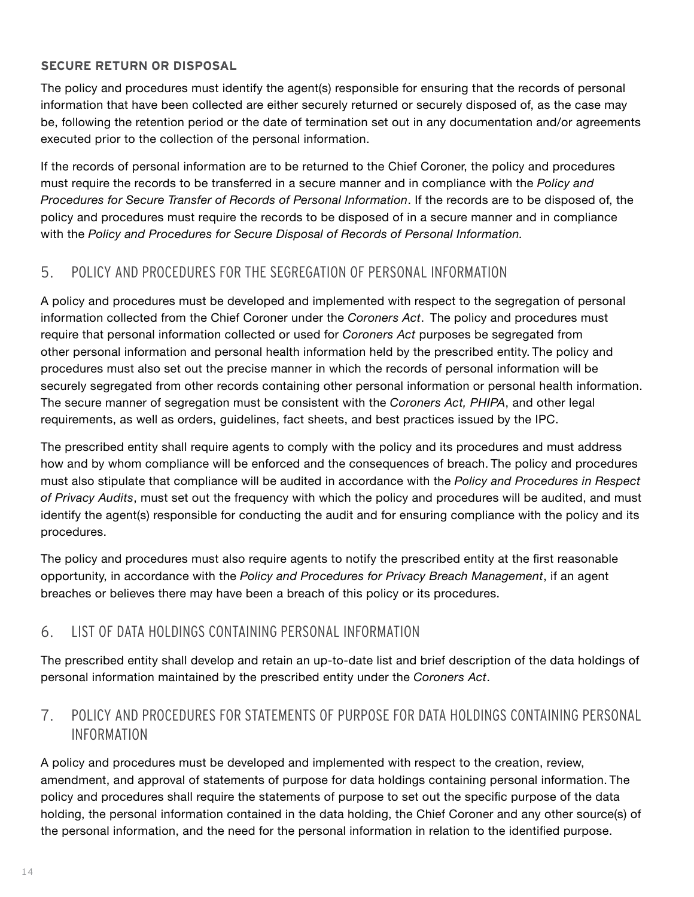### SECURE RETURN OR DISPOSAL

The policy and procedures must identify the agent(s) responsible for ensuring that the records of personal information that have been collected are either securely returned or securely disposed of, as the case may be, following the retention period or the date of termination set out in any documentation and/or agreements executed prior to the collection of the personal information.

If the records of personal information are to be returned to the Chief Coroner, the policy and procedures must require the records to be transferred in a secure manner and in compliance with the *Policy and Procedures for Secure Transfer of Records of Personal Information*. If the records are to be disposed of, the policy and procedures must require the records to be disposed of in a secure manner and in compliance with the *Policy and Procedures for Secure Disposal of Records of Personal Information.*

## 5. POLICY AND PROCEDURES FOR THE SEGREGATION OF PERSONAL INFORMATION

A policy and procedures must be developed and implemented with respect to the segregation of personal information collected from the Chief Coroner under the *Coroners Act*. The policy and procedures must require that personal information collected or used for *Coroners Act* purposes be segregated from other personal information and personal health information held by the prescribed entity. The policy and procedures must also set out the precise manner in which the records of personal information will be securely segregated from other records containing other personal information or personal health information. The secure manner of segregation must be consistent with the *Coroners Act, PHIPA*, and other legal requirements, as well as orders, guidelines, fact sheets, and best practices issued by the IPC.

The prescribed entity shall require agents to comply with the policy and its procedures and must address how and by whom compliance will be enforced and the consequences of breach. The policy and procedures must also stipulate that compliance will be audited in accordance with the *Policy and Procedures in Respect of Privacy Audits*, must set out the frequency with which the policy and procedures will be audited, and must identify the agent(s) responsible for conducting the audit and for ensuring compliance with the policy and its procedures.

The policy and procedures must also require agents to notify the prescribed entity at the first reasonable opportunity, in accordance with the *Policy and Procedures for Privacy Breach Management*, if an agent breaches or believes there may have been a breach of this policy or its procedures.

## 6. LIST OF DATA HOLDINGS CONTAINING PERSONAL INFORMATION

The prescribed entity shall develop and retain an up-to-date list and brief description of the data holdings of personal information maintained by the prescribed entity under the *Coroners Act*.

## 7. POLICY AND PROCEDURES FOR STATEMENTS OF PURPOSE FOR DATA HOLDINGS CONTAINING PERSONAL INFORMATION

A policy and procedures must be developed and implemented with respect to the creation, review, amendment, and approval of statements of purpose for data holdings containing personal information. The policy and procedures shall require the statements of purpose to set out the specific purpose of the data holding, the personal information contained in the data holding, the Chief Coroner and any other source(s) of the personal information, and the need for the personal information in relation to the identified purpose.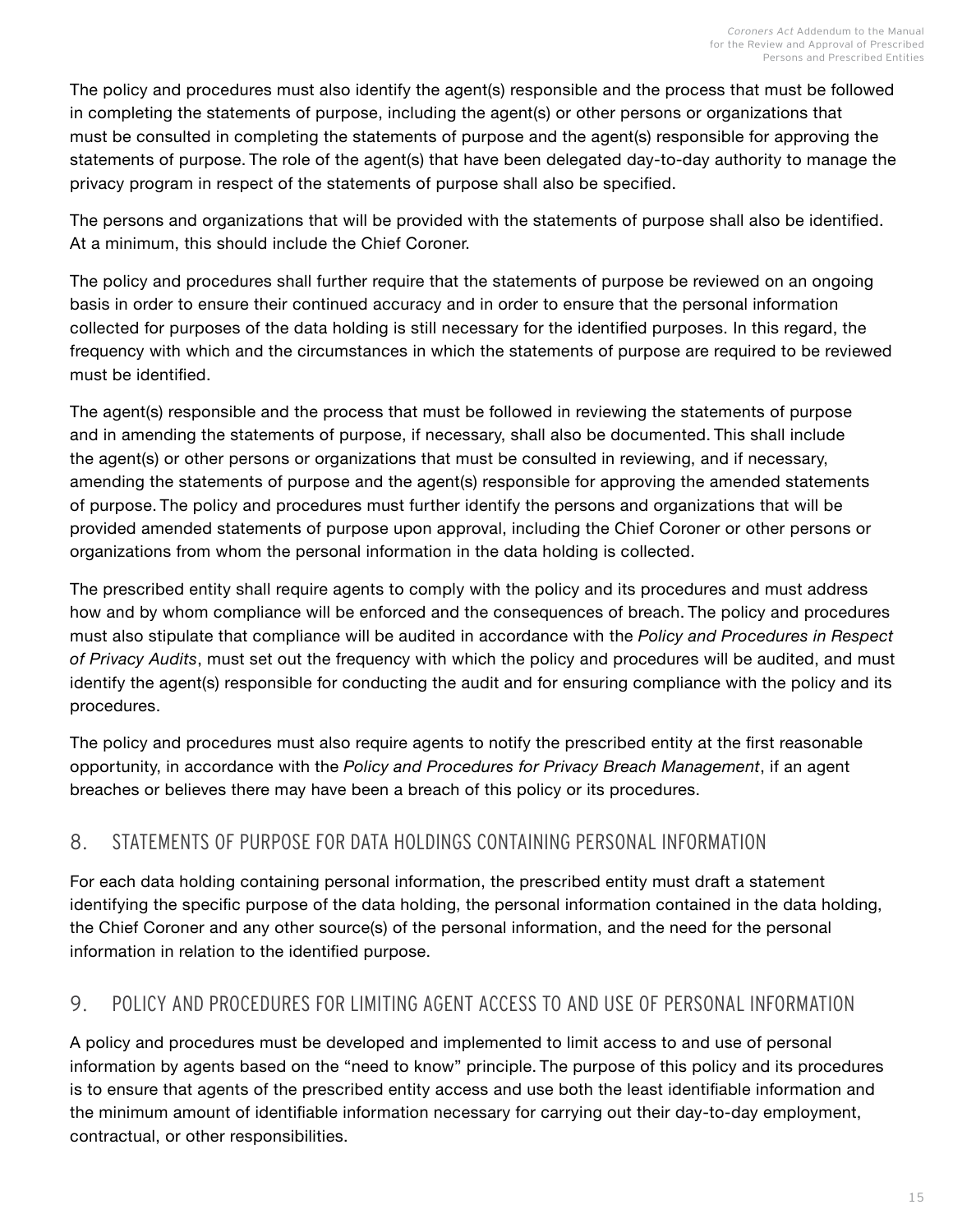The policy and procedures must also identify the agent(s) responsible and the process that must be followed in completing the statements of purpose, including the agent(s) or other persons or organizations that must be consulted in completing the statements of purpose and the agent(s) responsible for approving the statements of purpose. The role of the agent(s) that have been delegated day-to-day authority to manage the privacy program in respect of the statements of purpose shall also be specified.

The persons and organizations that will be provided with the statements of purpose shall also be identified. At a minimum, this should include the Chief Coroner.

The policy and procedures shall further require that the statements of purpose be reviewed on an ongoing basis in order to ensure their continued accuracy and in order to ensure that the personal information collected for purposes of the data holding is still necessary for the identified purposes. In this regard, the frequency with which and the circumstances in which the statements of purpose are required to be reviewed must be identified.

The agent(s) responsible and the process that must be followed in reviewing the statements of purpose and in amending the statements of purpose, if necessary, shall also be documented. This shall include the agent(s) or other persons or organizations that must be consulted in reviewing, and if necessary, amending the statements of purpose and the agent(s) responsible for approving the amended statements of purpose. The policy and procedures must further identify the persons and organizations that will be provided amended statements of purpose upon approval, including the Chief Coroner or other persons or organizations from whom the personal information in the data holding is collected.

The prescribed entity shall require agents to comply with the policy and its procedures and must address how and by whom compliance will be enforced and the consequences of breach. The policy and procedures must also stipulate that compliance will be audited in accordance with the *Policy and Procedures in Respect of Privacy Audits*, must set out the frequency with which the policy and procedures will be audited, and must identify the agent(s) responsible for conducting the audit and for ensuring compliance with the policy and its procedures.

The policy and procedures must also require agents to notify the prescribed entity at the first reasonable opportunity, in accordance with the *Policy and Procedures for Privacy Breach Management*, if an agent breaches or believes there may have been a breach of this policy or its procedures.

## 8. STATEMENTS OF PURPOSE FOR DATA HOLDINGS CONTAINING PERSONAL INFORMATION

For each data holding containing personal information, the prescribed entity must draft a statement identifying the specific purpose of the data holding, the personal information contained in the data holding, the Chief Coroner and any other source(s) of the personal information, and the need for the personal information in relation to the identified purpose.

## 9. POLICY AND PROCEDURES FOR LIMITING AGENT ACCESS TO AND USE OF PERSONAL INFORMATION

A policy and procedures must be developed and implemented to limit access to and use of personal information by agents based on the "need to know" principle. The purpose of this policy and its procedures is to ensure that agents of the prescribed entity access and use both the least identifiable information and the minimum amount of identifiable information necessary for carrying out their day-to-day employment, contractual, or other responsibilities.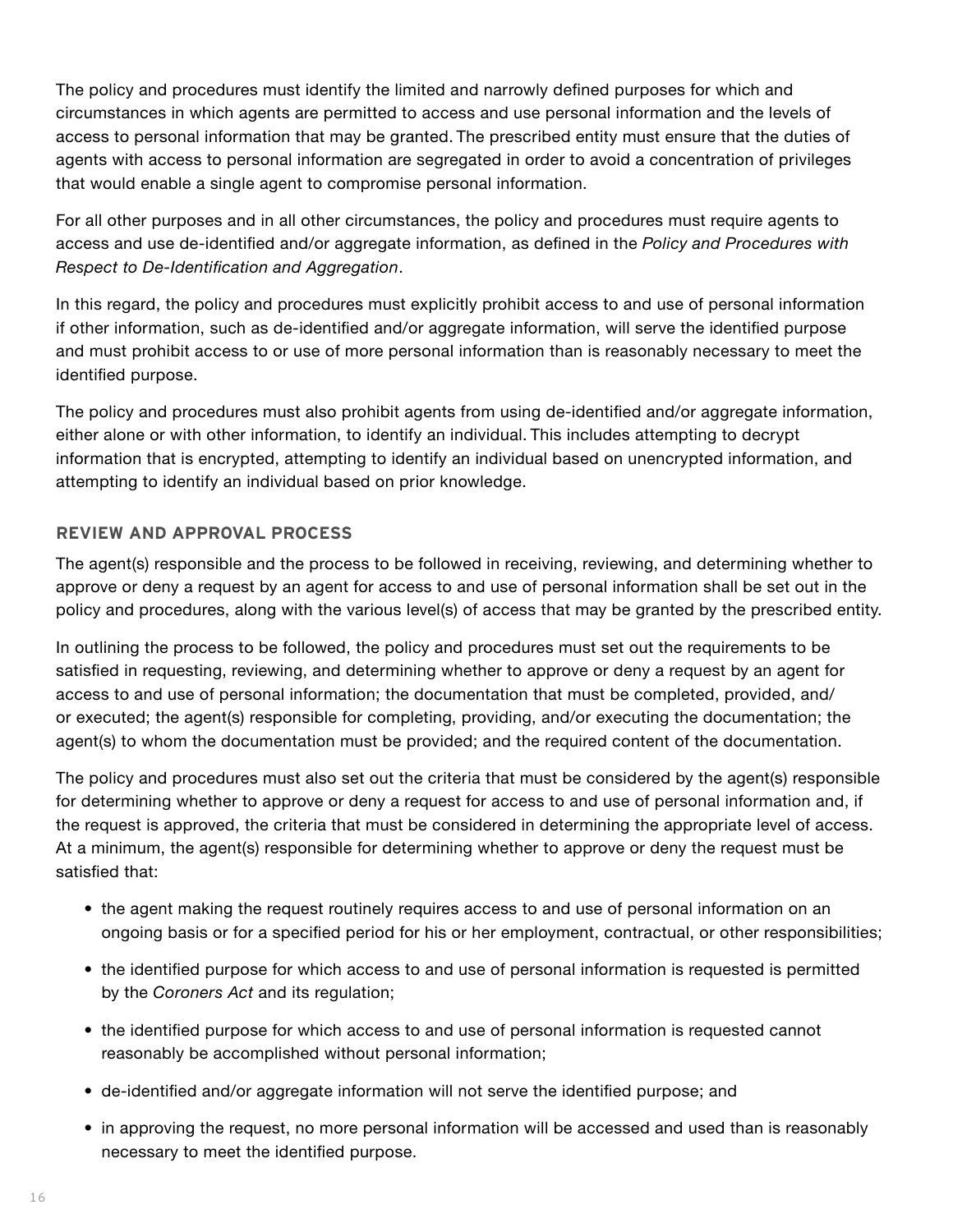The policy and procedures must identify the limited and narrowly defined purposes for which and circumstances in which agents are permitted to access and use personal information and the levels of access to personal information that may be granted. The prescribed entity must ensure that the duties of agents with access to personal information are segregated in order to avoid a concentration of privileges that would enable a single agent to compromise personal information.

For all other purposes and in all other circumstances, the policy and procedures must require agents to access and use de-identified and/or aggregate information, as defined in the *Policy and Procedures with Respect to De-Identification and Aggregation*.

In this regard, the policy and procedures must explicitly prohibit access to and use of personal information if other information, such as de-identified and/or aggregate information, will serve the identified purpose and must prohibit access to or use of more personal information than is reasonably necessary to meet the identified purpose.

The policy and procedures must also prohibit agents from using de-identified and/or aggregate information, either alone or with other information, to identify an individual. This includes attempting to decrypt information that is encrypted, attempting to identify an individual based on unencrypted information, and attempting to identify an individual based on prior knowledge.

### REVIEW AND APPROVAL PROCESS

The agent(s) responsible and the process to be followed in receiving, reviewing, and determining whether to approve or deny a request by an agent for access to and use of personal information shall be set out in the policy and procedures, along with the various level(s) of access that may be granted by the prescribed entity.

In outlining the process to be followed, the policy and procedures must set out the requirements to be satisfied in requesting, reviewing, and determining whether to approve or deny a request by an agent for access to and use of personal information; the documentation that must be completed, provided, and/or executed; the agent(s) responsible for completing, providing, and/or executing the documentation; the agent(s) to whom the documentation must be provided; and the required content of the documentation.

The policy and procedures must also set out the criteria that must be considered by the agent(s) responsible for determining whether to approve or deny a request for access to and use of personal information and, if the request is approved, the criteria that must be considered in determining the appropriate level of access. At a minimum, the agent(s) responsible for determining whether to approve or deny the request must be satisfied that:

- the agent making the request routinely requires access to and use of personal information on an ongoing basis or for a specified period for his or her employment, contractual, or other responsibilities;
- the identified purpose for which access to and use of personal information is requested is permitted by the *Coroners Act* and its regulation;
- the identified purpose for which access to and use of personal information is requested cannot reasonably be accomplished without personal information;
- de-identified and/or aggregate information will not serve the identified purpose; and
- in approving the request, no more personal information will be accessed and used than is reasonably necessary to meet the identified purpose.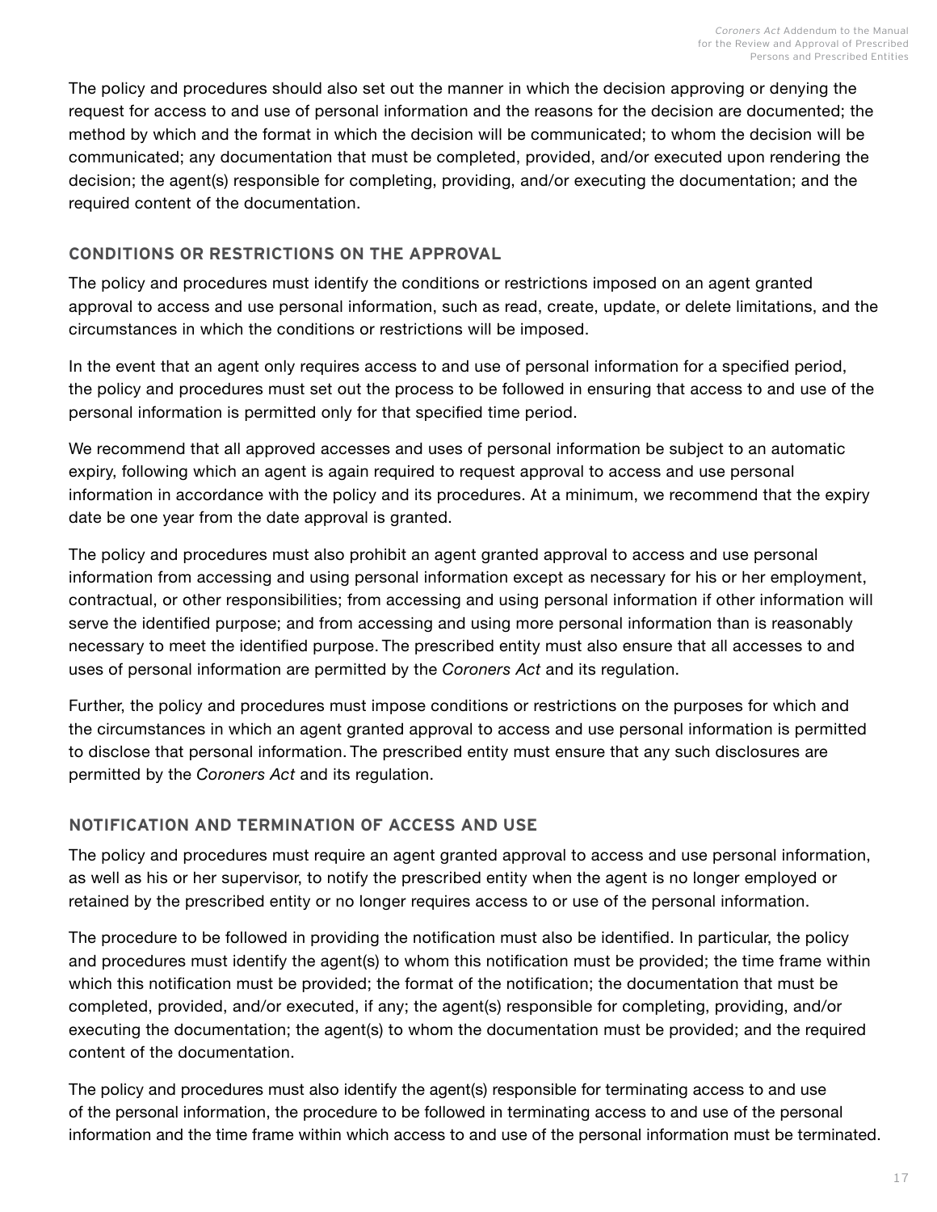The policy and procedures should also set out the manner in which the decision approving or denying the request for access to and use of personal information and the reasons for the decision are documented; the method by which and the format in which the decision will be communicated; to whom the decision will be communicated; any documentation that must be completed, provided, and/or executed upon rendering the decision; the agent(s) responsible for completing, providing, and/or executing the documentation; and the required content of the documentation.

### CONDITIONS OR RESTRICTIONS ON THE APPROVAL

The policy and procedures must identify the conditions or restrictions imposed on an agent granted approval to access and use personal information, such as read, create, update, or delete limitations, and the circumstances in which the conditions or restrictions will be imposed.

In the event that an agent only requires access to and use of personal information for a specified period, the policy and procedures must set out the process to be followed in ensuring that access to and use of the personal information is permitted only for that specified time period.

We recommend that all approved accesses and uses of personal information be subject to an automatic expiry, following which an agent is again required to request approval to access and use personal information in accordance with the policy and its procedures. At a minimum, we recommend that the expiry date be one year from the date approval is granted.

The policy and procedures must also prohibit an agent granted approval to access and use personal information from accessing and using personal information except as necessary for his or her employment, contractual, or other responsibilities; from accessing and using personal information if other information will serve the identified purpose; and from accessing and using more personal information than is reasonably necessary to meet the identified purpose. The prescribed entity must also ensure that all accesses to and uses of personal information are permitted by the *Coroners Act* and its regulation.

Further, the policy and procedures must impose conditions or restrictions on the purposes for which and the circumstances in which an agent granted approval to access and use personal information is permitted to disclose that personal information. The prescribed entity must ensure that any such disclosures are permitted by the *Coroners Act* and its regulation.

### NOTIFICATION AND TERMINATION OF ACCESS AND USE

The policy and procedures must require an agent granted approval to access and use personal information, as well as his or her supervisor, to notify the prescribed entity when the agent is no longer employed or retained by the prescribed entity or no longer requires access to or use of the personal information.

The procedure to be followed in providing the notification must also be identified. In particular, the policy and procedures must identify the agent(s) to whom this notification must be provided; the time frame within which this notification must be provided; the format of the notification; the documentation that must be completed, provided, and/or executed, if any; the agent(s) responsible for completing, providing, and/or executing the documentation; the agent(s) to whom the documentation must be provided; and the required content of the documentation.

The policy and procedures must also identify the agent(s) responsible for terminating access to and use of the personal information, the procedure to be followed in terminating access to and use of the personal information and the time frame within which access to and use of the personal information must be terminated.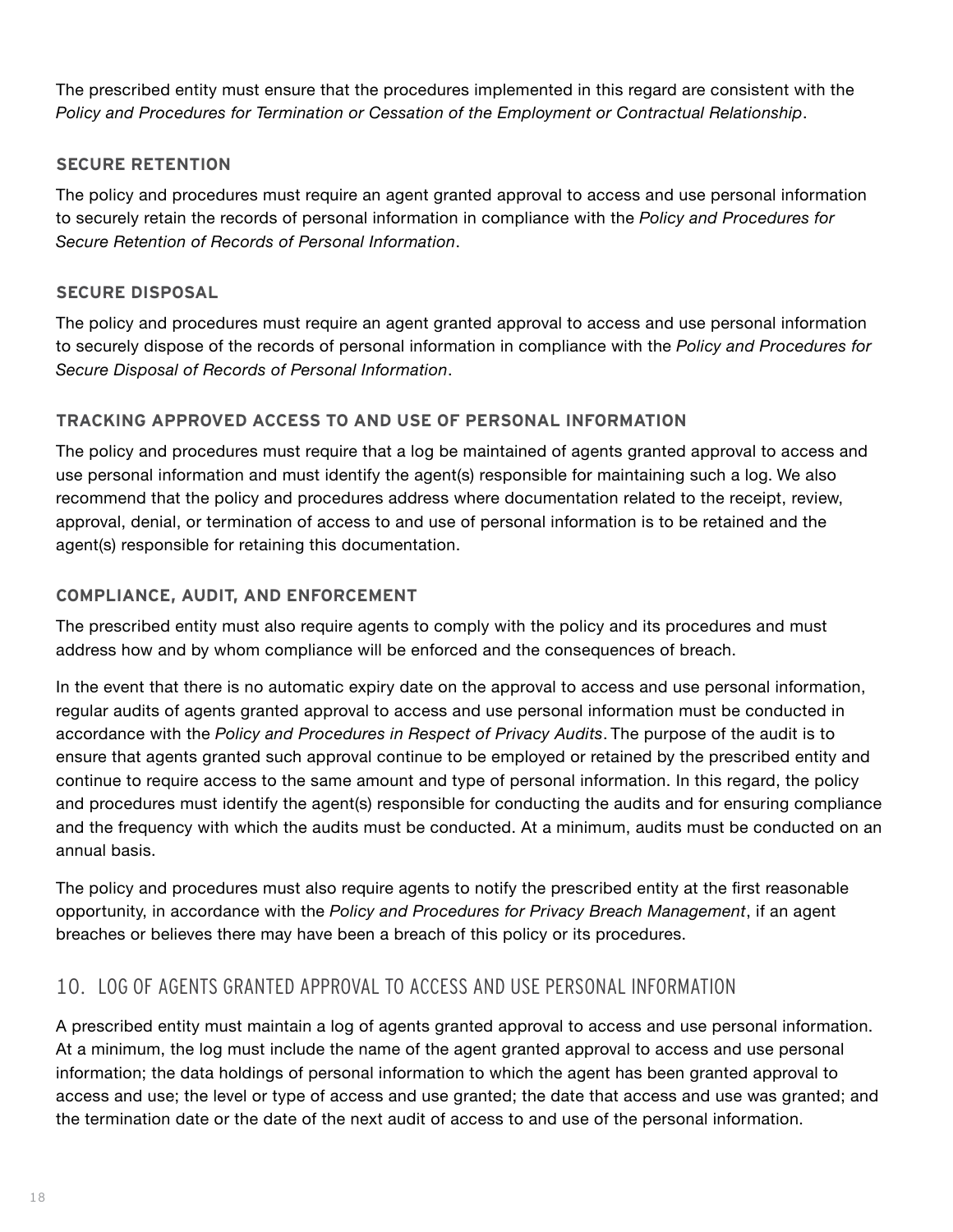The prescribed entity must ensure that the procedures implemented in this regard are consistent with the *Policy and Procedures for Termination or Cessation of the Employment or Contractual Relationship*.

### SECURE RETENTION

The policy and procedures must require an agent granted approval to access and use personal information to securely retain the records of personal information in compliance with the *Policy and Procedures for Secure Retention of Records of Personal Information*.

### SECURE DISPOSAL

The policy and procedures must require an agent granted approval to access and use personal information to securely dispose of the records of personal information in compliance with the *Policy and Procedures for Secure Disposal of Records of Personal Information*.

### TRACKING APPROVED ACCESS TO AND USE OF PERSONAL INFORMATION

The policy and procedures must require that a log be maintained of agents granted approval to access and use personal information and must identify the agent(s) responsible for maintaining such a log. We also recommend that the policy and procedures address where documentation related to the receipt, review, approval, denial, or termination of access to and use of personal information is to be retained and the agent(s) responsible for retaining this documentation.

### COMPLIANCE, AUDIT, AND ENFORCEMENT

The prescribed entity must also require agents to comply with the policy and its procedures and must address how and by whom compliance will be enforced and the consequences of breach.

In the event that there is no automatic expiry date on the approval to access and use personal information, regular audits of agents granted approval to access and use personal information must be conducted in accordance with the *Policy and Procedures in Respect of Privacy Audits*. The purpose of the audit is to ensure that agents granted such approval continue to be employed or retained by the prescribed entity and continue to require access to the same amount and type of personal information. In this regard, the policy and procedures must identify the agent(s) responsible for conducting the audits and for ensuring compliance and the frequency with which the audits must be conducted. At a minimum, audits must be conducted on an annual basis.

The policy and procedures must also require agents to notify the prescribed entity at the first reasonable opportunity, in accordance with the *Policy and Procedures for Privacy Breach Management*, if an agent breaches or believes there may have been a breach of this policy or its procedures.

## 10. LOG OF AGENTS GRANTED APPROVAL TO ACCESS AND USE PERSONAL INFORMATION

A prescribed entity must maintain a log of agents granted approval to access and use personal information. At a minimum, the log must include the name of the agent granted approval to access and use personal information; the data holdings of personal information to which the agent has been granted approval to access and use; the level or type of access and use granted; the date that access and use was granted; and the termination date or the date of the next audit of access to and use of the personal information.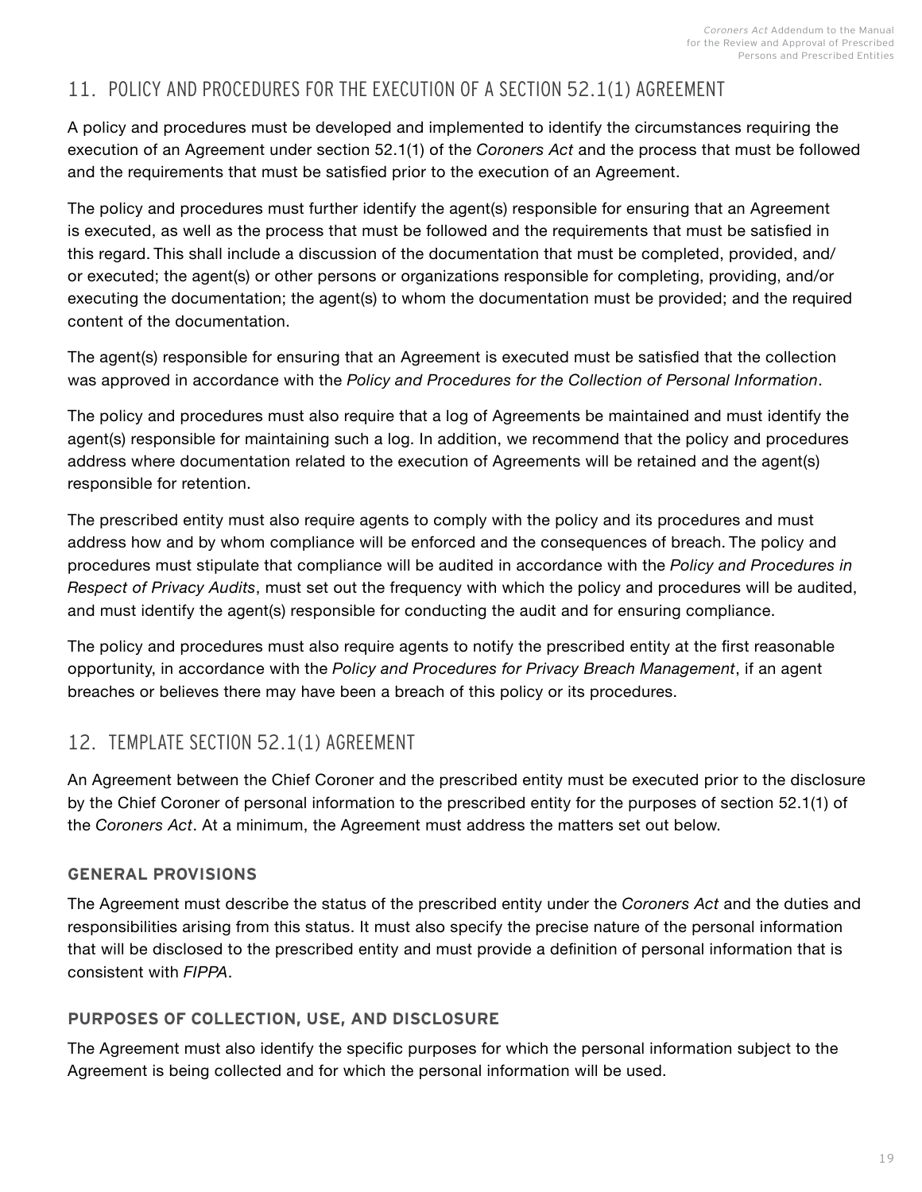## 11. POLICY AND PROCEDURES FOR THE EXECUTION OF A SECTION 52.1(1) AGREEMENT

A policy and procedures must be developed and implemented to identify the circumstances requiring the execution of an Agreement under section 52.1(1) of the *Coroners Act* and the process that must be followed and the requirements that must be satisfied prior to the execution of an Agreement.

The policy and procedures must further identify the agent(s) responsible for ensuring that an Agreement is executed, as well as the process that must be followed and the requirements that must be satisfied in this regard. This shall include a discussion of the documentation that must be completed, provided, and/or executed; the agent(s) or other persons or organizations responsible for completing, providing, and/or executing the documentation; the agent(s) to whom the documentation must be provided; and the required content of the documentation.

The agent(s) responsible for ensuring that an Agreement is executed must be satisfied that the collection was approved in accordance with the *Policy and Procedures for the Collection of Personal Information*.

The policy and procedures must also require that a log of Agreements be maintained and must identify the agent(s) responsible for maintaining such a log. In addition, we recommend that the policy and procedures address where documentation related to the execution of Agreements will be retained and the agent(s) responsible for retention.

The prescribed entity must also require agents to comply with the policy and its procedures and must address how and by whom compliance will be enforced and the consequences of breach. The policy and procedures must stipulate that compliance will be audited in accordance with the *Policy and Procedures in Respect of Privacy Audits*, must set out the frequency with which the policy and procedures will be audited, and must identify the agent(s) responsible for conducting the audit and for ensuring compliance.

The policy and procedures must also require agents to notify the prescribed entity at the first reasonable opportunity, in accordance with the *Policy and Procedures for Privacy Breach Management*, if an agent breaches or believes there may have been a breach of this policy or its procedures.

## 12. TEMPLATE SECTION 52.1(1) AGREEMENT

An Agreement between the Chief Coroner and the prescribed entity must be executed prior to the disclosure by the Chief Coroner of personal information to the prescribed entity for the purposes of section 52.1(1) of the *Coroners Act*. At a minimum, the Agreement must address the matters set out below.

### GENERAL PROVISIONS

The Agreement must describe the status of the prescribed entity under the *Coroners Act* and the duties and responsibilities arising from this status. It must also specify the precise nature of the personal information that will be disclosed to the prescribed entity and must provide a definition of personal information that is consistent with *FIPPA*.

### PURPOSES OF COLLECTION, USE, AND DISCLOSURE

The Agreement must also identify the specific purposes for which the personal information subject to the Agreement is being collected and for which the personal information will be used.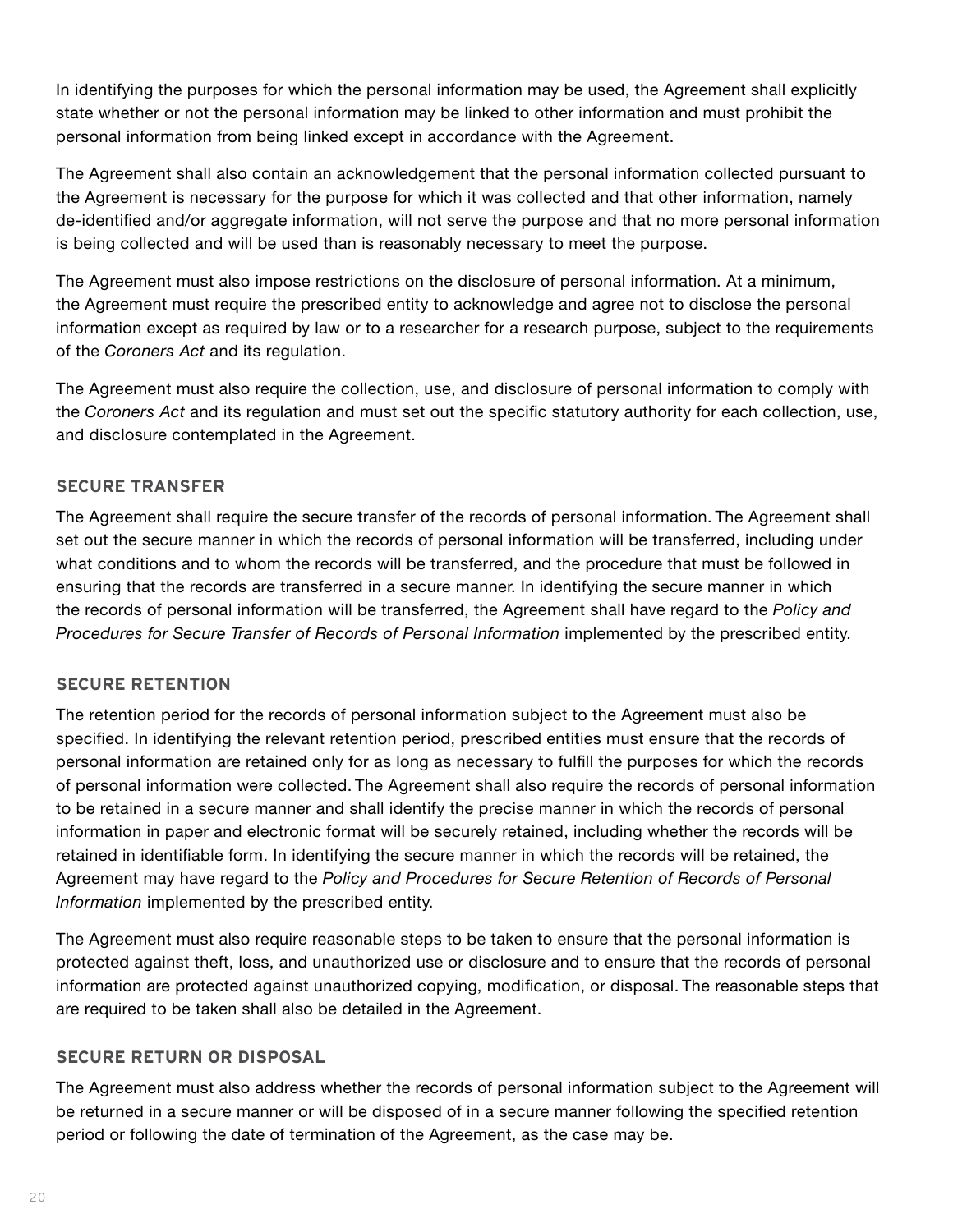In identifying the purposes for which the personal information may be used, the Agreement shall explicitly state whether or not the personal information may be linked to other information and must prohibit the personal information from being linked except in accordance with the Agreement.

The Agreement shall also contain an acknowledgement that the personal information collected pursuant to the Agreement is necessary for the purpose for which it was collected and that other information, namely de-identified and/or aggregate information, will not serve the purpose and that no more personal information is being collected and will be used than is reasonably necessary to meet the purpose.

The Agreement must also impose restrictions on the disclosure of personal information. At a minimum, the Agreement must require the prescribed entity to acknowledge and agree not to disclose the personal information except as required by law or to a researcher for a research purpose, subject to the requirements of the *Coroners Act* and its regulation.

The Agreement must also require the collection, use, and disclosure of personal information to comply with the *Coroners Act* and its regulation and must set out the specific statutory authority for each collection, use, and disclosure contemplated in the Agreement.

### SECURE TRANSFER

The Agreement shall require the secure transfer of the records of personal information. The Agreement shall set out the secure manner in which the records of personal information will be transferred, including under what conditions and to whom the records will be transferred, and the procedure that must be followed in ensuring that the records are transferred in a secure manner. In identifying the secure manner in which the records of personal information will be transferred, the Agreement shall have regard to the *Policy and Procedures for Secure Transfer of Records of Personal Information* implemented by the prescribed entity.

### SECURE RETENTION

The retention period for the records of personal information subject to the Agreement must also be specified. In identifying the relevant retention period, prescribed entities must ensure that the records of personal information are retained only for as long as necessary to fulfill the purposes for which the records of personal information were collected. The Agreement shall also require the records of personal information to be retained in a secure manner and shall identify the precise manner in which the records of personal information in paper and electronic format will be securely retained, including whether the records will be retained in identifiable form. In identifying the secure manner in which the records will be retained, the Agreement may have regard to the *Policy and Procedures for Secure Retention of Records of Personal Information* implemented by the prescribed entity.

The Agreement must also require reasonable steps to be taken to ensure that the personal information is protected against theft, loss, and unauthorized use or disclosure and to ensure that the records of personal information are protected against unauthorized copying, modification, or disposal. The reasonable steps that are required to be taken shall also be detailed in the Agreement.

### SECURE RETURN OR DISPOSAL

The Agreement must also address whether the records of personal information subject to the Agreement will be returned in a secure manner or will be disposed of in a secure manner following the specified retention period or following the date of termination of the Agreement, as the case may be.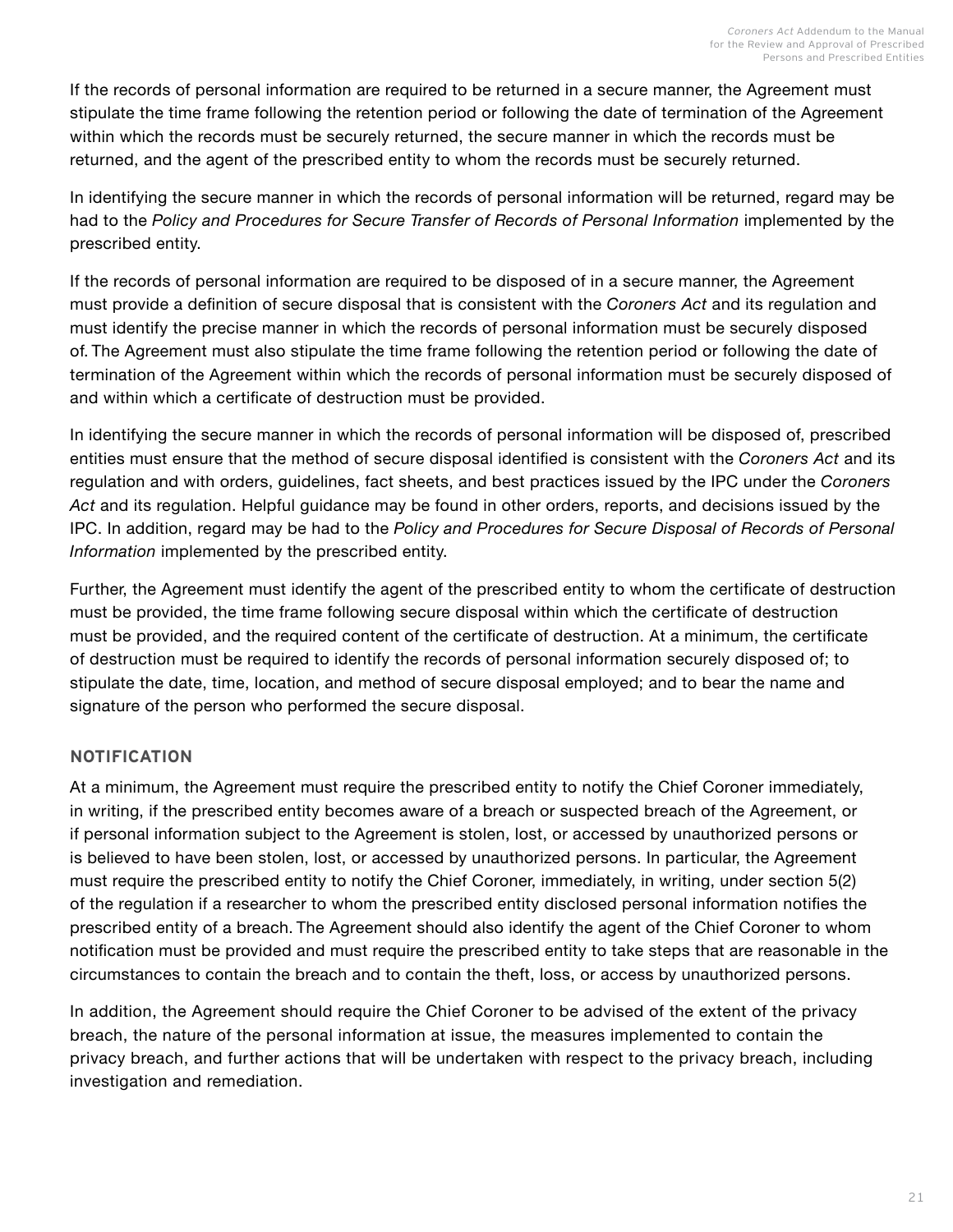If the records of personal information are required to be returned in a secure manner, the Agreement must stipulate the time frame following the retention period or following the date of termination of the Agreement within which the records must be securely returned, the secure manner in which the records must be returned, and the agent of the prescribed entity to whom the records must be securely returned.

In identifying the secure manner in which the records of personal information will be returned, regard may be had to the *Policy and Procedures for Secure Transfer of Records of Personal Information* implemented by the prescribed entity.

If the records of personal information are required to be disposed of in a secure manner, the Agreement must provide a definition of secure disposal that is consistent with the *Coroners Act* and its regulation and must identify the precise manner in which the records of personal information must be securely disposed of. The Agreement must also stipulate the time frame following the retention period or following the date of termination of the Agreement within which the records of personal information must be securely disposed of and within which a certificate of destruction must be provided.

In identifying the secure manner in which the records of personal information will be disposed of, prescribed entities must ensure that the method of secure disposal identified is consistent with the *Coroners Act* and its regulation and with orders, guidelines, fact sheets, and best practices issued by the IPC under the *Coroners Act* and its regulation. Helpful guidance may be found in other orders, reports, and decisions issued by the IPC. In addition, regard may be had to the *Policy and Procedures for Secure Disposal of Records of Personal Information* implemented by the prescribed entity.

Further, the Agreement must identify the agent of the prescribed entity to whom the certificate of destruction must be provided, the time frame following secure disposal within which the certificate of destruction must be provided, and the required content of the certificate of destruction. At a minimum, the certificate of destruction must be required to identify the records of personal information securely disposed of; to stipulate the date, time, location, and method of secure disposal employed; and to bear the name and signature of the person who performed the secure disposal.

### NOTIFICATION

At a minimum, the Agreement must require the prescribed entity to notify the Chief Coroner immediately, in writing, if the prescribed entity becomes aware of a breach or suspected breach of the Agreement, or if personal information subject to the Agreement is stolen, lost, or accessed by unauthorized persons or is believed to have been stolen, lost, or accessed by unauthorized persons. In particular, the Agreement must require the prescribed entity to notify the Chief Coroner, immediately, in writing, under section 5(2) of the regulation if a researcher to whom the prescribed entity disclosed personal information notifies the prescribed entity of a breach. The Agreement should also identify the agent of the Chief Coroner to whom notification must be provided and must require the prescribed entity to take steps that are reasonable in the circumstances to contain the breach and to contain the theft, loss, or access by unauthorized persons.

In addition, the Agreement should require the Chief Coroner to be advised of the extent of the privacy breach, the nature of the personal information at issue, the measures implemented to contain the privacy breach, and further actions that will be undertaken with respect to the privacy breach, including investigation and remediation.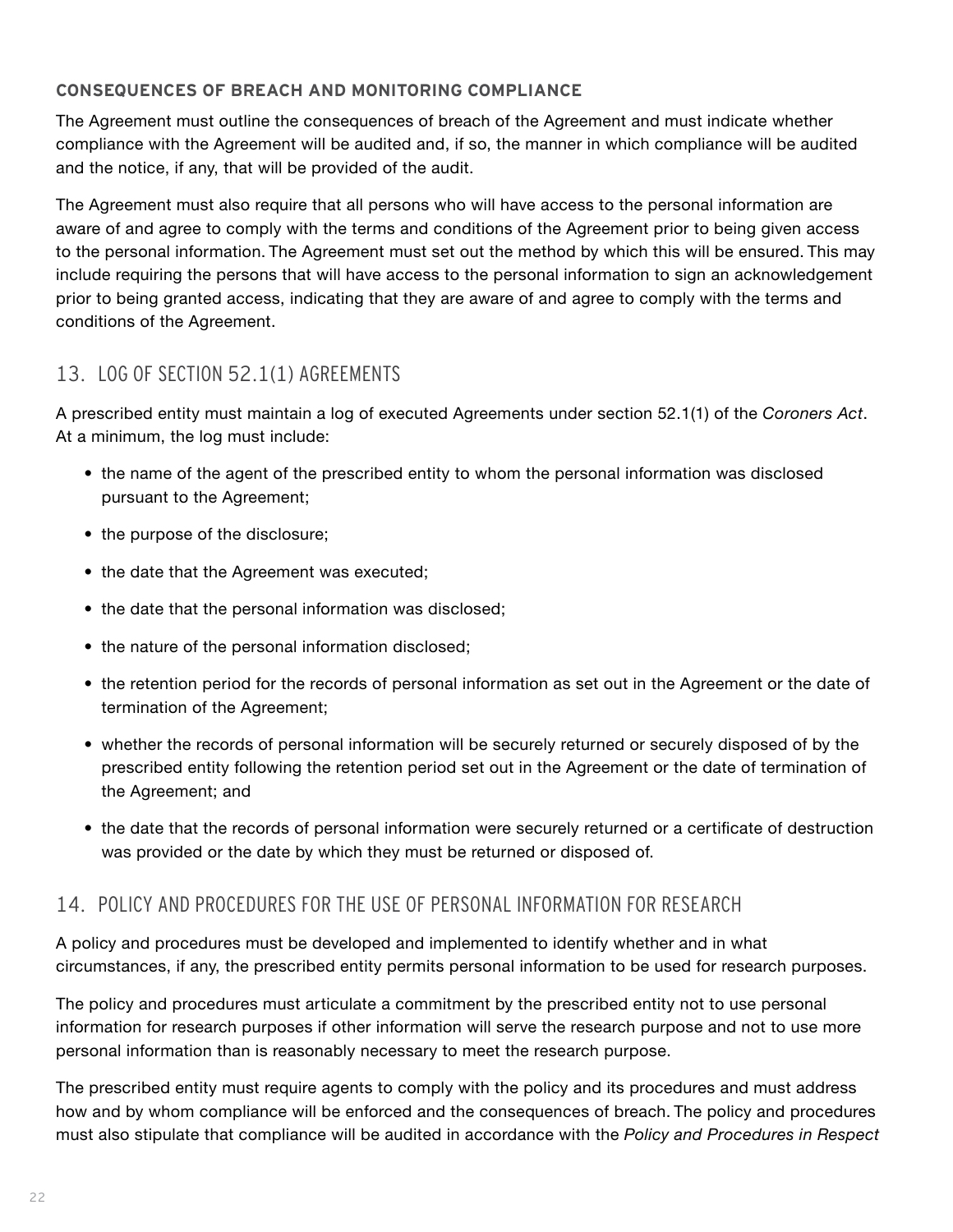### CONSEQUENCES OF BREACH AND MONITORING COMPLIANCE

The Agreement must outline the consequences of breach of the Agreement and must indicate whether compliance with the Agreement will be audited and, if so, the manner in which compliance will be audited and the notice, if any, that will be provided of the audit.

The Agreement must also require that all persons who will have access to the personal information are aware of and agree to comply with the terms and conditions of the Agreement prior to being given access to the personal information. The Agreement must set out the method by which this will be ensured. This may include requiring the persons that will have access to the personal information to sign an acknowledgement prior to being granted access, indicating that they are aware of and agree to comply with the terms and conditions of the Agreement.

## 13. LOG OF SECTION 52.1(1) AGREEMENTS

A prescribed entity must maintain a log of executed Agreements under section 52.1(1) of the *Coroners Act*. At a minimum, the log must include:

- the name of the agent of the prescribed entity to whom the personal information was disclosed pursuant to the Agreement;
- the purpose of the disclosure;
- the date that the Agreement was executed;
- the date that the personal information was disclosed;
- the nature of the personal information disclosed;
- the retention period for the records of personal information as set out in the Agreement or the date of termination of the Agreement;
- whether the records of personal information will be securely returned or securely disposed of by the prescribed entity following the retention period set out in the Agreement or the date of termination of the Agreement; and
- the date that the records of personal information were securely returned or a certificate of destruction was provided or the date by which they must be returned or disposed of.

## 14. POLICY AND PROCEDURES FOR THE USE OF PERSONAL INFORMATION FOR RESEARCH

A policy and procedures must be developed and implemented to identify whether and in what circumstances, if any, the prescribed entity permits personal information to be used for research purposes.

The policy and procedures must articulate a commitment by the prescribed entity not to use personal information for research purposes if other information will serve the research purpose and not to use more personal information than is reasonably necessary to meet the research purpose.

The prescribed entity must require agents to comply with the policy and its procedures and must address how and by whom compliance will be enforced and the consequences of breach. The policy and procedures must also stipulate that compliance will be audited in accordance with the *Policy and Procedures in Respect*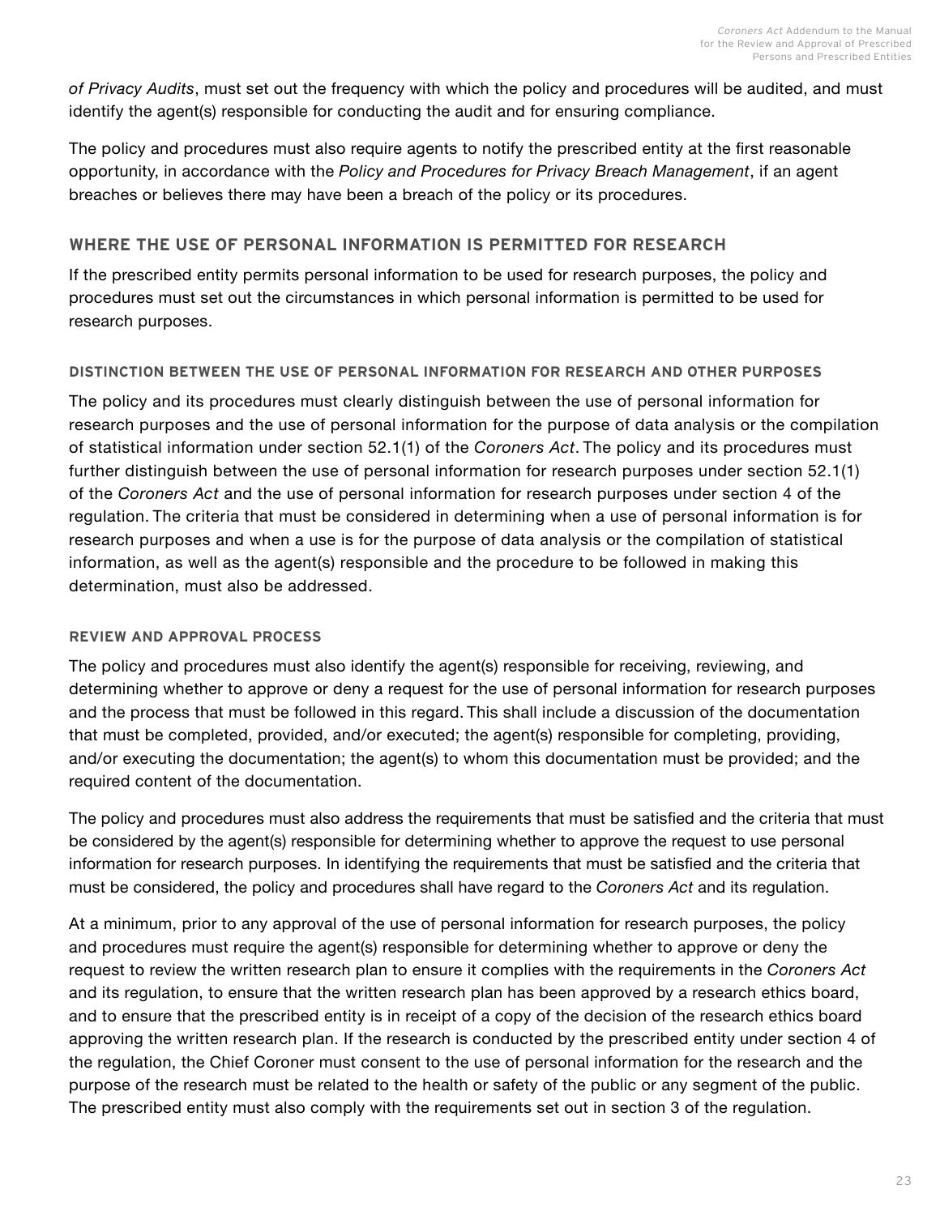*of Privacy Audits*, must set out the frequency with which the policy and procedures will be audited, and must identify the agent(s) responsible for conducting the audit and for ensuring compliance.

The policy and procedures must also require agents to notify the prescribed entity at the first reasonable opportunity, in accordance with the *Policy and Procedures for Privacy Breach Management*, if an agent breaches or believes there may have been a breach of the policy or its procedures.

## WHERE THE USE OF PERSONAL INFORMATION IS PERMITTED FOR RESEARCH

If the prescribed entity permits personal information to be used for research purposes, the policy and procedures must set out the circumstances in which personal information is permitted to be used for research purposes.

### DISTINCTION BETWEEN THE USE OF PERSONAL INFORMATION FOR RESEARCH AND OTHER PURPOSES

The policy and its procedures must clearly distinguish between the use of personal information for research purposes and the use of personal information for the purpose of data analysis or the compilation of statistical information under section 52.1(1) of the *Coroners Act*. The policy and its procedures must further distinguish between the use of personal information for research purposes under section 52.1(1) of the *Coroners Act* and the use of personal information for research purposes under section 4 of the regulation. The criteria that must be considered in determining when a use of personal information is for research purposes and when a use is for the purpose of data analysis or the compilation of statistical information, as well as the agent(s) responsible and the procedure to be followed in making this determination, must also be addressed.

### REVIEW AND APPROVAL PROCESS

The policy and procedures must also identify the agent(s) responsible for receiving, reviewing, and determining whether to approve or deny a request for the use of personal information for research purposes and the process that must be followed in this regard. This shall include a discussion of the documentation that must be completed, provided, and/or executed; the agent(s) responsible for completing, providing, and/or executing the documentation; the agent(s) to whom this documentation must be provided; and the required content of the documentation.

The policy and procedures must also address the requirements that must be satisfied and the criteria that must be considered by the agent(s) responsible for determining whether to approve the request to use personal information for research purposes. In identifying the requirements that must be satisfied and the criteria that must be considered, the policy and procedures shall have regard to the *Coroners Act* and its regulation.

At a minimum, prior to any approval of the use of personal information for research purposes, the policy and procedures must require the agent(s) responsible for determining whether to approve or deny the request to review the written research plan to ensure it complies with the requirements in the *Coroners Act* and its regulation, to ensure that the written research plan has been approved by a research ethics board, and to ensure that the prescribed entity is in receipt of a copy of the decision of the research ethics board approving the written research plan. If the research is conducted by the prescribed entity under section 4 of the regulation, the Chief Coroner must consent to the use of personal information for the research and the purpose of the research must be related to the health or safety of the public or any segment of the public. The prescribed entity must also comply with the requirements set out in section 3 of the regulation.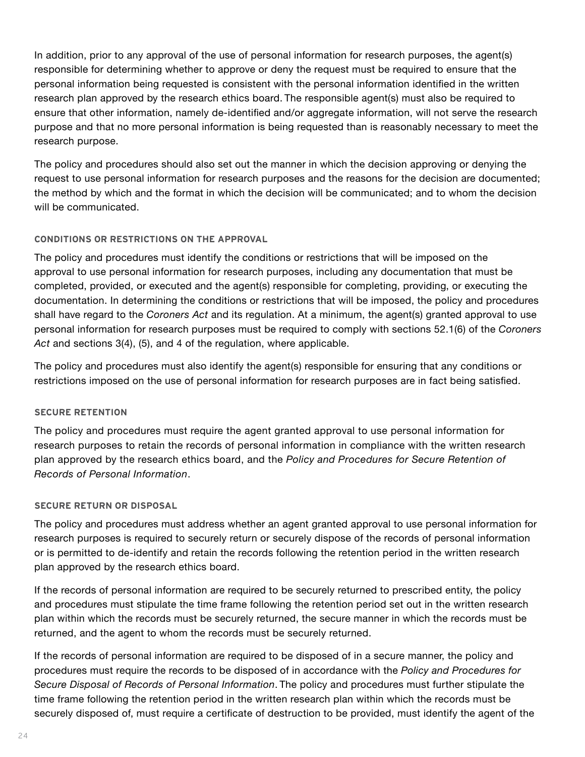In addition, prior to any approval of the use of personal information for research purposes, the agent(s) responsible for determining whether to approve or deny the request must be required to ensure that the personal information being requested is consistent with the personal information identified in the written research plan approved by the research ethics board. The responsible agent(s) must also be required to ensure that other information, namely de-identified and/or aggregate information, will not serve the research purpose and that no more personal information is being requested than is reasonably necessary to meet the research purpose.

The policy and procedures should also set out the manner in which the decision approving or denying the request to use personal information for research purposes and the reasons for the decision are documented; the method by which and the format in which the decision will be communicated; and to whom the decision will be communicated.

#### CONDITIONS OR RESTRICTIONS ON THE APPROVAL

The policy and procedures must identify the conditions or restrictions that will be imposed on the approval to use personal information for research purposes, including any documentation that must be completed, provided, or executed and the agent(s) responsible for completing, providing, or executing the documentation. In determining the conditions or restrictions that will be imposed, the policy and procedures shall have regard to the *Coroners Act* and its regulation. At a minimum, the agent(s) granted approval to use personal information for research purposes must be required to comply with sections 52.1(6) of the *Coroners Act* and sections 3(4), (5), and 4 of the regulation, where applicable.

The policy and procedures must also identify the agent(s) responsible for ensuring that any conditions or restrictions imposed on the use of personal information for research purposes are in fact being satisfied.

#### SECURE RETENTION

The policy and procedures must require the agent granted approval to use personal information for research purposes to retain the records of personal information in compliance with the written research plan approved by the research ethics board, and the *Policy and Procedures for Secure Retention of Records of Personal Information*.

#### SECURE RETURN OR DISPOSAL

The policy and procedures must address whether an agent granted approval to use personal information for research purposes is required to securely return or securely dispose of the records of personal information or is permitted to de-identify and retain the records following the retention period in the written research plan approved by the research ethics board.

If the records of personal information are required to be securely returned to prescribed entity, the policy and procedures must stipulate the time frame following the retention period set out in the written research plan within which the records must be securely returned, the secure manner in which the records must be returned, and the agent to whom the records must be securely returned.

If the records of personal information are required to be disposed of in a secure manner, the policy and procedures must require the records to be disposed of in accordance with the *Policy and Procedures for Secure Disposal of Records of Personal Information*. The policy and procedures must further stipulate the time frame following the retention period in the written research plan within which the records must be securely disposed of, must require a certificate of destruction to be provided, must identify the agent of the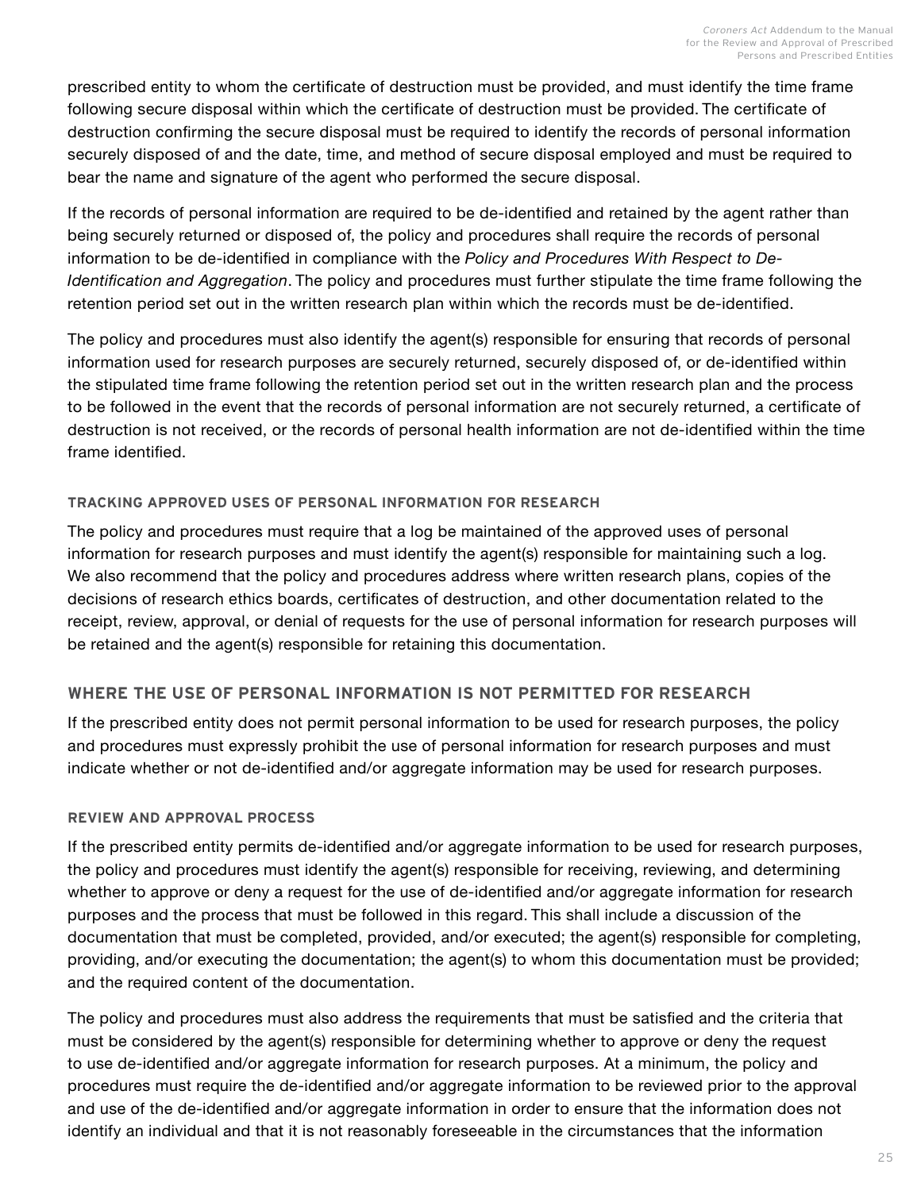prescribed entity to whom the certificate of destruction must be provided, and must identify the time frame following secure disposal within which the certificate of destruction must be provided. The certificate of destruction confirming the secure disposal must be required to identify the records of personal information securely disposed of and the date, time, and method of secure disposal employed and must be required to bear the name and signature of the agent who performed the secure disposal.

If the records of personal information are required to be de-identified and retained by the agent rather than being securely returned or disposed of, the policy and procedures shall require the records of personal information to be de-identified in compliance with the *Policy and Procedures With Respect to De-Identification and Aggregation*. The policy and procedures must further stipulate the time frame following the retention period set out in the written research plan within which the records must be de-identified.

The policy and procedures must also identify the agent(s) responsible for ensuring that records of personal information used for research purposes are securely returned, securely disposed of, or de-identified within the stipulated time frame following the retention period set out in the written research plan and the process to be followed in the event that the records of personal information are not securely returned, a certificate of destruction is not received, or the records of personal health information are not de-identified within the time frame identified.

#### TRACKING APPROVED USES OF PERSONAL INFORMATION FOR RESEARCH

The policy and procedures must require that a log be maintained of the approved uses of personal information for research purposes and must identify the agent(s) responsible for maintaining such a log. We also recommend that the policy and procedures address where written research plans, copies of the decisions of research ethics boards, certificates of destruction, and other documentation related to the receipt, review, approval, or denial of requests for the use of personal information for research purposes will be retained and the agent(s) responsible for retaining this documentation.

### WHERE THE USE OF PERSONAL INFORMATION IS NOT PERMITTED FOR RESEARCH

If the prescribed entity does not permit personal information to be used for research purposes, the policy and procedures must expressly prohibit the use of personal information for research purposes and must indicate whether or not de-identified and/or aggregate information may be used for research purposes.

#### REVIEW AND APPROVAL PROCESS

If the prescribed entity permits de-identified and/or aggregate information to be used for research purposes, the policy and procedures must identify the agent(s) responsible for receiving, reviewing, and determining whether to approve or deny a request for the use of de-identified and/or aggregate information for research purposes and the process that must be followed in this regard. This shall include a discussion of the documentation that must be completed, provided, and/or executed; the agent(s) responsible for completing, providing, and/or executing the documentation; the agent(s) to whom this documentation must be provided; and the required content of the documentation.

The policy and procedures must also address the requirements that must be satisfied and the criteria that must be considered by the agent(s) responsible for determining whether to approve or deny the request to use de-identified and/or aggregate information for research purposes. At a minimum, the policy and procedures must require the de-identified and/or aggregate information to be reviewed prior to the approval and use of the de-identified and/or aggregate information in order to ensure that the information does not identify an individual and that it is not reasonably foreseeable in the circumstances that the information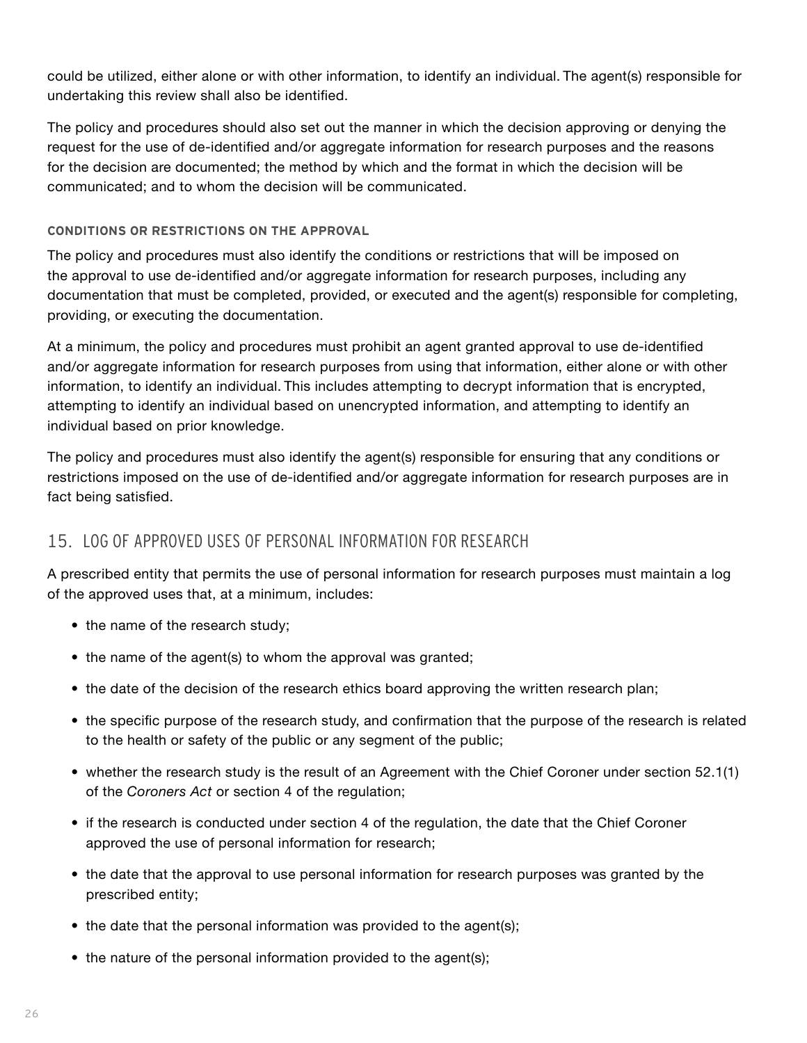could be utilized, either alone or with other information, to identify an individual. The agent(s) responsible for undertaking this review shall also be identified.

The policy and procedures should also set out the manner in which the decision approving or denying the request for the use of de-identified and/or aggregate information for research purposes and the reasons for the decision are documented; the method by which and the format in which the decision will be communicated; and to whom the decision will be communicated.

#### CONDITIONS OR RESTRICTIONS ON THE APPROVAL

The policy and procedures must also identify the conditions or restrictions that will be imposed on the approval to use de-identified and/or aggregate information for research purposes, including any documentation that must be completed, provided, or executed and the agent(s) responsible for completing, providing, or executing the documentation.

At a minimum, the policy and procedures must prohibit an agent granted approval to use de-identified and/or aggregate information for research purposes from using that information, either alone or with other information, to identify an individual. This includes attempting to decrypt information that is encrypted, attempting to identify an individual based on unencrypted information, and attempting to identify an individual based on prior knowledge.

The policy and procedures must also identify the agent(s) responsible for ensuring that any conditions or restrictions imposed on the use of de-identified and/or aggregate information for research purposes are in fact being satisfied.

## 15. LOG OF APPROVED USES OF PERSONAL INFORMATION FOR RESEARCH

A prescribed entity that permits the use of personal information for research purposes must maintain a log of the approved uses that, at a minimum, includes:

- the name of the research study;
- the name of the agent(s) to whom the approval was granted;
- the date of the decision of the research ethics board approving the written research plan;
- the specific purpose of the research study, and confirmation that the purpose of the research is related to the health or safety of the public or any segment of the public;
- whether the research study is the result of an Agreement with the Chief Coroner under section 52.1(1) of the *Coroners Act* or section 4 of the regulation;
- if the research is conducted under section 4 of the regulation, the date that the Chief Coroner approved the use of personal information for research;
- the date that the approval to use personal information for research purposes was granted by the prescribed entity;
- the date that the personal information was provided to the agent(s);
- the nature of the personal information provided to the agent(s);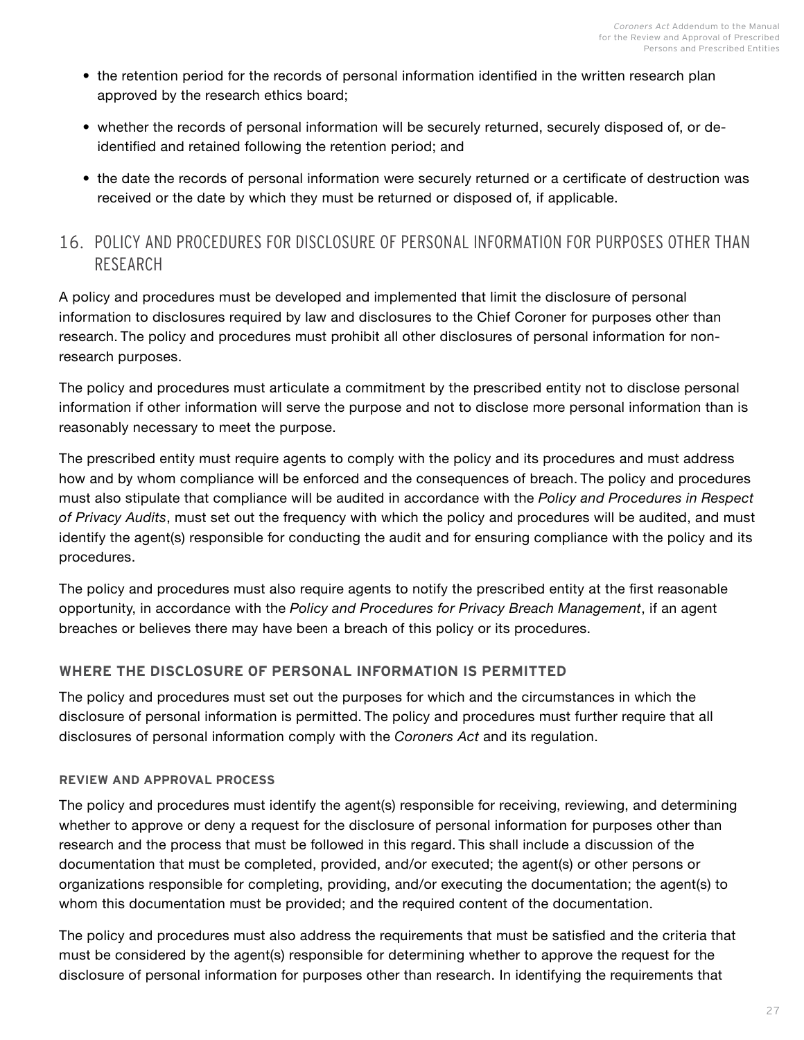- the retention period for the records of personal information identified in the written research plan approved by the research ethics board;
- whether the records of personal information will be securely returned, securely disposed of, or de-identified and retained following the retention period; and
- the date the records of personal information were securely returned or a certificate of destruction was received or the date by which they must be returned or disposed of, if applicable.

## 16. POLICY AND PROCEDURES FOR DISCLOSURE OF PERSONAL INFORMATION FOR PURPOSES OTHER THAN RESEARCH

A policy and procedures must be developed and implemented that limit the disclosure of personal information to disclosures required by law and disclosures to the Chief Coroner for purposes other than research. The policy and procedures must prohibit all other disclosures of personal information for non-research purposes.

The policy and procedures must articulate a commitment by the prescribed entity not to disclose personal information if other information will serve the purpose and not to disclose more personal information than is reasonably necessary to meet the purpose.

The prescribed entity must require agents to comply with the policy and its procedures and must address how and by whom compliance will be enforced and the consequences of breach. The policy and procedures must also stipulate that compliance will be audited in accordance with the *Policy and Procedures in Respect of Privacy Audits*, must set out the frequency with which the policy and procedures will be audited, and must identify the agent(s) responsible for conducting the audit and for ensuring compliance with the policy and its procedures.

The policy and procedures must also require agents to notify the prescribed entity at the first reasonable opportunity, in accordance with the *Policy and Procedures for Privacy Breach Management*, if an agent breaches or believes there may have been a breach of this policy or its procedures.

### WHERE THE DISCLOSURE OF PERSONAL INFORMATION IS PERMITTED

The policy and procedures must set out the purposes for which and the circumstances in which the disclosure of personal information is permitted. The policy and procedures must further require that all disclosures of personal information comply with the *Coroners Act* and its regulation.

#### REVIEW AND APPROVAL PROCESS

The policy and procedures must identify the agent(s) responsible for receiving, reviewing, and determining whether to approve or deny a request for the disclosure of personal information for purposes other than research and the process that must be followed in this regard. This shall include a discussion of the documentation that must be completed, provided, and/or executed; the agent(s) or other persons or organizations responsible for completing, providing, and/or executing the documentation; the agent(s) to whom this documentation must be provided; and the required content of the documentation.

The policy and procedures must also address the requirements that must be satisfied and the criteria that must be considered by the agent(s) responsible for determining whether to approve the request for the disclosure of personal information for purposes other than research. In identifying the requirements that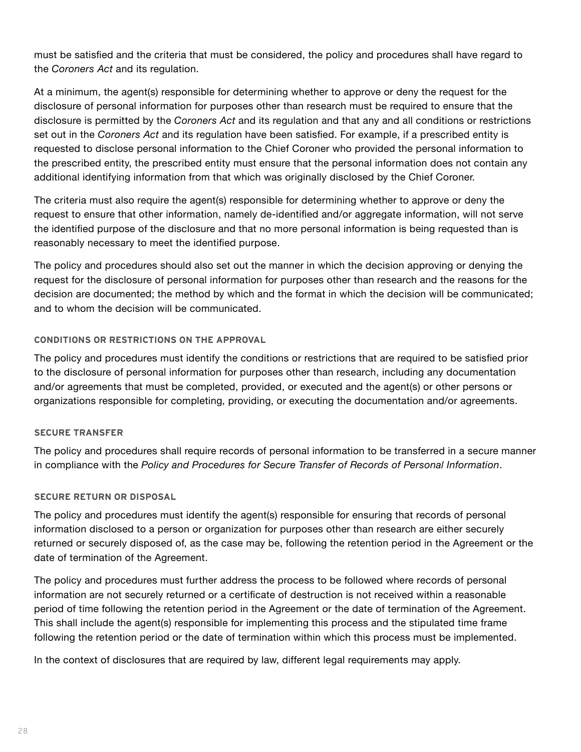must be satisfied and the criteria that must be considered, the policy and procedures shall have regard to the *Coroners Act* and its regulation.

At a minimum, the agent(s) responsible for determining whether to approve or deny the request for the disclosure of personal information for purposes other than research must be required to ensure that the disclosure is permitted by the *Coroners Act* and its regulation and that any and all conditions or restrictions set out in the *Coroners Act* and its regulation have been satisfied. For example, if a prescribed entity is requested to disclose personal information to the Chief Coroner who provided the personal information to the prescribed entity, the prescribed entity must ensure that the personal information does not contain any additional identifying information from that which was originally disclosed by the Chief Coroner.

The criteria must also require the agent(s) responsible for determining whether to approve or deny the request to ensure that other information, namely de-identified and/or aggregate information, will not serve the identified purpose of the disclosure and that no more personal information is being requested than is reasonably necessary to meet the identified purpose.

The policy and procedures should also set out the manner in which the decision approving or denying the request for the disclosure of personal information for purposes other than research and the reasons for the decision are documented; the method by which and the format in which the decision will be communicated; and to whom the decision will be communicated.

#### CONDITIONS OR RESTRICTIONS ON THE APPROVAL

The policy and procedures must identify the conditions or restrictions that are required to be satisfied prior to the disclosure of personal information for purposes other than research, including any documentation and/or agreements that must be completed, provided, or executed and the agent(s) or other persons or organizations responsible for completing, providing, or executing the documentation and/or agreements.

#### SECURE TRANSFER

The policy and procedures shall require records of personal information to be transferred in a secure manner in compliance with the *Policy and Procedures for Secure Transfer of Records of Personal Information*.

#### SECURE RETURN OR DISPOSAL

The policy and procedures must identify the agent(s) responsible for ensuring that records of personal information disclosed to a person or organization for purposes other than research are either securely returned or securely disposed of, as the case may be, following the retention period in the Agreement or the date of termination of the Agreement.

The policy and procedures must further address the process to be followed where records of personal information are not securely returned or a certificate of destruction is not received within a reasonable period of time following the retention period in the Agreement or the date of termination of the Agreement. This shall include the agent(s) responsible for implementing this process and the stipulated time frame following the retention period or the date of termination within which this process must be implemented.

In the context of disclosures that are required by law, different legal requirements may apply.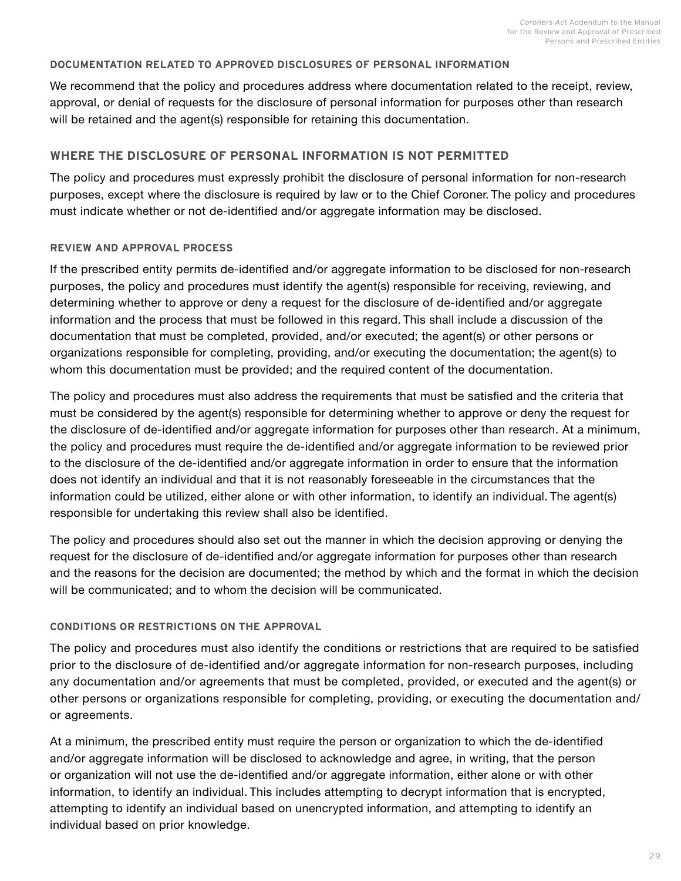#### DOCUMENTATION RELATED TO APPROVED DISCLOSURES OF PERSONAL INFORMATION

We recommend that the policy and procedures address where documentation related to the receipt, review, approval, or denial of requests for the disclosure of personal information for purposes other than research will be retained and the agent(s) responsible for retaining this documentation.

### WHERE THE DISCLOSURE OF PERSONAL INFORMATION IS NOT PERMITTED

The policy and procedures must expressly prohibit the disclosure of personal information for non-research purposes, except where the disclosure is required by law or to the Chief Coroner. The policy and procedures must indicate whether or not de-identified and/or aggregate information may be disclosed.

#### REVIEW AND APPROVAL PROCESS

If the prescribed entity permits de-identified and/or aggregate information to be disclosed for non-research purposes, the policy and procedures must identify the agent(s) responsible for receiving, reviewing, and determining whether to approve or deny a request for the disclosure of de-identified and/or aggregate information and the process that must be followed in this regard. This shall include a discussion of the documentation that must be completed, provided, and/or executed; the agent(s) or other persons or organizations responsible for completing, providing, and/or executing the documentation; the agent(s) to whom this documentation must be provided; and the required content of the documentation.

The policy and procedures must also address the requirements that must be satisfied and the criteria that must be considered by the agent(s) responsible for determining whether to approve or deny the request for the disclosure of de-identified and/or aggregate information for purposes other than research. At a minimum, the policy and procedures must require the de-identified and/or aggregate information to be reviewed prior to the disclosure of the de-identified and/or aggregate information in order to ensure that the information does not identify an individual and that it is not reasonably foreseeable in the circumstances that the information could be utilized, either alone or with other information, to identify an individual. The agent(s) responsible for undertaking this review shall also be identified.

The policy and procedures should also set out the manner in which the decision approving or denying the request for the disclosure of de-identified and/or aggregate information for purposes other than research and the reasons for the decision are documented; the method by which and the format in which the decision will be communicated; and to whom the decision will be communicated.

#### CONDITIONS OR RESTRICTIONS ON THE APPROVAL

The policy and procedures must also identify the conditions or restrictions that are required to be satisfied prior to the disclosure of de-identified and/or aggregate information for non-research purposes, including any documentation and/or agreements that must be completed, provided, or executed and the agent(s) or other persons or organizations responsible for completing, providing, or executing the documentation and/or agreements.

At a minimum, the prescribed entity must require the person or organization to which the de-identified and/or aggregate information will be disclosed to acknowledge and agree, in writing, that the person or organization will not use the de-identified and/or aggregate information, either alone or with other information, to identify an individual. This includes attempting to decrypt information that is encrypted, attempting to identify an individual based on unencrypted information, and attempting to identify an individual based on prior knowledge.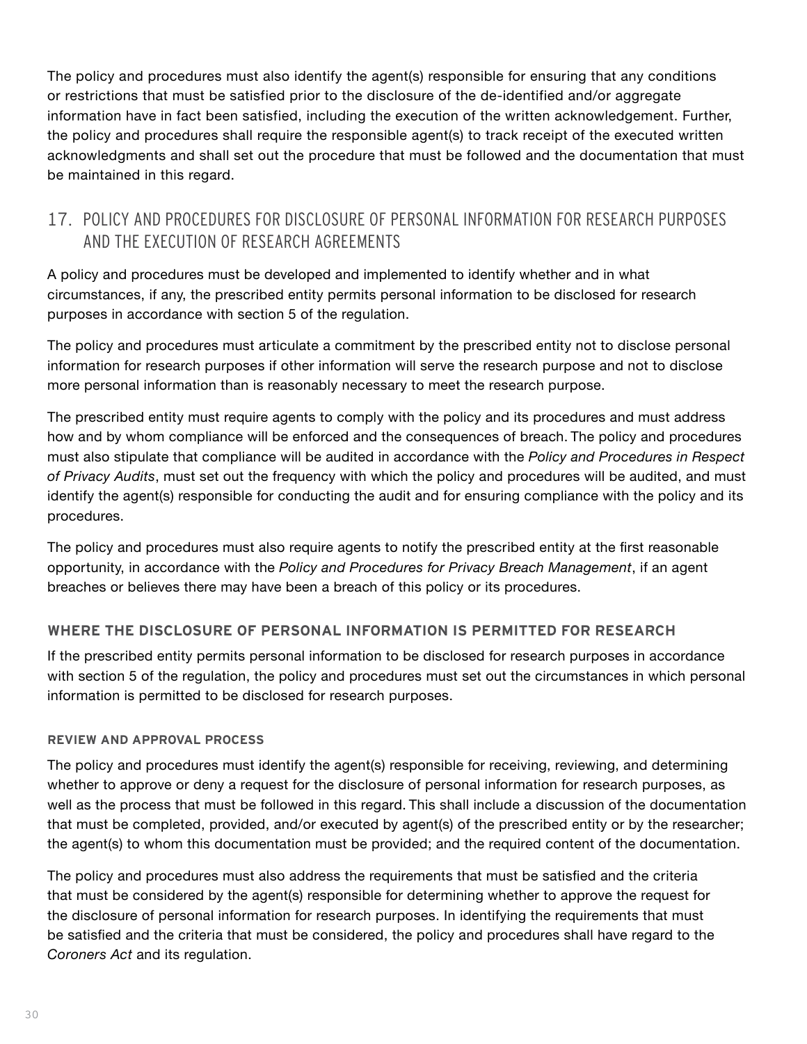The policy and procedures must also identify the agent(s) responsible for ensuring that any conditions or restrictions that must be satisfied prior to the disclosure of the de-identified and/or aggregate information have in fact been satisfied, including the execution of the written acknowledgement. Further, the policy and procedures shall require the responsible agent(s) to track receipt of the executed written acknowledgments and shall set out the procedure that must be followed and the documentation that must be maintained in this regard.

## 17. POLICY AND PROCEDURES FOR DISCLOSURE OF PERSONAL INFORMATION FOR RESEARCH PURPOSES AND THE EXECUTION OF RESEARCH AGREEMENTS

A policy and procedures must be developed and implemented to identify whether and in what circumstances, if any, the prescribed entity permits personal information to be disclosed for research purposes in accordance with section 5 of the regulation.

The policy and procedures must articulate a commitment by the prescribed entity not to disclose personal information for research purposes if other information will serve the research purpose and not to disclose more personal information than is reasonably necessary to meet the research purpose.

The prescribed entity must require agents to comply with the policy and its procedures and must address how and by whom compliance will be enforced and the consequences of breach. The policy and procedures must also stipulate that compliance will be audited in accordance with the *Policy and Procedures in Respect of Privacy Audits*, must set out the frequency with which the policy and procedures will be audited, and must identify the agent(s) responsible for conducting the audit and for ensuring compliance with the policy and its procedures.

The policy and procedures must also require agents to notify the prescribed entity at the first reasonable opportunity, in accordance with the *Policy and Procedures for Privacy Breach Management*, if an agent breaches or believes there may have been a breach of this policy or its procedures.

### WHERE THE DISCLOSURE OF PERSONAL INFORMATION IS PERMITTED FOR RESEARCH

If the prescribed entity permits personal information to be disclosed for research purposes in accordance with section 5 of the regulation, the policy and procedures must set out the circumstances in which personal information is permitted to be disclosed for research purposes.

#### REVIEW AND APPROVAL PROCESS

The policy and procedures must identify the agent(s) responsible for receiving, reviewing, and determining whether to approve or deny a request for the disclosure of personal information for research purposes, as well as the process that must be followed in this regard. This shall include a discussion of the documentation that must be completed, provided, and/or executed by agent(s) of the prescribed entity or by the researcher; the agent(s) to whom this documentation must be provided; and the required content of the documentation.

The policy and procedures must also address the requirements that must be satisfied and the criteria that must be considered by the agent(s) responsible for determining whether to approve the request for the disclosure of personal information for research purposes. In identifying the requirements that must be satisfied and the criteria that must be considered, the policy and procedures shall have regard to the *Coroners Act* and its regulation.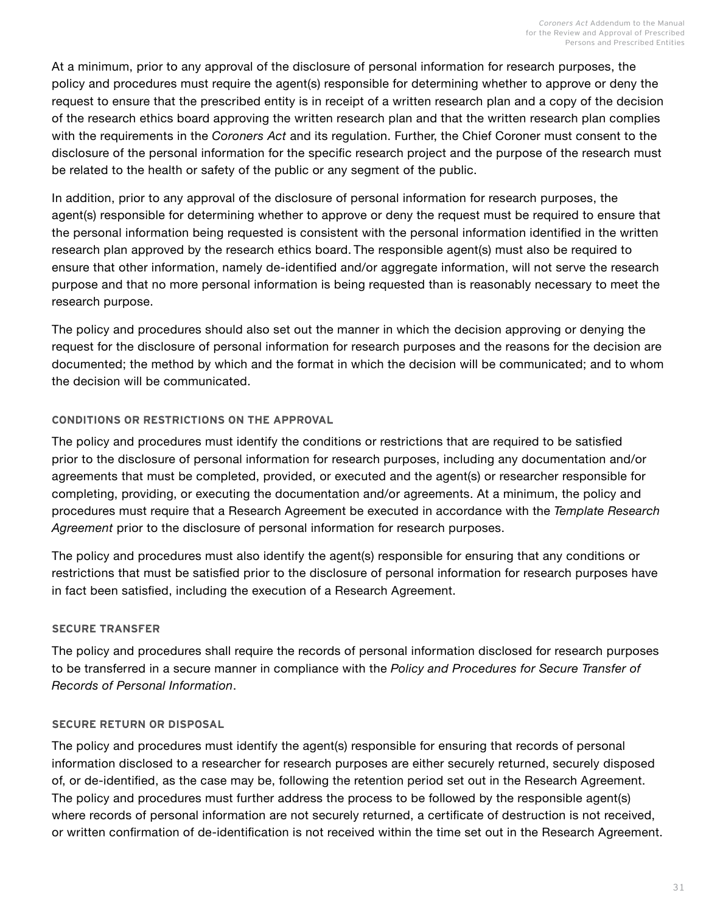At a minimum, prior to any approval of the disclosure of personal information for research purposes, the policy and procedures must require the agent(s) responsible for determining whether to approve or deny the request to ensure that the prescribed entity is in receipt of a written research plan and a copy of the decision of the research ethics board approving the written research plan and that the written research plan complies with the requirements in the *Coroners Act* and its regulation. Further, the Chief Coroner must consent to the disclosure of the personal information for the specific research project and the purpose of the research must be related to the health or safety of the public or any segment of the public.

In addition, prior to any approval of the disclosure of personal information for research purposes, the agent(s) responsible for determining whether to approve or deny the request must be required to ensure that the personal information being requested is consistent with the personal information identified in the written research plan approved by the research ethics board. The responsible agent(s) must also be required to ensure that other information, namely de-identified and/or aggregate information, will not serve the research purpose and that no more personal information is being requested than is reasonably necessary to meet the research purpose.

The policy and procedures should also set out the manner in which the decision approving or denying the request for the disclosure of personal information for research purposes and the reasons for the decision are documented; the method by which and the format in which the decision will be communicated; and to whom the decision will be communicated.

#### CONDITIONS OR RESTRICTIONS ON THE APPROVAL

The policy and procedures must identify the conditions or restrictions that are required to be satisfied prior to the disclosure of personal information for research purposes, including any documentation and/or agreements that must be completed, provided, or executed and the agent(s) or researcher responsible for completing, providing, or executing the documentation and/or agreements. At a minimum, the policy and procedures must require that a Research Agreement be executed in accordance with the *Template Research Agreement* prior to the disclosure of personal information for research purposes.

The policy and procedures must also identify the agent(s) responsible for ensuring that any conditions or restrictions that must be satisfied prior to the disclosure of personal information for research purposes have in fact been satisfied, including the execution of a Research Agreement.

#### SECURE TRANSFER

The policy and procedures shall require the records of personal information disclosed for research purposes to be transferred in a secure manner in compliance with the *Policy and Procedures for Secure Transfer of Records of Personal Information*.

#### SECURE RETURN OR DISPOSAL

The policy and procedures must identify the agent(s) responsible for ensuring that records of personal information disclosed to a researcher for research purposes are either securely returned, securely disposed of, or de-identified, as the case may be, following the retention period set out in the Research Agreement. The policy and procedures must further address the process to be followed by the responsible agent(s) where records of personal information are not securely returned, a certificate of destruction is not received, or written confirmation of de-identification is not received within the time set out in the Research Agreement.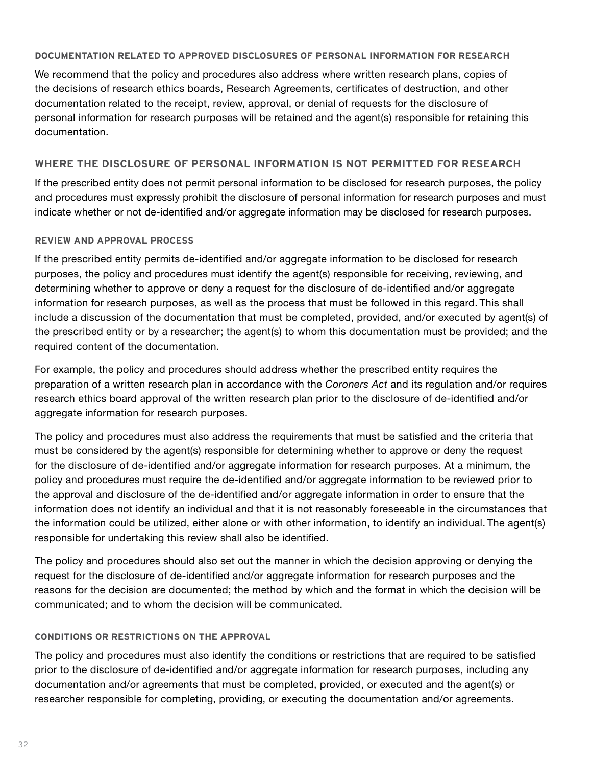#### DOCUMENTATION RELATED TO APPROVED DISCLOSURES OF PERSONAL INFORMATION FOR RESEARCH

We recommend that the policy and procedures also address where written research plans, copies of the decisions of research ethics boards, Research Agreements, certificates of destruction, and other documentation related to the receipt, review, approval, or denial of requests for the disclosure of personal information for research purposes will be retained and the agent(s) responsible for retaining this documentation.

### WHERE THE DISCLOSURE OF PERSONAL INFORMATION IS NOT PERMITTED FOR RESEARCH

If the prescribed entity does not permit personal information to be disclosed for research purposes, the policy and procedures must expressly prohibit the disclosure of personal information for research purposes and must indicate whether or not de-identified and/or aggregate information may be disclosed for research purposes.

#### REVIEW AND APPROVAL PROCESS

If the prescribed entity permits de-identified and/or aggregate information to be disclosed for research purposes, the policy and procedures must identify the agent(s) responsible for receiving, reviewing, and determining whether to approve or deny a request for the disclosure of de-identified and/or aggregate information for research purposes, as well as the process that must be followed in this regard. This shall include a discussion of the documentation that must be completed, provided, and/or executed by agent(s) of the prescribed entity or by a researcher; the agent(s) to whom this documentation must be provided; and the required content of the documentation.

For example, the policy and procedures should address whether the prescribed entity requires the preparation of a written research plan in accordance with the *Coroners Act* and its regulation and/or requires research ethics board approval of the written research plan prior to the disclosure of de-identified and/or aggregate information for research purposes.

The policy and procedures must also address the requirements that must be satisfied and the criteria that must be considered by the agent(s) responsible for determining whether to approve or deny the request for the disclosure of de-identified and/or aggregate information for research purposes. At a minimum, the policy and procedures must require the de-identified and/or aggregate information to be reviewed prior to the approval and disclosure of the de-identified and/or aggregate information in order to ensure that the information does not identify an individual and that it is not reasonably foreseeable in the circumstances that the information could be utilized, either alone or with other information, to identify an individual. The agent(s) responsible for undertaking this review shall also be identified.

The policy and procedures should also set out the manner in which the decision approving or denying the request for the disclosure of de-identified and/or aggregate information for research purposes and the reasons for the decision are documented; the method by which and the format in which the decision will be communicated; and to whom the decision will be communicated.

#### CONDITIONS OR RESTRICTIONS ON THE APPROVAL

The policy and procedures must also identify the conditions or restrictions that are required to be satisfied prior to the disclosure of de-identified and/or aggregate information for research purposes, including any documentation and/or agreements that must be completed, provided, or executed and the agent(s) or researcher responsible for completing, providing, or executing the documentation and/or agreements.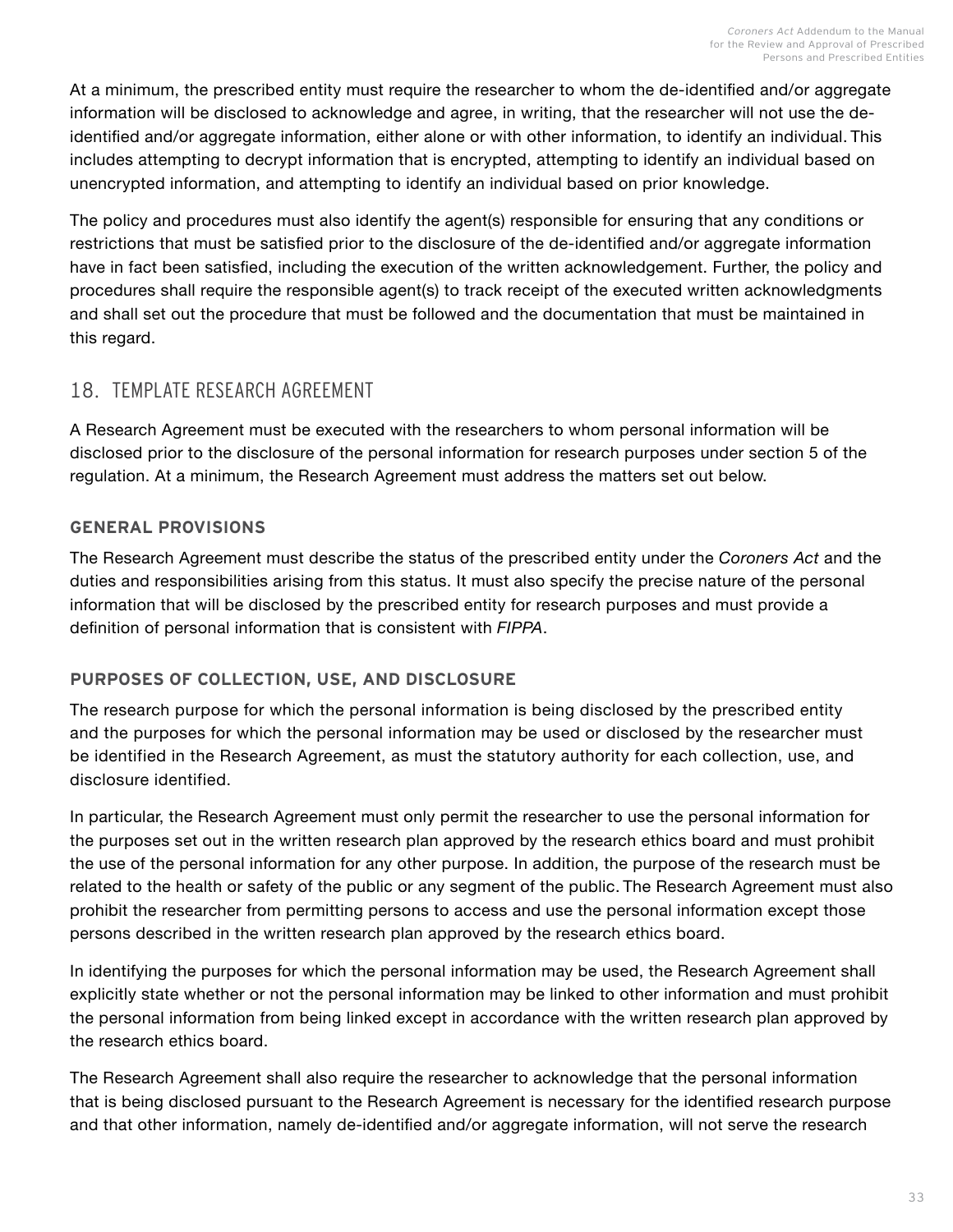At a minimum, the prescribed entity must require the researcher to whom the de-identified and/or aggregate information will be disclosed to acknowledge and agree, in writing, that the researcher will not use the de-identified and/or aggregate information, either alone or with other information, to identify an individual. This includes attempting to decrypt information that is encrypted, attempting to identify an individual based on unencrypted information, and attempting to identify an individual based on prior knowledge.

The policy and procedures must also identify the agent(s) responsible for ensuring that any conditions or restrictions that must be satisfied prior to the disclosure of the de-identified and/or aggregate information have in fact been satisfied, including the execution of the written acknowledgement. Further, the policy and procedures shall require the responsible agent(s) to track receipt of the executed written acknowledgments and shall set out the procedure that must be followed and the documentation that must be maintained in this regard.

## 18. TEMPLATE RESEARCH AGREEMENT

A Research Agreement must be executed with the researchers to whom personal information will be disclosed prior to the disclosure of the personal information for research purposes under section 5 of the regulation. At a minimum, the Research Agreement must address the matters set out below.

### GENERAL PROVISIONS

The Research Agreement must describe the status of the prescribed entity under the *Coroners Act* and the duties and responsibilities arising from this status. It must also specify the precise nature of the personal information that will be disclosed by the prescribed entity for research purposes and must provide a definition of personal information that is consistent with *FIPPA*.

### PURPOSES OF COLLECTION, USE, AND DISCLOSURE

The research purpose for which the personal information is being disclosed by the prescribed entity and the purposes for which the personal information may be used or disclosed by the researcher must be identified in the Research Agreement, as must the statutory authority for each collection, use, and disclosure identified.

In particular, the Research Agreement must only permit the researcher to use the personal information for the purposes set out in the written research plan approved by the research ethics board and must prohibit the use of the personal information for any other purpose. In addition, the purpose of the research must be related to the health or safety of the public or any segment of the public. The Research Agreement must also prohibit the researcher from permitting persons to access and use the personal information except those persons described in the written research plan approved by the research ethics board.

In identifying the purposes for which the personal information may be used, the Research Agreement shall explicitly state whether or not the personal information may be linked to other information and must prohibit the personal information from being linked except in accordance with the written research plan approved by the research ethics board.

The Research Agreement shall also require the researcher to acknowledge that the personal information that is being disclosed pursuant to the Research Agreement is necessary for the identified research purpose and that other information, namely de-identified and/or aggregate information, will not serve the research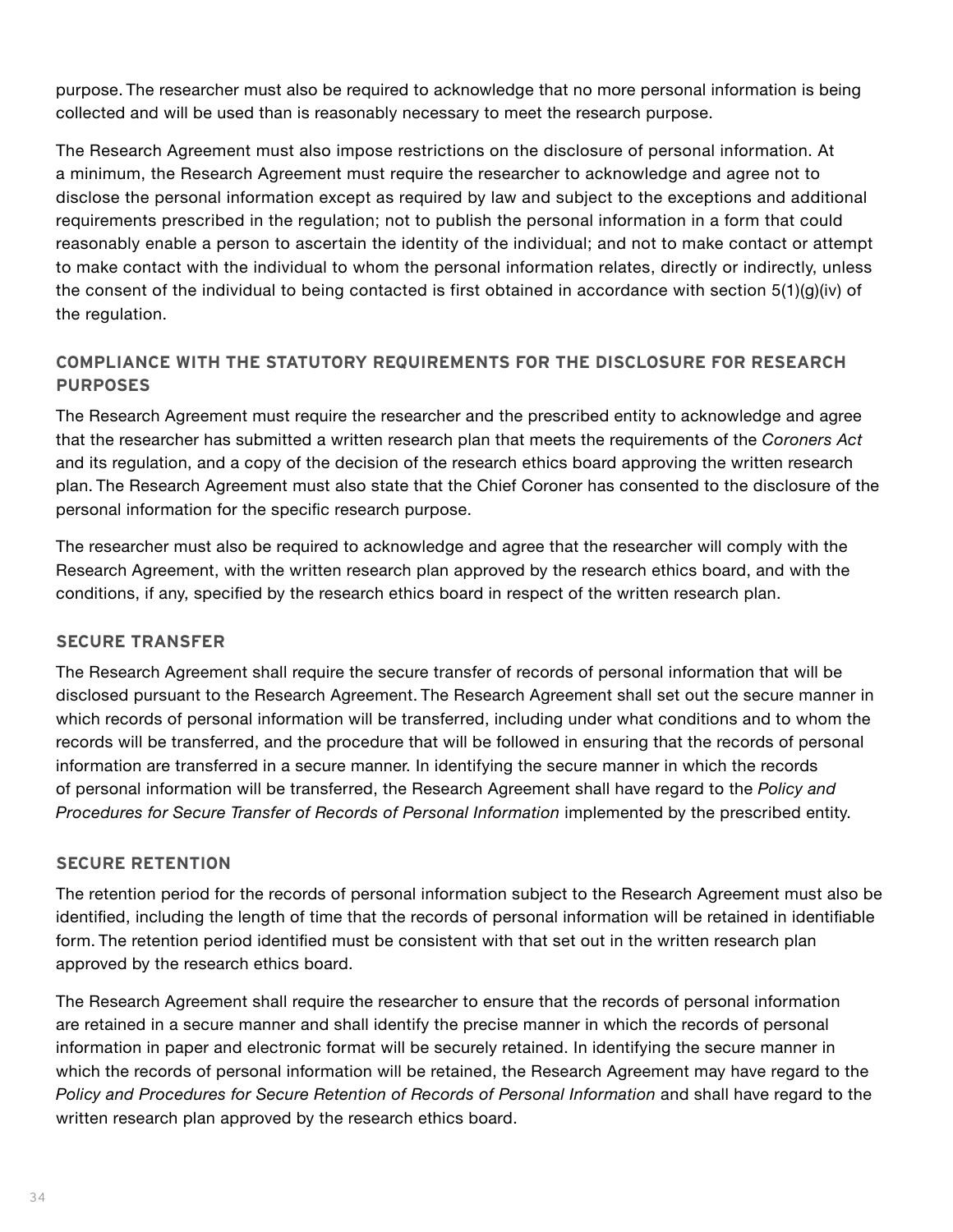purpose. The researcher must also be required to acknowledge that no more personal information is being collected and will be used than is reasonably necessary to meet the research purpose.

The Research Agreement must also impose restrictions on the disclosure of personal information. At a minimum, the Research Agreement must require the researcher to acknowledge and agree not to disclose the personal information except as required by law and subject to the exceptions and additional requirements prescribed in the regulation; not to publish the personal information in a form that could reasonably enable a person to ascertain the identity of the individual; and not to make contact or attempt to make contact with the individual to whom the personal information relates, directly or indirectly, unless the consent of the individual to being contacted is first obtained in accordance with section 5(1)(g)(iv) of the regulation.

### COMPLIANCE WITH THE STATUTORY REQUIREMENTS FOR THE DISCLOSURE FOR RESEARCH PURPOSES

The Research Agreement must require the researcher and the prescribed entity to acknowledge and agree that the researcher has submitted a written research plan that meets the requirements of the *Coroners Act* and its regulation, and a copy of the decision of the research ethics board approving the written research plan. The Research Agreement must also state that the Chief Coroner has consented to the disclosure of the personal information for the specific research purpose.

The researcher must also be required to acknowledge and agree that the researcher will comply with the Research Agreement, with the written research plan approved by the research ethics board, and with the conditions, if any, specified by the research ethics board in respect of the written research plan.

### SECURE TRANSFER

The Research Agreement shall require the secure transfer of records of personal information that will be disclosed pursuant to the Research Agreement. The Research Agreement shall set out the secure manner in which records of personal information will be transferred, including under what conditions and to whom the records will be transferred, and the procedure that will be followed in ensuring that the records of personal information are transferred in a secure manner. In identifying the secure manner in which the records of personal information will be transferred, the Research Agreement shall have regard to the *Policy and Procedures for Secure Transfer of Records of Personal Information* implemented by the prescribed entity.

### SECURE RETENTION

The retention period for the records of personal information subject to the Research Agreement must also be identified, including the length of time that the records of personal information will be retained in identifiable form. The retention period identified must be consistent with that set out in the written research plan approved by the research ethics board.

The Research Agreement shall require the researcher to ensure that the records of personal information are retained in a secure manner and shall identify the precise manner in which the records of personal information in paper and electronic format will be securely retained. In identifying the secure manner in which the records of personal information will be retained, the Research Agreement may have regard to the *Policy and Procedures for Secure Retention of Records of Personal Information* and shall have regard to the written research plan approved by the research ethics board.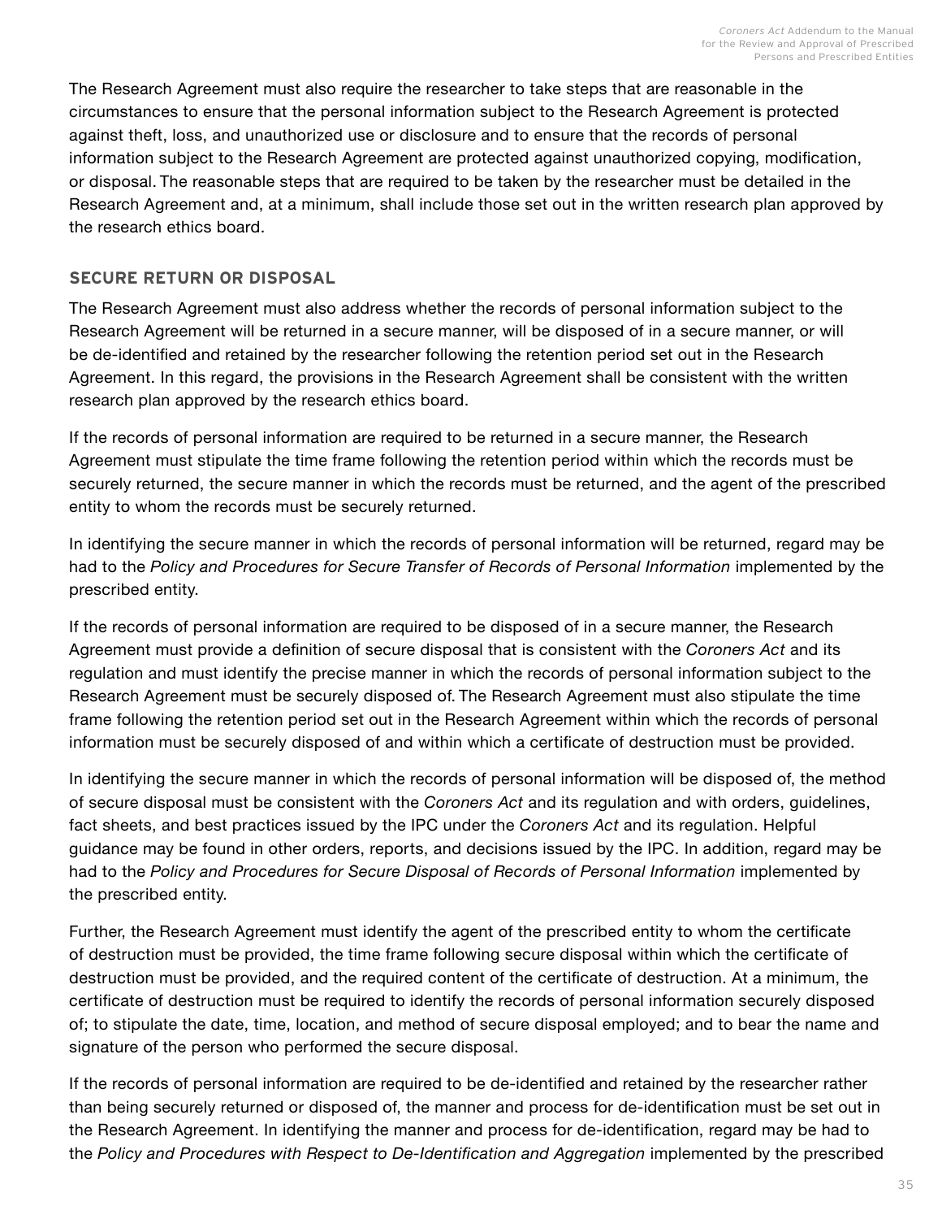The Research Agreement must also require the researcher to take steps that are reasonable in the circumstances to ensure that the personal information subject to the Research Agreement is protected against theft, loss, and unauthorized use or disclosure and to ensure that the records of personal information subject to the Research Agreement are protected against unauthorized copying, modification, or disposal. The reasonable steps that are required to be taken by the researcher must be detailed in the Research Agreement and, at a minimum, shall include those set out in the written research plan approved by the research ethics board.

### SECURE RETURN OR DISPOSAL

The Research Agreement must also address whether the records of personal information subject to the Research Agreement will be returned in a secure manner, will be disposed of in a secure manner, or will be de-identified and retained by the researcher following the retention period set out in the Research Agreement. In this regard, the provisions in the Research Agreement shall be consistent with the written research plan approved by the research ethics board.

If the records of personal information are required to be returned in a secure manner, the Research Agreement must stipulate the time frame following the retention period within which the records must be securely returned, the secure manner in which the records must be returned, and the agent of the prescribed entity to whom the records must be securely returned.

In identifying the secure manner in which the records of personal information will be returned, regard may be had to the *Policy and Procedures for Secure Transfer of Records of Personal Information* implemented by the prescribed entity.

If the records of personal information are required to be disposed of in a secure manner, the Research Agreement must provide a definition of secure disposal that is consistent with the *Coroners Act* and its regulation and must identify the precise manner in which the records of personal information subject to the Research Agreement must be securely disposed of. The Research Agreement must also stipulate the time frame following the retention period set out in the Research Agreement within which the records of personal information must be securely disposed of and within which a certificate of destruction must be provided.

In identifying the secure manner in which the records of personal information will be disposed of, the method of secure disposal must be consistent with the *Coroners Act* and its regulation and with orders, guidelines, fact sheets, and best practices issued by the IPC under the *Coroners Act* and its regulation. Helpful guidance may be found in other orders, reports, and decisions issued by the IPC. In addition, regard may be had to the *Policy and Procedures for Secure Disposal of Records of Personal Information* implemented by the prescribed entity.

Further, the Research Agreement must identify the agent of the prescribed entity to whom the certificate of destruction must be provided, the time frame following secure disposal within which the certificate of destruction must be provided, and the required content of the certificate of destruction. At a minimum, the certificate of destruction must be required to identify the records of personal information securely disposed of; to stipulate the date, time, location, and method of secure disposal employed; and to bear the name and signature of the person who performed the secure disposal.

If the records of personal information are required to be de-identified and retained by the researcher rather than being securely returned or disposed of, the manner and process for de-identification must be set out in the Research Agreement. In identifying the manner and process for de-identification, regard may be had to the *Policy and Procedures with Respect to De-Identification and Aggregation* implemented by the prescribed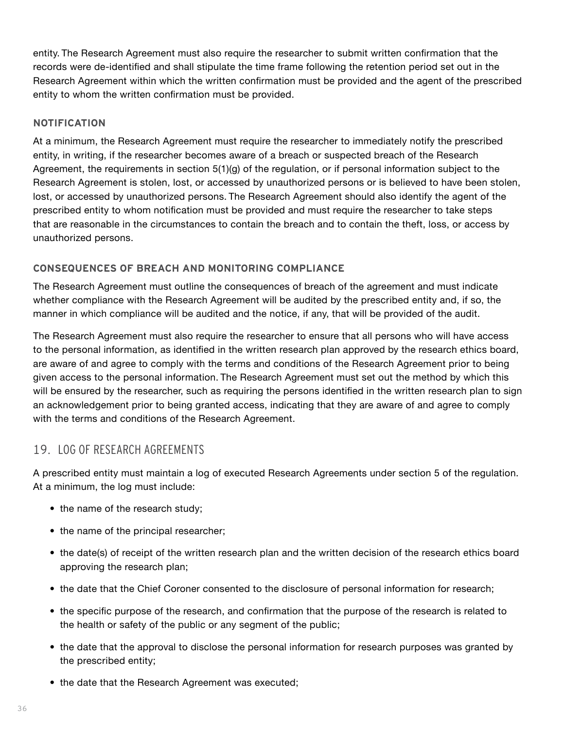entity. The Research Agreement must also require the researcher to submit written confirmation that the records were de-identified and shall stipulate the time frame following the retention period set out in the Research Agreement within which the written confirmation must be provided and the agent of the prescribed entity to whom the written confirmation must be provided.

### NOTIFICATION

At a minimum, the Research Agreement must require the researcher to immediately notify the prescribed entity, in writing, if the researcher becomes aware of a breach or suspected breach of the Research Agreement, the requirements in section 5(1)(g) of the regulation, or if personal information subject to the Research Agreement is stolen, lost, or accessed by unauthorized persons or is believed to have been stolen, lost, or accessed by unauthorized persons. The Research Agreement should also identify the agent of the prescribed entity to whom notification must be provided and must require the researcher to take steps that are reasonable in the circumstances to contain the breach and to contain the theft, loss, or access by unauthorized persons.

### CONSEQUENCES OF BREACH AND MONITORING COMPLIANCE

The Research Agreement must outline the consequences of breach of the agreement and must indicate whether compliance with the Research Agreement will be audited by the prescribed entity and, if so, the manner in which compliance will be audited and the notice, if any, that will be provided of the audit.

The Research Agreement must also require the researcher to ensure that all persons who will have access to the personal information, as identified in the written research plan approved by the research ethics board, are aware of and agree to comply with the terms and conditions of the Research Agreement prior to being given access to the personal information. The Research Agreement must set out the method by which this will be ensured by the researcher, such as requiring the persons identified in the written research plan to sign an acknowledgement prior to being granted access, indicating that they are aware of and agree to comply with the terms and conditions of the Research Agreement.

## 19. LOG OF RESEARCH AGREEMENTS

A prescribed entity must maintain a log of executed Research Agreements under section 5 of the regulation. At a minimum, the log must include:

- the name of the research study;
- the name of the principal researcher;
- the date(s) of receipt of the written research plan and the written decision of the research ethics board approving the research plan;
- the date that the Chief Coroner consented to the disclosure of personal information for research;
- the specific purpose of the research, and confirmation that the purpose of the research is related to the health or safety of the public or any segment of the public;
- the date that the approval to disclose the personal information for research purposes was granted by the prescribed entity;
- the date that the Research Agreement was executed;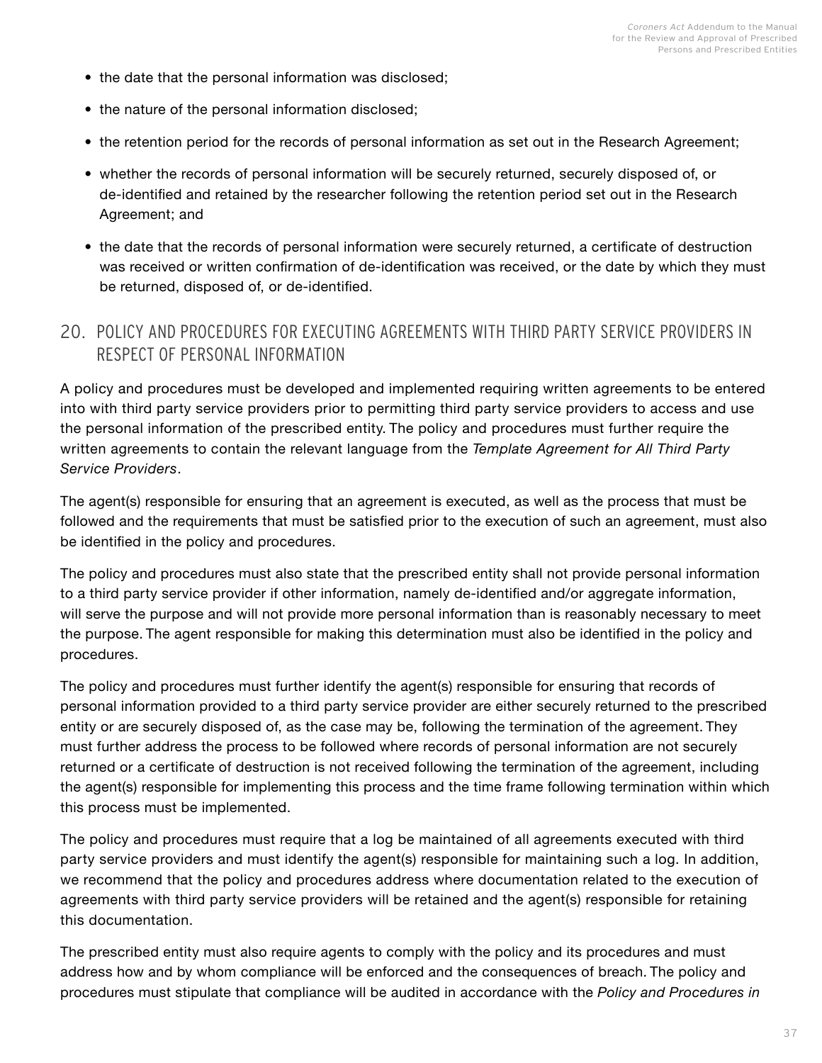- the date that the personal information was disclosed;
- the nature of the personal information disclosed;
- the retention period for the records of personal information as set out in the Research Agreement;
- whether the records of personal information will be securely returned, securely disposed of, or de-identified and retained by the researcher following the retention period set out in the Research Agreement; and
- the date that the records of personal information were securely returned, a certificate of destruction was received or written confirmation of de-identification was received, or the date by which they must be returned, disposed of, or de-identified.

## 20. POLICY AND PROCEDURES FOR EXECUTING AGREEMENTS WITH THIRD PARTY SERVICE PROVIDERS IN RESPECT OF PERSONAL INFORMATION

A policy and procedures must be developed and implemented requiring written agreements to be entered into with third party service providers prior to permitting third party service providers to access and use the personal information of the prescribed entity. The policy and procedures must further require the written agreements to contain the relevant language from the *Template Agreement for All Third Party Service Providers*.

The agent(s) responsible for ensuring that an agreement is executed, as well as the process that must be followed and the requirements that must be satisfied prior to the execution of such an agreement, must also be identified in the policy and procedures.

The policy and procedures must also state that the prescribed entity shall not provide personal information to a third party service provider if other information, namely de-identified and/or aggregate information, will serve the purpose and will not provide more personal information than is reasonably necessary to meet the purpose. The agent responsible for making this determination must also be identified in the policy and procedures.

The policy and procedures must further identify the agent(s) responsible for ensuring that records of personal information provided to a third party service provider are either securely returned to the prescribed entity or are securely disposed of, as the case may be, following the termination of the agreement. They must further address the process to be followed where records of personal information are not securely returned or a certificate of destruction is not received following the termination of the agreement, including the agent(s) responsible for implementing this process and the time frame following termination within which this process must be implemented.

The policy and procedures must require that a log be maintained of all agreements executed with third party service providers and must identify the agent(s) responsible for maintaining such a log. In addition, we recommend that the policy and procedures address where documentation related to the execution of agreements with third party service providers will be retained and the agent(s) responsible for retaining this documentation.

The prescribed entity must also require agents to comply with the policy and its procedures and must address how and by whom compliance will be enforced and the consequences of breach. The policy and procedures must stipulate that compliance will be audited in accordance with the *Policy and Procedures in*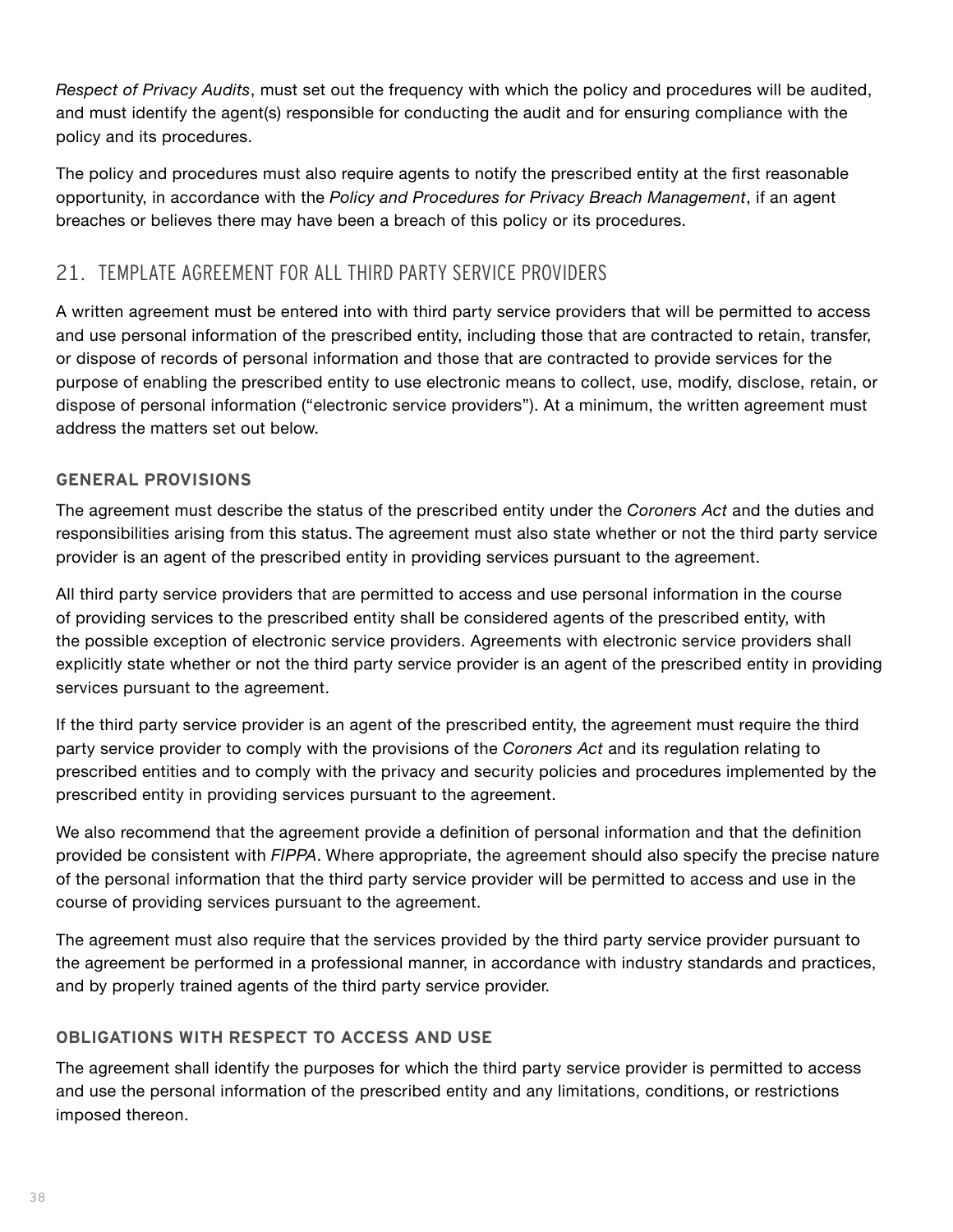*Respect of Privacy Audits*, must set out the frequency with which the policy and procedures will be audited, and must identify the agent(s) responsible for conducting the audit and for ensuring compliance with the policy and its procedures.

The policy and procedures must also require agents to notify the prescribed entity at the first reasonable opportunity, in accordance with the *Policy and Procedures for Privacy Breach Management*, if an agent breaches or believes there may have been a breach of this policy or its procedures.

## 21. TEMPLATE AGREEMENT FOR ALL THIRD PARTY SERVICE PROVIDERS

A written agreement must be entered into with third party service providers that will be permitted to access and use personal information of the prescribed entity, including those that are contracted to retain, transfer, or dispose of records of personal information and those that are contracted to provide services for the purpose of enabling the prescribed entity to use electronic means to collect, use, modify, disclose, retain, or dispose of personal information ("electronic service providers"). At a minimum, the written agreement must address the matters set out below.

### GENERAL PROVISIONS

The agreement must describe the status of the prescribed entity under the *Coroners Act* and the duties and responsibilities arising from this status. The agreement must also state whether or not the third party service provider is an agent of the prescribed entity in providing services pursuant to the agreement.

All third party service providers that are permitted to access and use personal information in the course of providing services to the prescribed entity shall be considered agents of the prescribed entity, with the possible exception of electronic service providers. Agreements with electronic service providers shall explicitly state whether or not the third party service provider is an agent of the prescribed entity in providing services pursuant to the agreement.

If the third party service provider is an agent of the prescribed entity, the agreement must require the third party service provider to comply with the provisions of the *Coroners Act* and its regulation relating to prescribed entities and to comply with the privacy and security policies and procedures implemented by the prescribed entity in providing services pursuant to the agreement.

We also recommend that the agreement provide a definition of personal information and that the definition provided be consistent with *FIPPA*. Where appropriate, the agreement should also specify the precise nature of the personal information that the third party service provider will be permitted to access and use in the course of providing services pursuant to the agreement.

The agreement must also require that the services provided by the third party service provider pursuant to the agreement be performed in a professional manner, in accordance with industry standards and practices, and by properly trained agents of the third party service provider.

### OBLIGATIONS WITH RESPECT TO ACCESS AND USE

The agreement shall identify the purposes for which the third party service provider is permitted to access and use the personal information of the prescribed entity and any limitations, conditions, or restrictions imposed thereon.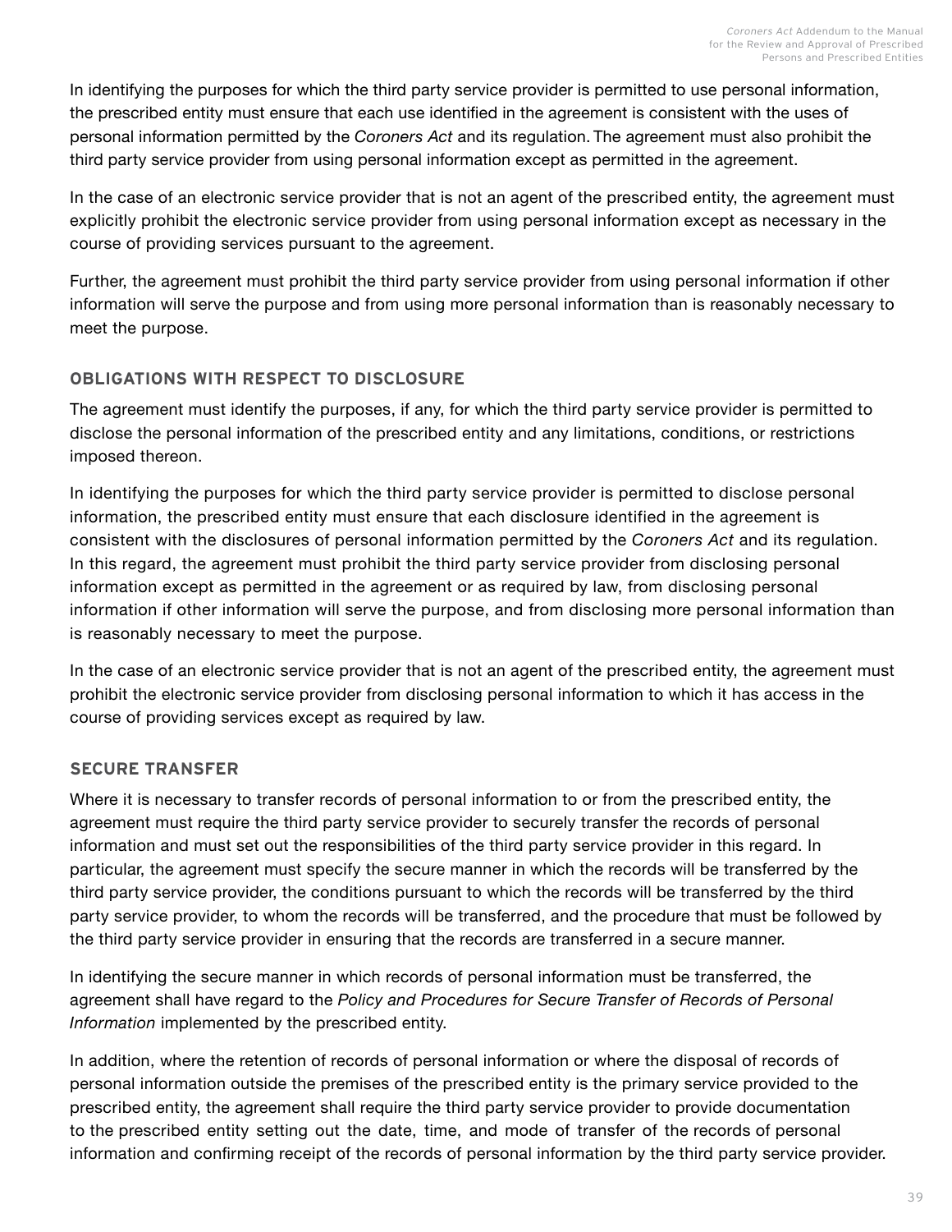In identifying the purposes for which the third party service provider is permitted to use personal information, the prescribed entity must ensure that each use identified in the agreement is consistent with the uses of personal information permitted by the *Coroners Act* and its regulation. The agreement must also prohibit the third party service provider from using personal information except as permitted in the agreement.

In the case of an electronic service provider that is not an agent of the prescribed entity, the agreement must explicitly prohibit the electronic service provider from using personal information except as necessary in the course of providing services pursuant to the agreement.

Further, the agreement must prohibit the third party service provider from using personal information if other information will serve the purpose and from using more personal information than is reasonably necessary to meet the purpose.

### OBLIGATIONS WITH RESPECT TO DISCLOSURE

The agreement must identify the purposes, if any, for which the third party service provider is permitted to disclose the personal information of the prescribed entity and any limitations, conditions, or restrictions imposed thereon.

In identifying the purposes for which the third party service provider is permitted to disclose personal information, the prescribed entity must ensure that each disclosure identified in the agreement is consistent with the disclosures of personal information permitted by the *Coroners Act* and its regulation. In this regard, the agreement must prohibit the third party service provider from disclosing personal information except as permitted in the agreement or as required by law, from disclosing personal information if other information will serve the purpose, and from disclosing more personal information than is reasonably necessary to meet the purpose.

In the case of an electronic service provider that is not an agent of the prescribed entity, the agreement must prohibit the electronic service provider from disclosing personal information to which it has access in the course of providing services except as required by law.

### SECURE TRANSFER

Where it is necessary to transfer records of personal information to or from the prescribed entity, the agreement must require the third party service provider to securely transfer the records of personal information and must set out the responsibilities of the third party service provider in this regard. In particular, the agreement must specify the secure manner in which the records will be transferred by the third party service provider, the conditions pursuant to which the records will be transferred by the third party service provider, to whom the records will be transferred, and the procedure that must be followed by the third party service provider in ensuring that the records are transferred in a secure manner.

In identifying the secure manner in which records of personal information must be transferred, the agreement shall have regard to the *Policy and Procedures for Secure Transfer of Records of Personal Information* implemented by the prescribed entity.

In addition, where the retention of records of personal information or where the disposal of records of personal information outside the premises of the prescribed entity is the primary service provided to the prescribed entity, the agreement shall require the third party service provider to provide documentation to the prescribed entity setting out the date, time, and mode of transfer of the records of personal information and confirming receipt of the records of personal information by the third party service provider.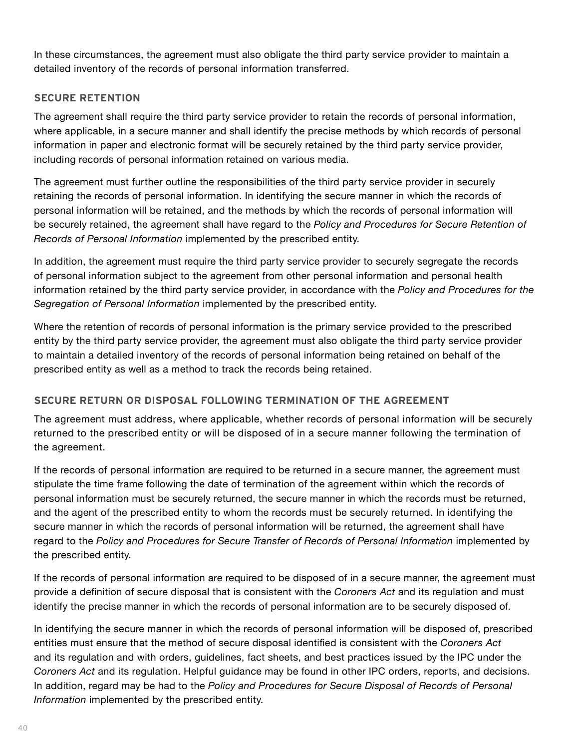In these circumstances, the agreement must also obligate the third party service provider to maintain a detailed inventory of the records of personal information transferred.

### SECURE RETENTION

The agreement shall require the third party service provider to retain the records of personal information, where applicable, in a secure manner and shall identify the precise methods by which records of personal information in paper and electronic format will be securely retained by the third party service provider, including records of personal information retained on various media.

The agreement must further outline the responsibilities of the third party service provider in securely retaining the records of personal information. In identifying the secure manner in which the records of personal information will be retained, and the methods by which the records of personal information will be securely retained, the agreement shall have regard to the *Policy and Procedures for Secure Retention of Records of Personal Information* implemented by the prescribed entity.

In addition, the agreement must require the third party service provider to securely segregate the records of personal information subject to the agreement from other personal information and personal health information retained by the third party service provider, in accordance with the *Policy and Procedures for the Segregation of Personal Information* implemented by the prescribed entity.

Where the retention of records of personal information is the primary service provided to the prescribed entity by the third party service provider, the agreement must also obligate the third party service provider to maintain a detailed inventory of the records of personal information being retained on behalf of the prescribed entity as well as a method to track the records being retained.

### SECURE RETURN OR DISPOSAL FOLLOWING TERMINATION OF THE AGREEMENT

The agreement must address, where applicable, whether records of personal information will be securely returned to the prescribed entity or will be disposed of in a secure manner following the termination of the agreement.

If the records of personal information are required to be returned in a secure manner, the agreement must stipulate the time frame following the date of termination of the agreement within which the records of personal information must be securely returned, the secure manner in which the records must be returned, and the agent of the prescribed entity to whom the records must be securely returned. In identifying the secure manner in which the records of personal information will be returned, the agreement shall have regard to the *Policy and Procedures for Secure Transfer of Records of Personal Information* implemented by the prescribed entity.

If the records of personal information are required to be disposed of in a secure manner, the agreement must provide a definition of secure disposal that is consistent with the *Coroners Act* and its regulation and must identify the precise manner in which the records of personal information are to be securely disposed of.

In identifying the secure manner in which the records of personal information will be disposed of, prescribed entities must ensure that the method of secure disposal identified is consistent with the *Coroners Act* and its regulation and with orders, guidelines, fact sheets, and best practices issued by the IPC under the *Coroners Act* and its regulation. Helpful guidance may be found in other IPC orders, reports, and decisions. In addition, regard may be had to the *Policy and Procedures for Secure Disposal of Records of Personal Information* implemented by the prescribed entity.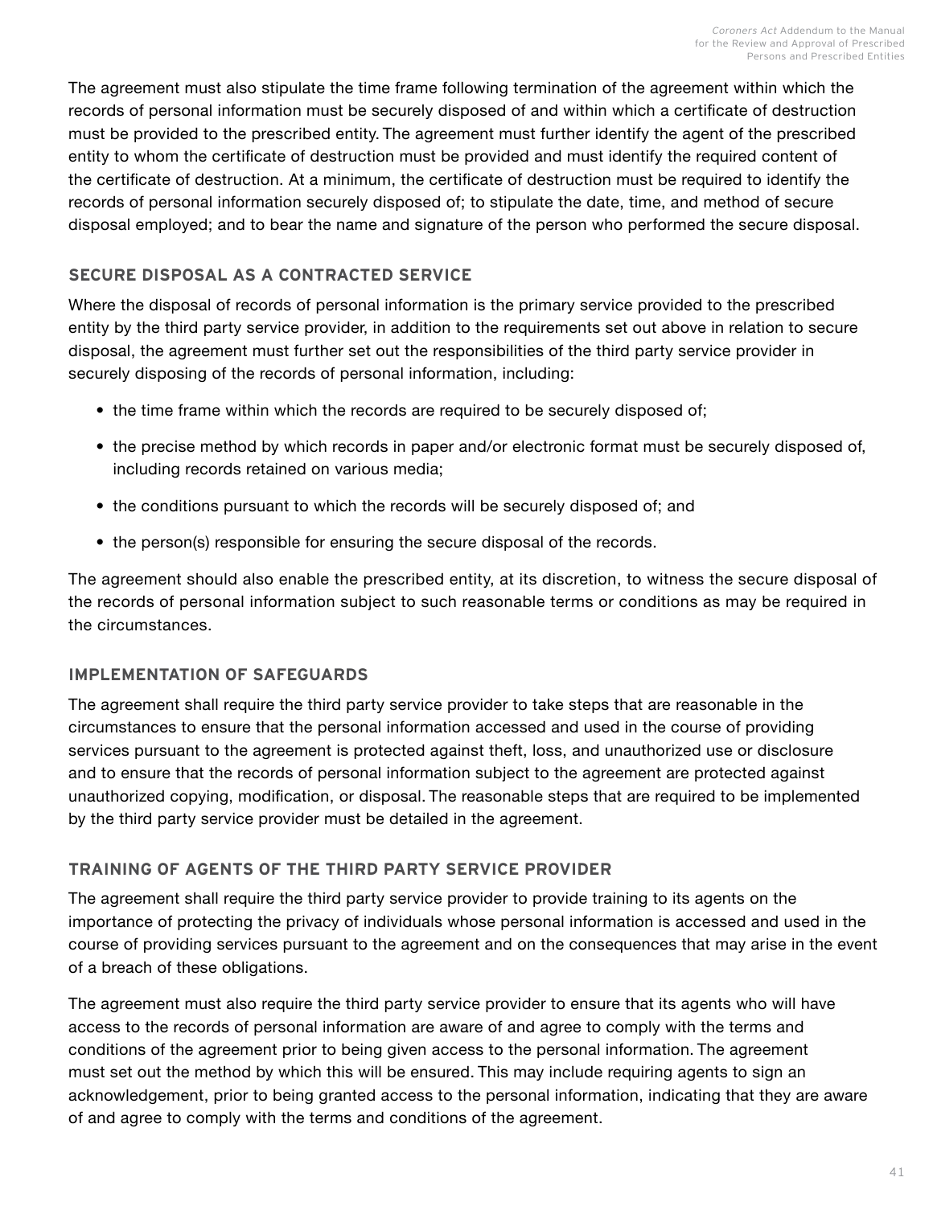The agreement must also stipulate the time frame following termination of the agreement within which the records of personal information must be securely disposed of and within which a certificate of destruction must be provided to the prescribed entity. The agreement must further identify the agent of the prescribed entity to whom the certificate of destruction must be provided and must identify the required content of the certificate of destruction. At a minimum, the certificate of destruction must be required to identify the records of personal information securely disposed of; to stipulate the date, time, and method of secure disposal employed; and to bear the name and signature of the person who performed the secure disposal.

### SECURE DISPOSAL AS A CONTRACTED SERVICE

Where the disposal of records of personal information is the primary service provided to the prescribed entity by the third party service provider, in addition to the requirements set out above in relation to secure disposal, the agreement must further set out the responsibilities of the third party service provider in securely disposing of the records of personal information, including:

- the time frame within which the records are required to be securely disposed of;
- the precise method by which records in paper and/or electronic format must be securely disposed of, including records retained on various media;
- the conditions pursuant to which the records will be securely disposed of; and
- the person(s) responsible for ensuring the secure disposal of the records.

The agreement should also enable the prescribed entity, at its discretion, to witness the secure disposal of the records of personal information subject to such reasonable terms or conditions as may be required in the circumstances.

### IMPLEMENTATION OF SAFEGUARDS

The agreement shall require the third party service provider to take steps that are reasonable in the circumstances to ensure that the personal information accessed and used in the course of providing services pursuant to the agreement is protected against theft, loss, and unauthorized use or disclosure and to ensure that the records of personal information subject to the agreement are protected against unauthorized copying, modification, or disposal. The reasonable steps that are required to be implemented by the third party service provider must be detailed in the agreement.

### TRAINING OF AGENTS OF THE THIRD PARTY SERVICE PROVIDER

The agreement shall require the third party service provider to provide training to its agents on the importance of protecting the privacy of individuals whose personal information is accessed and used in the course of providing services pursuant to the agreement and on the consequences that may arise in the event of a breach of these obligations.

The agreement must also require the third party service provider to ensure that its agents who will have access to the records of personal information are aware of and agree to comply with the terms and conditions of the agreement prior to being given access to the personal information. The agreement must set out the method by which this will be ensured. This may include requiring agents to sign an acknowledgement, prior to being granted access to the personal information, indicating that they are aware of and agree to comply with the terms and conditions of the agreement.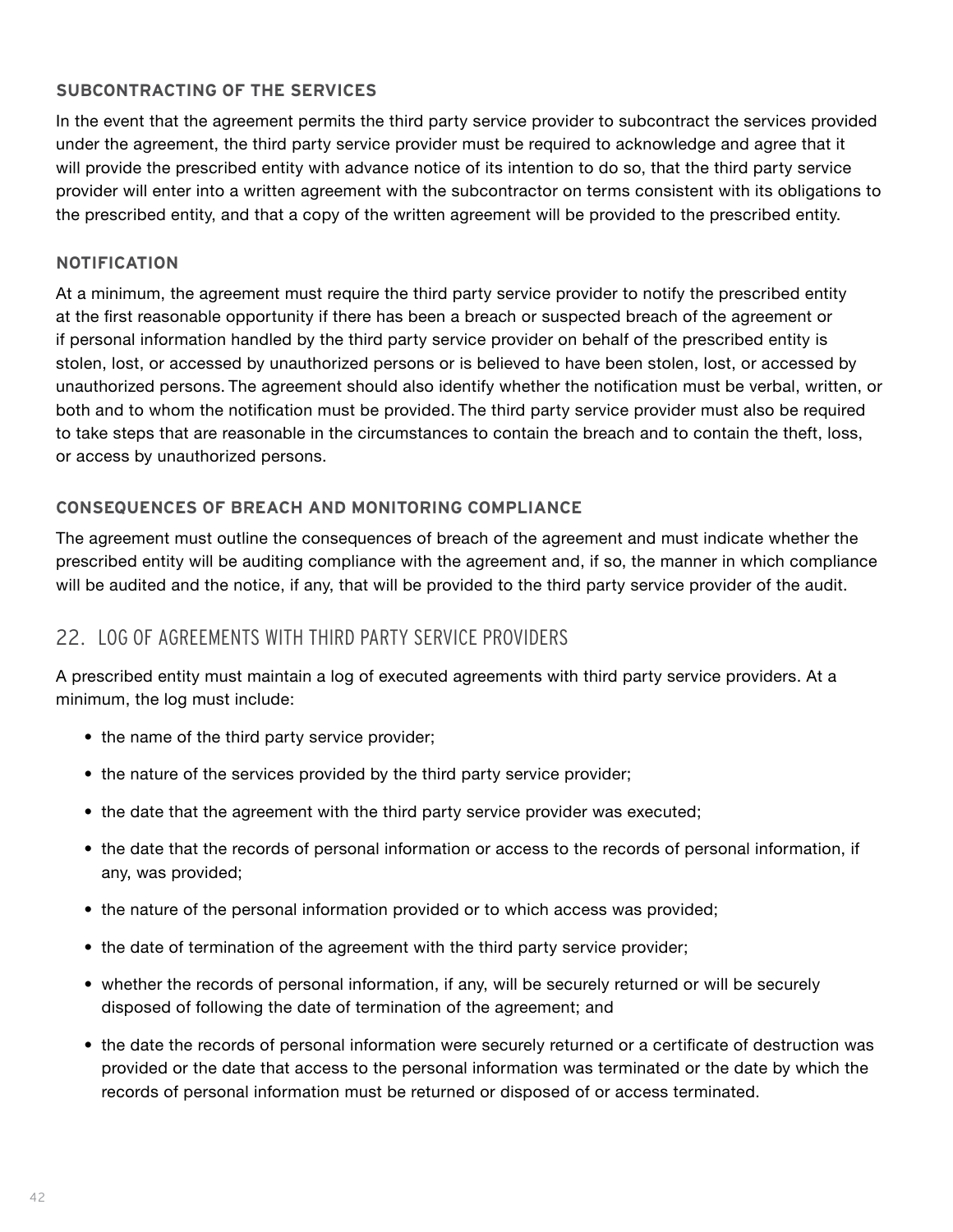#### SUBCONTRACTING OF THE SERVICES

In the event that the agreement permits the third party service provider to subcontract the services provided under the agreement, the third party service provider must be required to acknowledge and agree that it will provide the prescribed entity with advance notice of its intention to do so, that the third party service provider will enter into a written agreement with the subcontractor on terms consistent with its obligations to the prescribed entity, and that a copy of the written agreement will be provided to the prescribed entity.

#### NOTIFICATION

At a minimum, the agreement must require the third party service provider to notify the prescribed entity at the first reasonable opportunity if there has been a breach or suspected breach of the agreement or if personal information handled by the third party service provider on behalf of the prescribed entity is stolen, lost, or accessed by unauthorized persons or is believed to have been stolen, lost, or accessed by unauthorized persons. The agreement should also identify whether the notification must be verbal, written, or both and to whom the notification must be provided. The third party service provider must also be required to take steps that are reasonable in the circumstances to contain the breach and to contain the theft, loss, or access by unauthorized persons.

#### CONSEQUENCES OF BREACH AND MONITORING COMPLIANCE

The agreement must outline the consequences of breach of the agreement and must indicate whether the prescribed entity will be auditing compliance with the agreement and, if so, the manner in which compliance will be audited and the notice, if any, that will be provided to the third party service provider of the audit.

## 22. LOG OF AGREEMENTS WITH THIRD PARTY SERVICE PROVIDERS

A prescribed entity must maintain a log of executed agreements with third party service providers. At a minimum, the log must include:

- the name of the third party service provider;
- the nature of the services provided by the third party service provider;
- the date that the agreement with the third party service provider was executed;
- the date that the records of personal information or access to the records of personal information, if any, was provided;
- the nature of the personal information provided or to which access was provided;
- the date of termination of the agreement with the third party service provider;
- whether the records of personal information, if any, will be securely returned or will be securely disposed of following the date of termination of the agreement; and
- the date the records of personal information were securely returned or a certificate of destruction was provided or the date that access to the personal information was terminated or the date by which the records of personal information must be returned or disposed of or access terminated.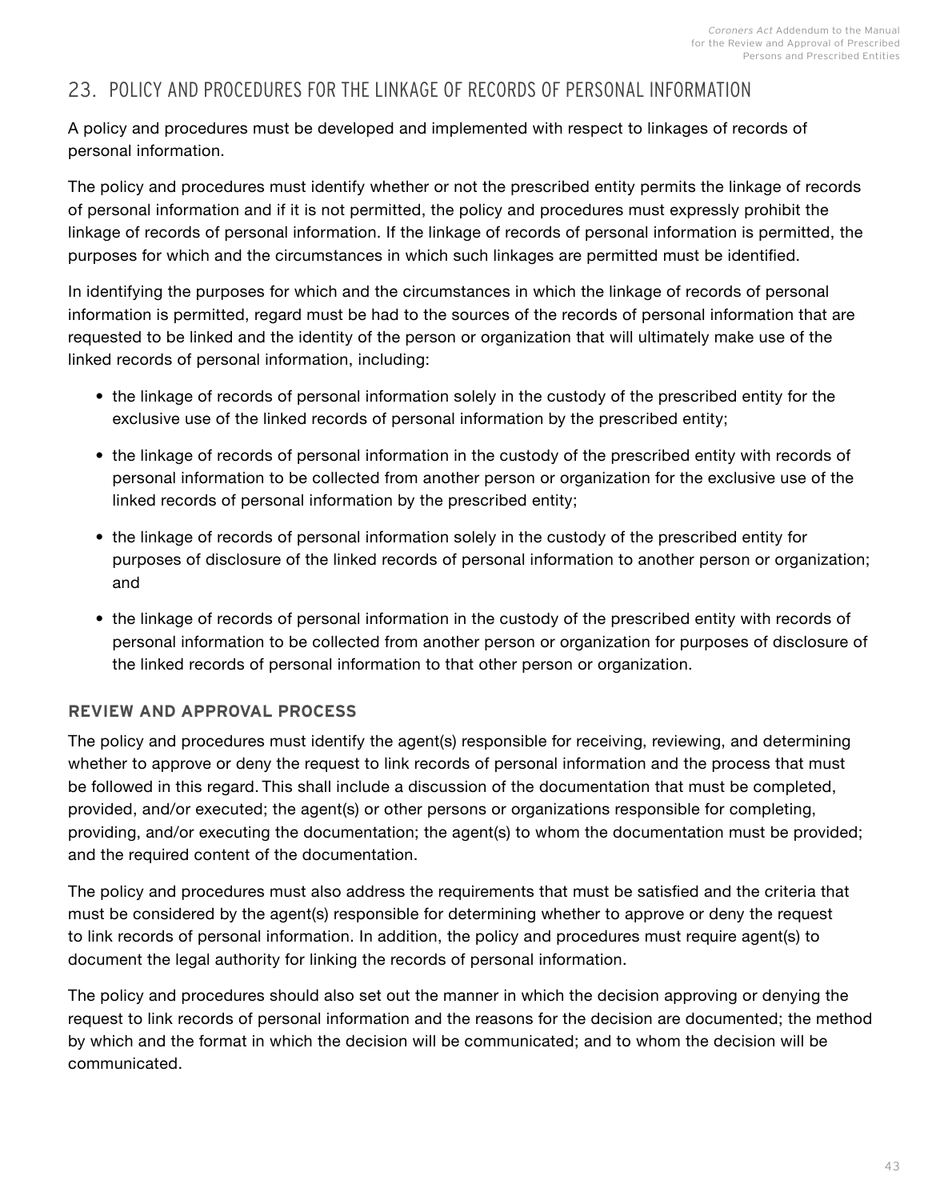## 23. POLICY AND PROCEDURES FOR THE LINKAGE OF RECORDS OF PERSONAL INFORMATION

A policy and procedures must be developed and implemented with respect to linkages of records of personal information.

The policy and procedures must identify whether or not the prescribed entity permits the linkage of records of personal information and if it is not permitted, the policy and procedures must expressly prohibit the linkage of records of personal information. If the linkage of records of personal information is permitted, the purposes for which and the circumstances in which such linkages are permitted must be identified.

In identifying the purposes for which and the circumstances in which the linkage of records of personal information is permitted, regard must be had to the sources of the records of personal information that are requested to be linked and the identity of the person or organization that will ultimately make use of the linked records of personal information, including:

- the linkage of records of personal information solely in the custody of the prescribed entity for the exclusive use of the linked records of personal information by the prescribed entity;
- the linkage of records of personal information in the custody of the prescribed entity with records of personal information to be collected from another person or organization for the exclusive use of the linked records of personal information by the prescribed entity;
- the linkage of records of personal information solely in the custody of the prescribed entity for purposes of disclosure of the linked records of personal information to another person or organization; and
- the linkage of records of personal information in the custody of the prescribed entity with records of personal information to be collected from another person or organization for purposes of disclosure of the linked records of personal information to that other person or organization.

### REVIEW AND APPROVAL PROCESS

The policy and procedures must identify the agent(s) responsible for receiving, reviewing, and determining whether to approve or deny the request to link records of personal information and the process that must be followed in this regard. This shall include a discussion of the documentation that must be completed, provided, and/or executed; the agent(s) or other persons or organizations responsible for completing, providing, and/or executing the documentation; the agent(s) to whom the documentation must be provided; and the required content of the documentation.

The policy and procedures must also address the requirements that must be satisfied and the criteria that must be considered by the agent(s) responsible for determining whether to approve or deny the request to link records of personal information. In addition, the policy and procedures must require agent(s) to document the legal authority for linking the records of personal information.

The policy and procedures should also set out the manner in which the decision approving or denying the request to link records of personal information and the reasons for the decision are documented; the method by which and the format in which the decision will be communicated; and to whom the decision will be communicated.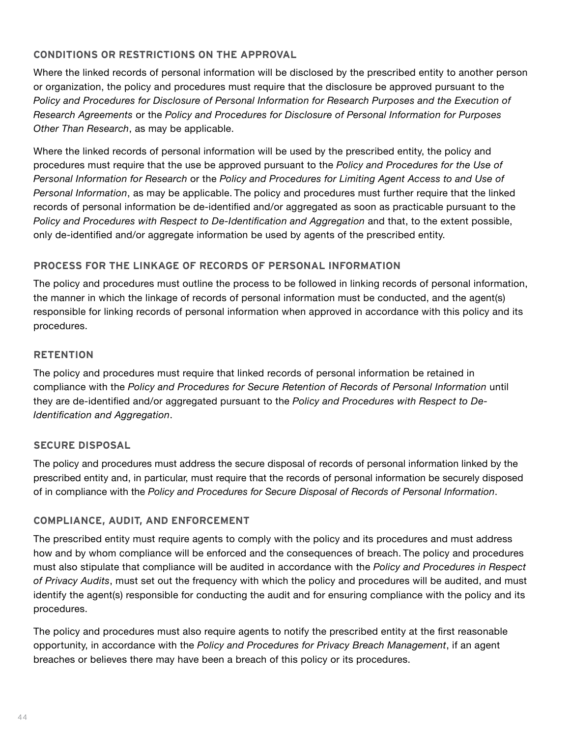### CONDITIONS OR RESTRICTIONS ON THE APPROVAL

Where the linked records of personal information will be disclosed by the prescribed entity to another person or organization, the policy and procedures must require that the disclosure be approved pursuant to the *Policy and Procedures for Disclosure of Personal Information for Research Purposes and the Execution of Research Agreements* or the *Policy and Procedures for Disclosure of Personal Information for Purposes Other Than Research*, as may be applicable.

Where the linked records of personal information will be used by the prescribed entity, the policy and procedures must require that the use be approved pursuant to the *Policy and Procedures for the Use of Personal Information for Research* or the *Policy and Procedures for Limiting Agent Access to and Use of Personal Information*, as may be applicable. The policy and procedures must further require that the linked records of personal information be de-identified and/or aggregated as soon as practicable pursuant to the *Policy and Procedures with Respect to De-Identification and Aggregation* and that, to the extent possible, only de-identified and/or aggregate information be used by agents of the prescribed entity.

### PROCESS FOR THE LINKAGE OF RECORDS OF PERSONAL INFORMATION

The policy and procedures must outline the process to be followed in linking records of personal information, the manner in which the linkage of records of personal information must be conducted, and the agent(s) responsible for linking records of personal information when approved in accordance with this policy and its procedures.

### RETENTION

The policy and procedures must require that linked records of personal information be retained in compliance with the *Policy and Procedures for Secure Retention of Records of Personal Information* until they are de-identified and/or aggregated pursuant to the *Policy and Procedures with Respect to De-Identification and Aggregation*.

### SECURE DISPOSAL

The policy and procedures must address the secure disposal of records of personal information linked by the prescribed entity and, in particular, must require that the records of personal information be securely disposed of in compliance with the *Policy and Procedures for Secure Disposal of Records of Personal Information*.

### COMPLIANCE, AUDIT, AND ENFORCEMENT

The prescribed entity must require agents to comply with the policy and its procedures and must address how and by whom compliance will be enforced and the consequences of breach. The policy and procedures must also stipulate that compliance will be audited in accordance with the *Policy and Procedures in Respect of Privacy Audits*, must set out the frequency with which the policy and procedures will be audited, and must identify the agent(s) responsible for conducting the audit and for ensuring compliance with the policy and its procedures.

The policy and procedures must also require agents to notify the prescribed entity at the first reasonable opportunity, in accordance with the *Policy and Procedures for Privacy Breach Management*, if an agent breaches or believes there may have been a breach of this policy or its procedures.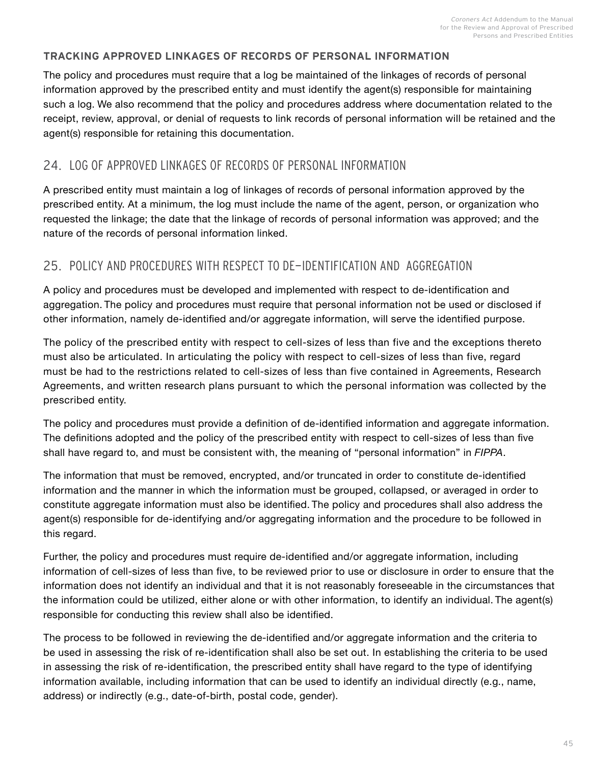### TRACKING APPROVED LINKAGES OF RECORDS OF PERSONAL INFORMATION

The policy and procedures must require that a log be maintained of the linkages of records of personal information approved by the prescribed entity and must identify the agent(s) responsible for maintaining such a log. We also recommend that the policy and procedures address where documentation related to the receipt, review, approval, or denial of requests to link records of personal information will be retained and the agent(s) responsible for retaining this documentation.

## 24. LOG OF APPROVED LINKAGES OF RECORDS OF PERSONAL INFORMATION

A prescribed entity must maintain a log of linkages of records of personal information approved by the prescribed entity. At a minimum, the log must include the name of the agent, person, or organization who requested the linkage; the date that the linkage of records of personal information was approved; and the nature of the records of personal information linked.

## 25. POLICY AND PROCEDURES WITH RESPECT TO DE-IDENTIFICATION AND AGGREGATION

A policy and procedures must be developed and implemented with respect to de-identification and aggregation. The policy and procedures must require that personal information not be used or disclosed if other information, namely de-identified and/or aggregate information, will serve the identified purpose.

The policy of the prescribed entity with respect to cell-sizes of less than five and the exceptions thereto must also be articulated. In articulating the policy with respect to cell-sizes of less than five, regard must be had to the restrictions related to cell-sizes of less than five contained in Agreements, Research Agreements, and written research plans pursuant to which the personal information was collected by the prescribed entity.

The policy and procedures must provide a definition of de-identified information and aggregate information. The definitions adopted and the policy of the prescribed entity with respect to cell-sizes of less than five shall have regard to, and must be consistent with, the meaning of "personal information" in *FIPPA*.

The information that must be removed, encrypted, and/or truncated in order to constitute de-identified information and the manner in which the information must be grouped, collapsed, or averaged in order to constitute aggregate information must also be identified. The policy and procedures shall also address the agent(s) responsible for de-identifying and/or aggregating information and the procedure to be followed in this regard.

Further, the policy and procedures must require de-identified and/or aggregate information, including information of cell-sizes of less than five, to be reviewed prior to use or disclosure in order to ensure that the information does not identify an individual and that it is not reasonably foreseeable in the circumstances that the information could be utilized, either alone or with other information, to identify an individual. The agent(s) responsible for conducting this review shall also be identified.

The process to be followed in reviewing the de-identified and/or aggregate information and the criteria to be used in assessing the risk of re-identification shall also be set out. In establishing the criteria to be used in assessing the risk of re-identification, the prescribed entity shall have regard to the type of identifying information available, including information that can be used to identify an individual directly (e.g., name, address) or indirectly (e.g., date-of-birth, postal code, gender).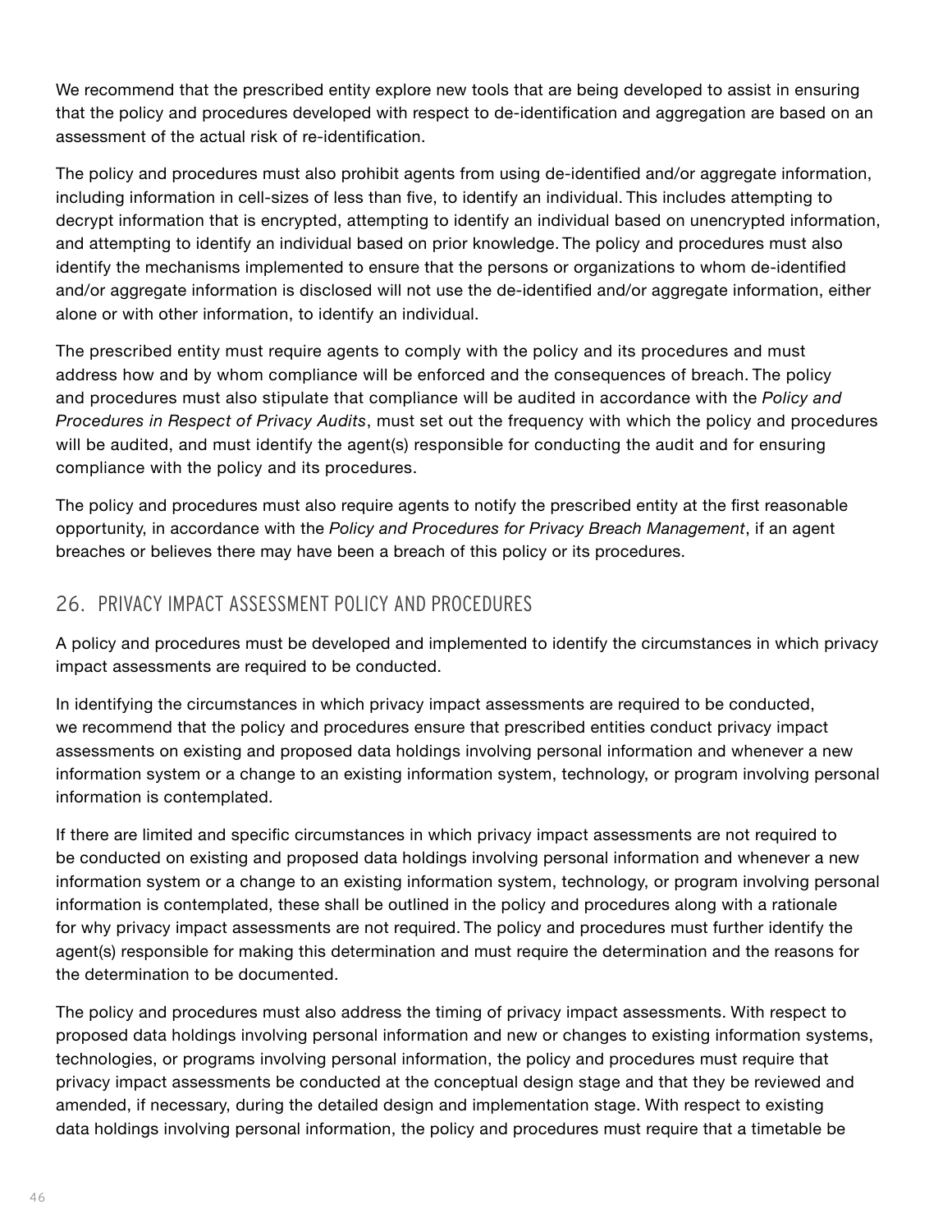We recommend that the prescribed entity explore new tools that are being developed to assist in ensuring that the policy and procedures developed with respect to de-identification and aggregation are based on an assessment of the actual risk of re-identification.

The policy and procedures must also prohibit agents from using de-identified and/or aggregate information, including information in cell-sizes of less than five, to identify an individual. This includes attempting to decrypt information that is encrypted, attempting to identify an individual based on unencrypted information, and attempting to identify an individual based on prior knowledge. The policy and procedures must also identify the mechanisms implemented to ensure that the persons or organizations to whom de-identified and/or aggregate information is disclosed will not use the de-identified and/or aggregate information, either alone or with other information, to identify an individual.

The prescribed entity must require agents to comply with the policy and its procedures and must address how and by whom compliance will be enforced and the consequences of breach. The policy and procedures must also stipulate that compliance will be audited in accordance with the *Policy and Procedures in Respect of Privacy Audits*, must set out the frequency with which the policy and procedures will be audited, and must identify the agent(s) responsible for conducting the audit and for ensuring compliance with the policy and its procedures.

The policy and procedures must also require agents to notify the prescribed entity at the first reasonable opportunity, in accordance with the *Policy and Procedures for Privacy Breach Management*, if an agent breaches or believes there may have been a breach of this policy or its procedures.

## 26. PRIVACY IMPACT ASSESSMENT POLICY AND PROCEDURES

A policy and procedures must be developed and implemented to identify the circumstances in which privacy impact assessments are required to be conducted.

In identifying the circumstances in which privacy impact assessments are required to be conducted, we recommend that the policy and procedures ensure that prescribed entities conduct privacy impact assessments on existing and proposed data holdings involving personal information and whenever a new information system or a change to an existing information system, technology, or program involving personal information is contemplated.

If there are limited and specific circumstances in which privacy impact assessments are not required to be conducted on existing and proposed data holdings involving personal information and whenever a new information system or a change to an existing information system, technology, or program involving personal information is contemplated, these shall be outlined in the policy and procedures along with a rationale for why privacy impact assessments are not required. The policy and procedures must further identify the agent(s) responsible for making this determination and must require the determination and the reasons for the determination to be documented.

The policy and procedures must also address the timing of privacy impact assessments. With respect to proposed data holdings involving personal information and new or changes to existing information systems, technologies, or programs involving personal information, the policy and procedures must require that privacy impact assessments be conducted at the conceptual design stage and that they be reviewed and amended, if necessary, during the detailed design and implementation stage. With respect to existing data holdings involving personal information, the policy and procedures must require that a timetable be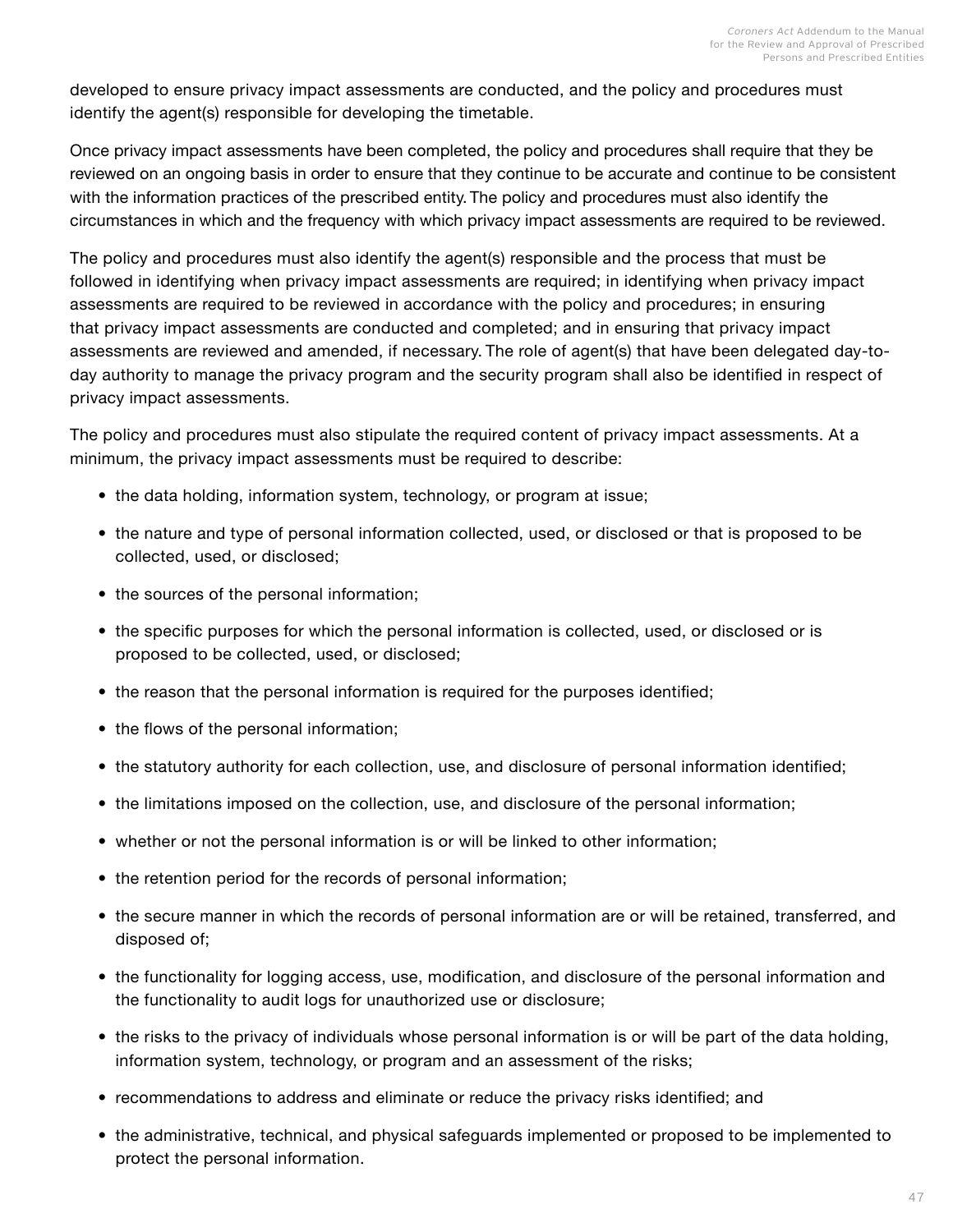developed to ensure privacy impact assessments are conducted, and the policy and procedures must identify the agent(s) responsible for developing the timetable.

Once privacy impact assessments have been completed, the policy and procedures shall require that they be reviewed on an ongoing basis in order to ensure that they continue to be accurate and continue to be consistent with the information practices of the prescribed entity. The policy and procedures must also identify the circumstances in which and the frequency with which privacy impact assessments are required to be reviewed.

The policy and procedures must also identify the agent(s) responsible and the process that must be followed in identifying when privacy impact assessments are required; in identifying when privacy impact assessments are required to be reviewed in accordance with the policy and procedures; in ensuring that privacy impact assessments are conducted and completed; and in ensuring that privacy impact assessments are reviewed and amended, if necessary. The role of agent(s) that have been delegated day-to-day authority to manage the privacy program and the security program shall also be identified in respect of privacy impact assessments.

The policy and procedures must also stipulate the required content of privacy impact assessments. At a minimum, the privacy impact assessments must be required to describe:

- the data holding, information system, technology, or program at issue;
- the nature and type of personal information collected, used, or disclosed or that is proposed to be collected, used, or disclosed;
- the sources of the personal information;
- the specific purposes for which the personal information is collected, used, or disclosed or is proposed to be collected, used, or disclosed;
- the reason that the personal information is required for the purposes identified;
- the flows of the personal information;
- the statutory authority for each collection, use, and disclosure of personal information identified;
- the limitations imposed on the collection, use, and disclosure of the personal information;
- whether or not the personal information is or will be linked to other information;
- the retention period for the records of personal information;
- the secure manner in which the records of personal information are or will be retained, transferred, and disposed of;
- the functionality for logging access, use, modification, and disclosure of the personal information and the functionality to audit logs for unauthorized use or disclosure;
- the risks to the privacy of individuals whose personal information is or will be part of the data holding, information system, technology, or program and an assessment of the risks;
- recommendations to address and eliminate or reduce the privacy risks identified; and
- the administrative, technical, and physical safeguards implemented or proposed to be implemented to protect the personal information.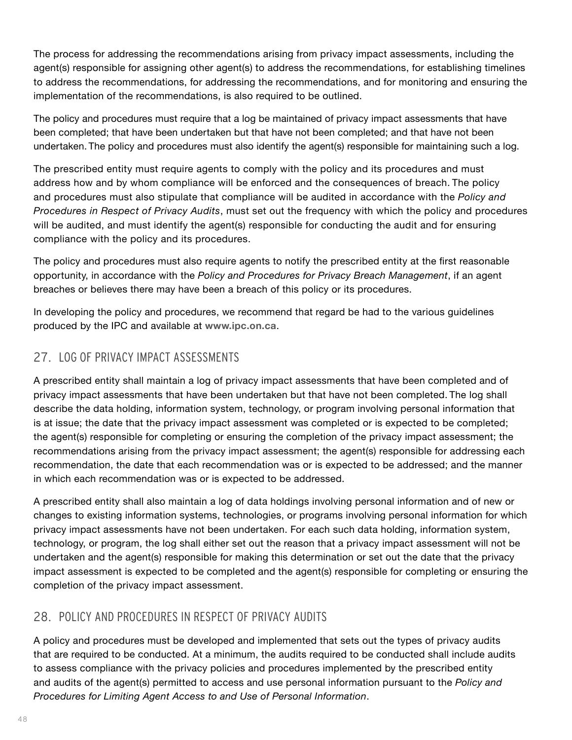The process for addressing the recommendations arising from privacy impact assessments, including the agent(s) responsible for assigning other agent(s) to address the recommendations, for establishing timelines to address the recommendations, for addressing the recommendations, and for monitoring and ensuring the implementation of the recommendations, is also required to be outlined.

The policy and procedures must require that a log be maintained of privacy impact assessments that have been completed; that have been undertaken but that have not been completed; and that have not been undertaken. The policy and procedures must also identify the agent(s) responsible for maintaining such a log.

The prescribed entity must require agents to comply with the policy and its procedures and must address how and by whom compliance will be enforced and the consequences of breach. The policy and procedures must also stipulate that compliance will be audited in accordance with the *Policy and Procedures in Respect of Privacy Audits*, must set out the frequency with which the policy and procedures will be audited, and must identify the agent(s) responsible for conducting the audit and for ensuring compliance with the policy and its procedures.

The policy and procedures must also require agents to notify the prescribed entity at the first reasonable opportunity, in accordance with the *Policy and Procedures for Privacy Breach Management*, if an agent breaches or believes there may have been a breach of this policy or its procedures.

In developing the policy and procedures, we recommend that regard be had to the various guidelines produced by the IPC and available at **www.ipc.on.ca**.

## 27. LOG OF PRIVACY IMPACT ASSESSMENTS

A prescribed entity shall maintain a log of privacy impact assessments that have been completed and of privacy impact assessments that have been undertaken but that have not been completed. The log shall describe the data holding, information system, technology, or program involving personal information that is at issue; the date that the privacy impact assessment was completed or is expected to be completed; the agent(s) responsible for completing or ensuring the completion of the privacy impact assessment; the recommendations arising from the privacy impact assessment; the agent(s) responsible for addressing each recommendation, the date that each recommendation was or is expected to be addressed; and the manner in which each recommendation was or is expected to be addressed.

A prescribed entity shall also maintain a log of data holdings involving personal information and of new or changes to existing information systems, technologies, or programs involving personal information for which privacy impact assessments have not been undertaken. For each such data holding, information system, technology, or program, the log shall either set out the reason that a privacy impact assessment will not be undertaken and the agent(s) responsible for making this determination or set out the date that the privacy impact assessment is expected to be completed and the agent(s) responsible for completing or ensuring the completion of the privacy impact assessment.

## 28. POLICY AND PROCEDURES IN RESPECT OF PRIVACY AUDITS

A policy and procedures must be developed and implemented that sets out the types of privacy audits that are required to be conducted. At a minimum, the audits required to be conducted shall include audits to assess compliance with the privacy policies and procedures implemented by the prescribed entity and audits of the agent(s) permitted to access and use personal information pursuant to the *Policy and Procedures for Limiting Agent Access to and Use of Personal Information*.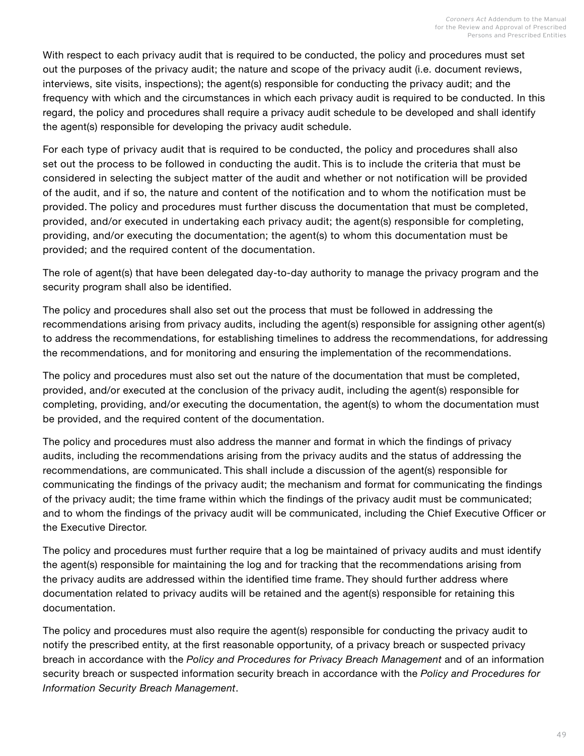With respect to each privacy audit that is required to be conducted, the policy and procedures must set out the purposes of the privacy audit; the nature and scope of the privacy audit (i.e. document reviews, interviews, site visits, inspections); the agent(s) responsible for conducting the privacy audit; and the frequency with which and the circumstances in which each privacy audit is required to be conducted. In this regard, the policy and procedures shall require a privacy audit schedule to be developed and shall identify the agent(s) responsible for developing the privacy audit schedule.

For each type of privacy audit that is required to be conducted, the policy and procedures shall also set out the process to be followed in conducting the audit. This is to include the criteria that must be considered in selecting the subject matter of the audit and whether or not notification will be provided of the audit, and if so, the nature and content of the notification and to whom the notification must be provided. The policy and procedures must further discuss the documentation that must be completed, provided, and/or executed in undertaking each privacy audit; the agent(s) responsible for completing, providing, and/or executing the documentation; the agent(s) to whom this documentation must be provided; and the required content of the documentation.

The role of agent(s) that have been delegated day-to-day authority to manage the privacy program and the security program shall also be identified.

The policy and procedures shall also set out the process that must be followed in addressing the recommendations arising from privacy audits, including the agent(s) responsible for assigning other agent(s) to address the recommendations, for establishing timelines to address the recommendations, for addressing the recommendations, and for monitoring and ensuring the implementation of the recommendations.

The policy and procedures must also set out the nature of the documentation that must be completed, provided, and/or executed at the conclusion of the privacy audit, including the agent(s) responsible for completing, providing, and/or executing the documentation, the agent(s) to whom the documentation must be provided, and the required content of the documentation.

The policy and procedures must also address the manner and format in which the findings of privacy audits, including the recommendations arising from the privacy audits and the status of addressing the recommendations, are communicated. This shall include a discussion of the agent(s) responsible for communicating the findings of the privacy audit; the mechanism and format for communicating the findings of the privacy audit; the time frame within which the findings of the privacy audit must be communicated; and to whom the findings of the privacy audit will be communicated, including the Chief Executive Officer or the Executive Director.

The policy and procedures must further require that a log be maintained of privacy audits and must identify the agent(s) responsible for maintaining the log and for tracking that the recommendations arising from the privacy audits are addressed within the identified time frame. They should further address where documentation related to privacy audits will be retained and the agent(s) responsible for retaining this documentation.

The policy and procedures must also require the agent(s) responsible for conducting the privacy audit to notify the prescribed entity, at the first reasonable opportunity, of a privacy breach or suspected privacy breach in accordance with the *Policy and Procedures for Privacy Breach Management* and of an information security breach or suspected information security breach in accordance with the *Policy and Procedures for Information Security Breach Management*.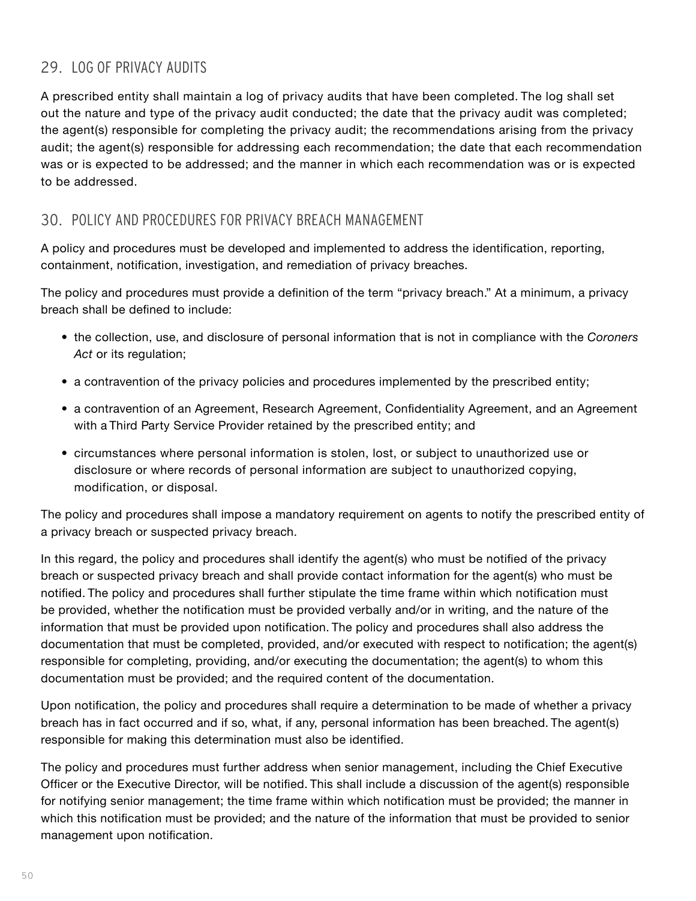## 29. LOG OF PRIVACY AUDITS

A prescribed entity shall maintain a log of privacy audits that have been completed. The log shall set out the nature and type of the privacy audit conducted; the date that the privacy audit was completed; the agent(s) responsible for completing the privacy audit; the recommendations arising from the privacy audit; the agent(s) responsible for addressing each recommendation; the date that each recommendation was or is expected to be addressed; and the manner in which each recommendation was or is expected to be addressed.

## 30. POLICY AND PROCEDURES FOR PRIVACY BREACH MANAGEMENT

A policy and procedures must be developed and implemented to address the identification, reporting, containment, notification, investigation, and remediation of privacy breaches.

The policy and procedures must provide a definition of the term "privacy breach." At a minimum, a privacy breach shall be defined to include:

- the collection, use, and disclosure of personal information that is not in compliance with the *Coroners Act* or its regulation;
- a contravention of the privacy policies and procedures implemented by the prescribed entity;
- a contravention of an Agreement, Research Agreement, Confidentiality Agreement, and an Agreement with a Third Party Service Provider retained by the prescribed entity; and
- circumstances where personal information is stolen, lost, or subject to unauthorized use or disclosure or where records of personal information are subject to unauthorized copying, modification, or disposal.

The policy and procedures shall impose a mandatory requirement on agents to notify the prescribed entity of a privacy breach or suspected privacy breach.

In this regard, the policy and procedures shall identify the agent(s) who must be notified of the privacy breach or suspected privacy breach and shall provide contact information for the agent(s) who must be notified. The policy and procedures shall further stipulate the time frame within which notification must be provided, whether the notification must be provided verbally and/or in writing, and the nature of the information that must be provided upon notification. The policy and procedures shall also address the documentation that must be completed, provided, and/or executed with respect to notification; the agent(s) responsible for completing, providing, and/or executing the documentation; the agent(s) to whom this documentation must be provided; and the required content of the documentation.

Upon notification, the policy and procedures shall require a determination to be made of whether a privacy breach has in fact occurred and if so, what, if any, personal information has been breached. The agent(s) responsible for making this determination must also be identified.

The policy and procedures must further address when senior management, including the Chief Executive Officer or the Executive Director, will be notified. This shall include a discussion of the agent(s) responsible for notifying senior management; the time frame within which notification must be provided; the manner in which this notification must be provided; and the nature of the information that must be provided to senior management upon notification.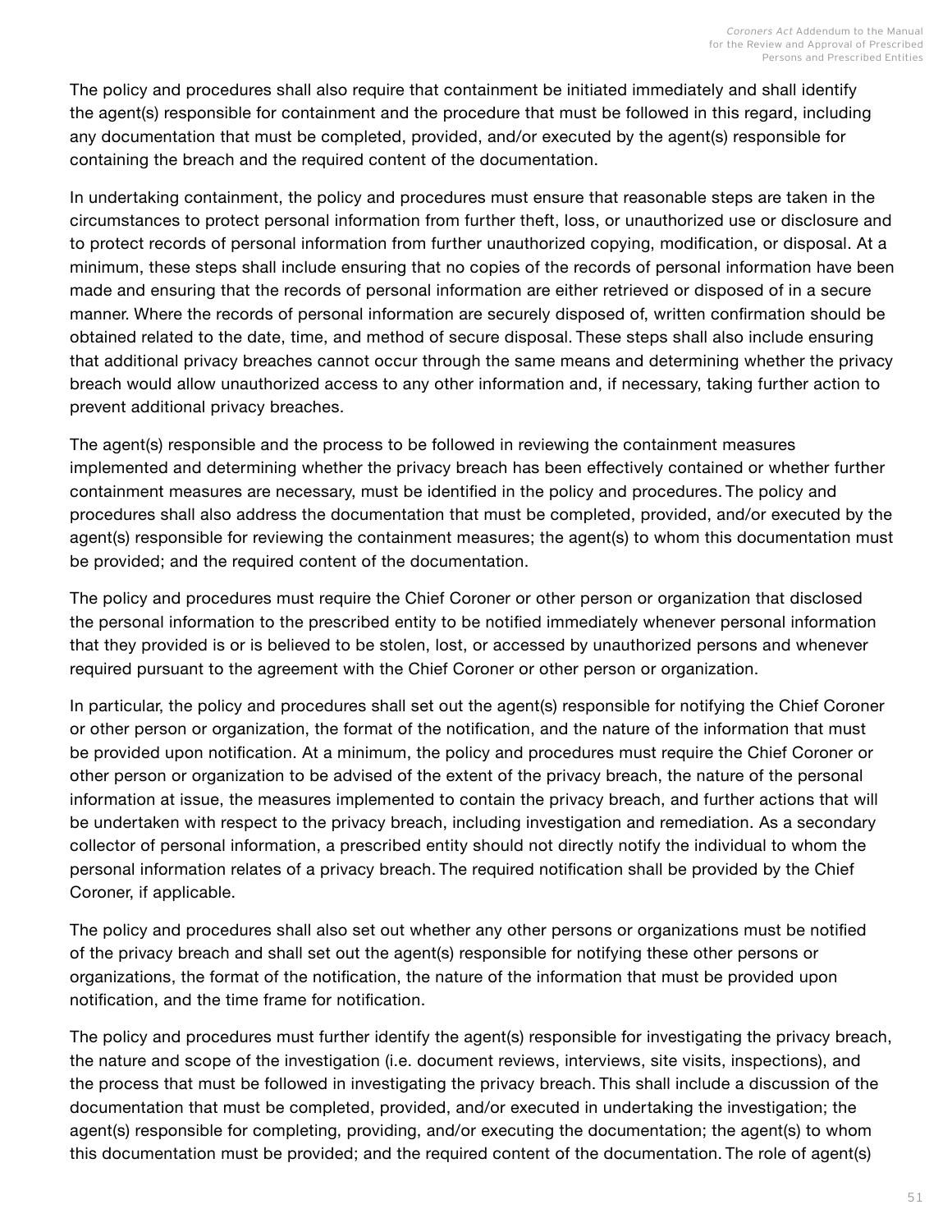The policy and procedures shall also require that containment be initiated immediately and shall identify the agent(s) responsible for containment and the procedure that must be followed in this regard, including any documentation that must be completed, provided, and/or executed by the agent(s) responsible for containing the breach and the required content of the documentation.

In undertaking containment, the policy and procedures must ensure that reasonable steps are taken in the circumstances to protect personal information from further theft, loss, or unauthorized use or disclosure and to protect records of personal information from further unauthorized copying, modification, or disposal. At a minimum, these steps shall include ensuring that no copies of the records of personal information have been made and ensuring that the records of personal information are either retrieved or disposed of in a secure manner. Where the records of personal information are securely disposed of, written confirmation should be obtained related to the date, time, and method of secure disposal. These steps shall also include ensuring that additional privacy breaches cannot occur through the same means and determining whether the privacy breach would allow unauthorized access to any other information and, if necessary, taking further action to prevent additional privacy breaches.

The agent(s) responsible and the process to be followed in reviewing the containment measures implemented and determining whether the privacy breach has been effectively contained or whether further containment measures are necessary, must be identified in the policy and procedures. The policy and procedures shall also address the documentation that must be completed, provided, and/or executed by the agent(s) responsible for reviewing the containment measures; the agent(s) to whom this documentation must be provided; and the required content of the documentation.

The policy and procedures must require the Chief Coroner or other person or organization that disclosed the personal information to the prescribed entity to be notified immediately whenever personal information that they provided is or is believed to be stolen, lost, or accessed by unauthorized persons and whenever required pursuant to the agreement with the Chief Coroner or other person or organization.

In particular, the policy and procedures shall set out the agent(s) responsible for notifying the Chief Coroner or other person or organization, the format of the notification, and the nature of the information that must be provided upon notification. At a minimum, the policy and procedures must require the Chief Coroner or other person or organization to be advised of the extent of the privacy breach, the nature of the personal information at issue, the measures implemented to contain the privacy breach, and further actions that will be undertaken with respect to the privacy breach, including investigation and remediation. As a secondary collector of personal information, a prescribed entity should not directly notify the individual to whom the personal information relates of a privacy breach. The required notification shall be provided by the Chief Coroner, if applicable.

The policy and procedures shall also set out whether any other persons or organizations must be notified of the privacy breach and shall set out the agent(s) responsible for notifying these other persons or organizations, the format of the notification, the nature of the information that must be provided upon notification, and the time frame for notification.

The policy and procedures must further identify the agent(s) responsible for investigating the privacy breach, the nature and scope of the investigation (i.e. document reviews, interviews, site visits, inspections), and the process that must be followed in investigating the privacy breach. This shall include a discussion of the documentation that must be completed, provided, and/or executed in undertaking the investigation; the agent(s) responsible for completing, providing, and/or executing the documentation; the agent(s) to whom this documentation must be provided; and the required content of the documentation. The role of agent(s)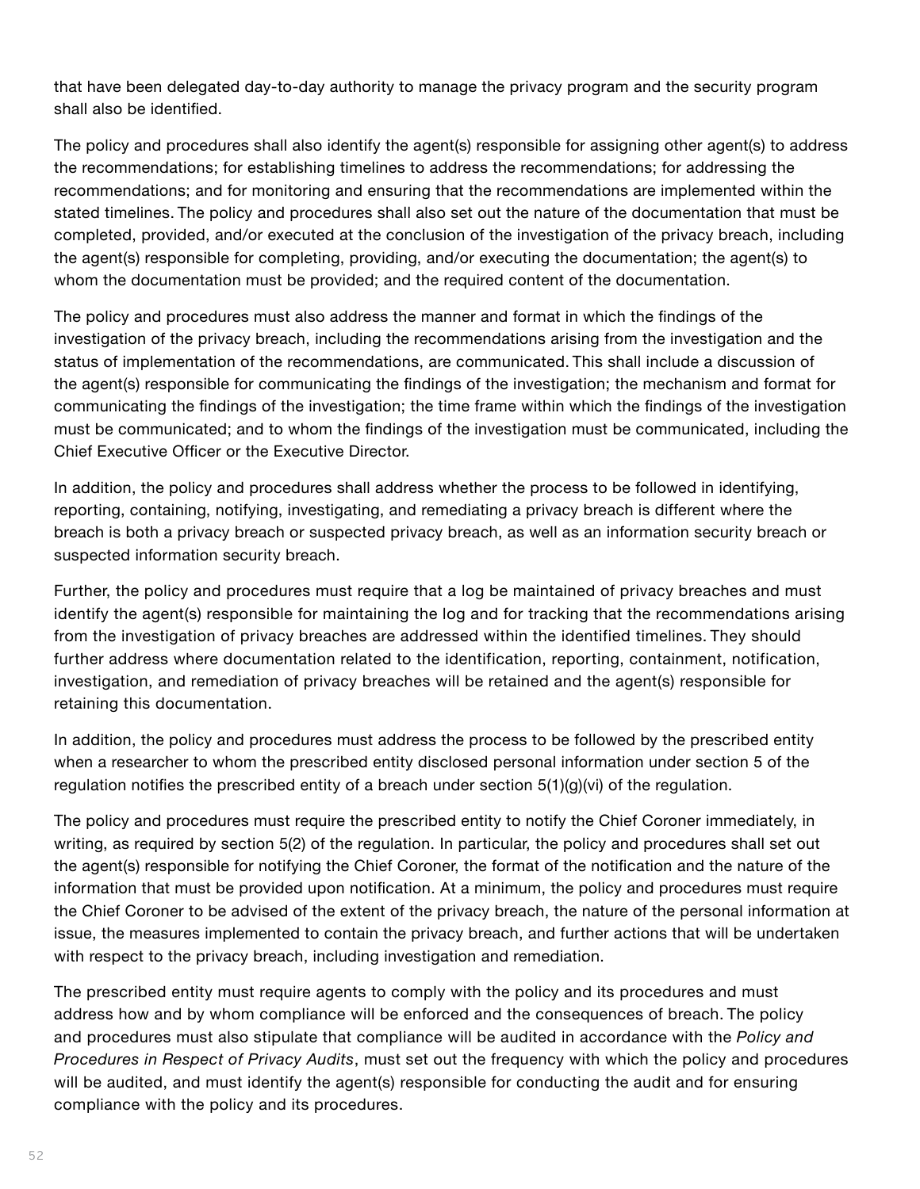that have been delegated day-to-day authority to manage the privacy program and the security program shall also be identified.

The policy and procedures shall also identify the agent(s) responsible for assigning other agent(s) to address the recommendations; for establishing timelines to address the recommendations; for addressing the recommendations; and for monitoring and ensuring that the recommendations are implemented within the stated timelines. The policy and procedures shall also set out the nature of the documentation that must be completed, provided, and/or executed at the conclusion of the investigation of the privacy breach, including the agent(s) responsible for completing, providing, and/or executing the documentation; the agent(s) to whom the documentation must be provided; and the required content of the documentation.

The policy and procedures must also address the manner and format in which the findings of the investigation of the privacy breach, including the recommendations arising from the investigation and the status of implementation of the recommendations, are communicated. This shall include a discussion of the agent(s) responsible for communicating the findings of the investigation; the mechanism and format for communicating the findings of the investigation; the time frame within which the findings of the investigation must be communicated; and to whom the findings of the investigation must be communicated, including the Chief Executive Officer or the Executive Director.

In addition, the policy and procedures shall address whether the process to be followed in identifying, reporting, containing, notifying, investigating, and remediating a privacy breach is different where the breach is both a privacy breach or suspected privacy breach, as well as an information security breach or suspected information security breach.

Further, the policy and procedures must require that a log be maintained of privacy breaches and must identify the agent(s) responsible for maintaining the log and for tracking that the recommendations arising from the investigation of privacy breaches are addressed within the identified timelines. They should further address where documentation related to the identification, reporting, containment, notification, investigation, and remediation of privacy breaches will be retained and the agent(s) responsible for retaining this documentation.

In addition, the policy and procedures must address the process to be followed by the prescribed entity when a researcher to whom the prescribed entity disclosed personal information under section 5 of the regulation notifies the prescribed entity of a breach under section 5(1)(g)(vi) of the regulation.

The policy and procedures must require the prescribed entity to notify the Chief Coroner immediately, in writing, as required by section 5(2) of the regulation. In particular, the policy and procedures shall set out the agent(s) responsible for notifying the Chief Coroner, the format of the notification and the nature of the information that must be provided upon notification. At a minimum, the policy and procedures must require the Chief Coroner to be advised of the extent of the privacy breach, the nature of the personal information at issue, the measures implemented to contain the privacy breach, and further actions that will be undertaken with respect to the privacy breach, including investigation and remediation.

The prescribed entity must require agents to comply with the policy and its procedures and must address how and by whom compliance will be enforced and the consequences of breach. The policy and procedures must also stipulate that compliance will be audited in accordance with the *Policy and Procedures in Respect of Privacy Audits*, must set out the frequency with which the policy and procedures will be audited, and must identify the agent(s) responsible for conducting the audit and for ensuring compliance with the policy and its procedures.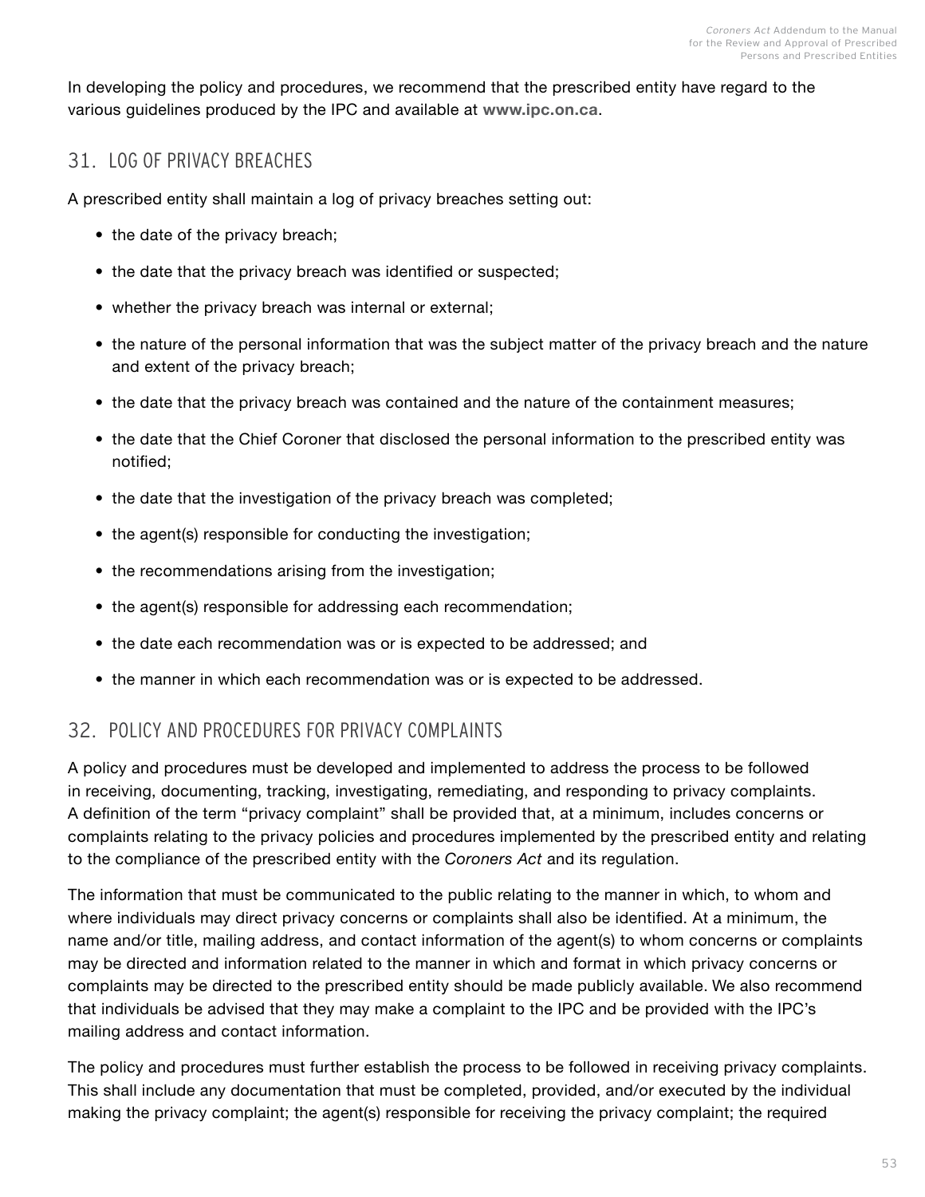In developing the policy and procedures, we recommend that the prescribed entity have regard to the various guidelines produced by the IPC and available at **www.ipc.on.ca**.

## 31. LOG OF PRIVACY BREACHES

A prescribed entity shall maintain a log of privacy breaches setting out:

- the date of the privacy breach;
- the date that the privacy breach was identified or suspected;
- whether the privacy breach was internal or external;
- the nature of the personal information that was the subject matter of the privacy breach and the nature and extent of the privacy breach;
- the date that the privacy breach was contained and the nature of the containment measures;
- the date that the Chief Coroner that disclosed the personal information to the prescribed entity was notified;
- the date that the investigation of the privacy breach was completed;
- the agent(s) responsible for conducting the investigation;
- the recommendations arising from the investigation;
- the agent(s) responsible for addressing each recommendation;
- the date each recommendation was or is expected to be addressed; and
- the manner in which each recommendation was or is expected to be addressed.

## 32. POLICY AND PROCEDURES FOR PRIVACY COMPLAINTS

A policy and procedures must be developed and implemented to address the process to be followed in receiving, documenting, tracking, investigating, remediating, and responding to privacy complaints. A definition of the term "privacy complaint" shall be provided that, at a minimum, includes concerns or complaints relating to the privacy policies and procedures implemented by the prescribed entity and relating to the compliance of the prescribed entity with the *Coroners Act* and its regulation.

The information that must be communicated to the public relating to the manner in which, to whom and where individuals may direct privacy concerns or complaints shall also be identified. At a minimum, the name and/or title, mailing address, and contact information of the agent(s) to whom concerns or complaints may be directed and information related to the manner in which and format in which privacy concerns or complaints may be directed to the prescribed entity should be made publicly available. We also recommend that individuals be advised that they may make a complaint to the IPC and be provided with the IPC's mailing address and contact information.

The policy and procedures must further establish the process to be followed in receiving privacy complaints. This shall include any documentation that must be completed, provided, and/or executed by the individual making the privacy complaint; the agent(s) responsible for receiving the privacy complaint; the required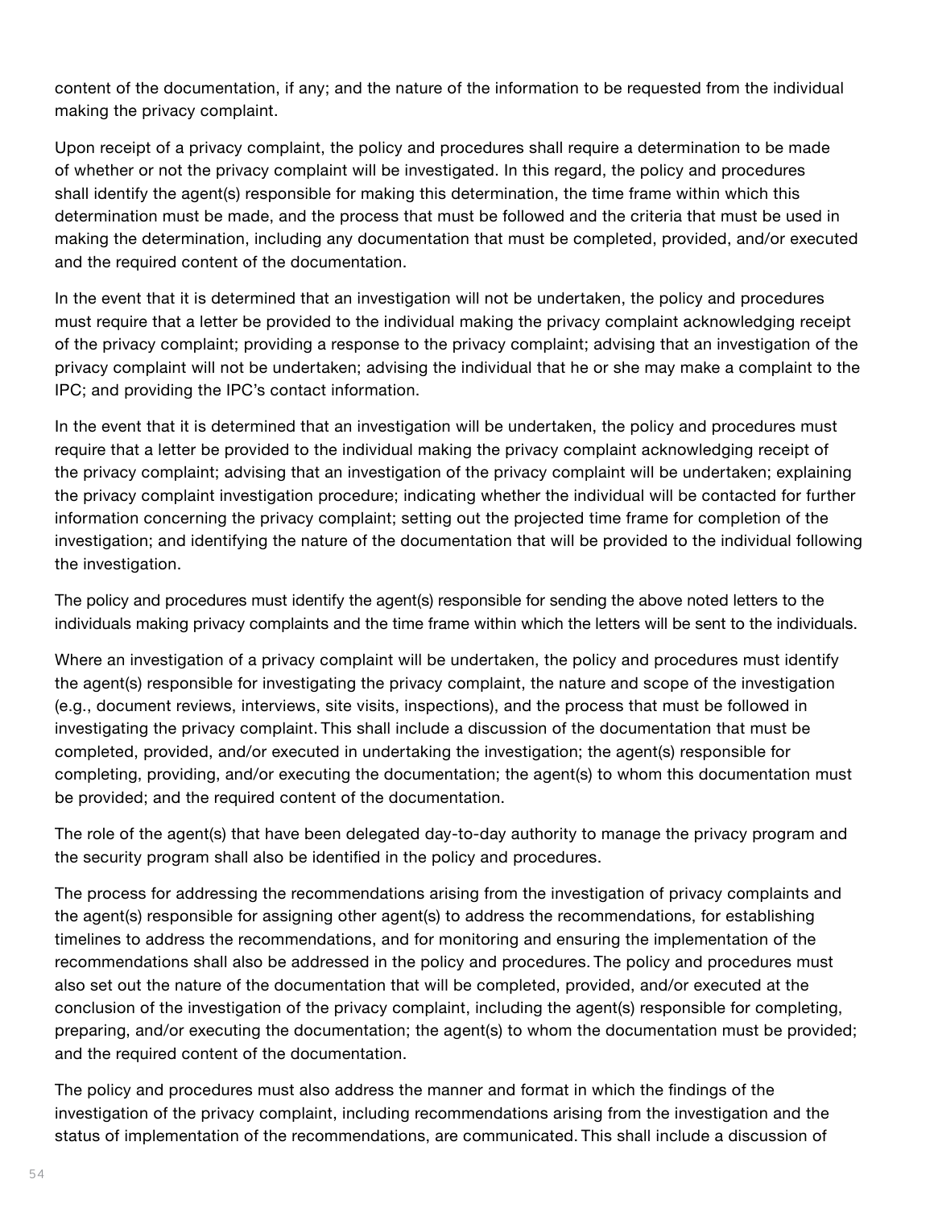content of the documentation, if any; and the nature of the information to be requested from the individual making the privacy complaint.

Upon receipt of a privacy complaint, the policy and procedures shall require a determination to be made of whether or not the privacy complaint will be investigated. In this regard, the policy and procedures shall identify the agent(s) responsible for making this determination, the time frame within which this determination must be made, and the process that must be followed and the criteria that must be used in making the determination, including any documentation that must be completed, provided, and/or executed and the required content of the documentation.

In the event that it is determined that an investigation will not be undertaken, the policy and procedures must require that a letter be provided to the individual making the privacy complaint acknowledging receipt of the privacy complaint; providing a response to the privacy complaint; advising that an investigation of the privacy complaint will not be undertaken; advising the individual that he or she may make a complaint to the IPC; and providing the IPC's contact information.

In the event that it is determined that an investigation will be undertaken, the policy and procedures must require that a letter be provided to the individual making the privacy complaint acknowledging receipt of the privacy complaint; advising that an investigation of the privacy complaint will be undertaken; explaining the privacy complaint investigation procedure; indicating whether the individual will be contacted for further information concerning the privacy complaint; setting out the projected time frame for completion of the investigation; and identifying the nature of the documentation that will be provided to the individual following the investigation.

The policy and procedures must identify the agent(s) responsible for sending the above noted letters to the individuals making privacy complaints and the time frame within which the letters will be sent to the individuals.

Where an investigation of a privacy complaint will be undertaken, the policy and procedures must identify the agent(s) responsible for investigating the privacy complaint, the nature and scope of the investigation (e.g., document reviews, interviews, site visits, inspections), and the process that must be followed in investigating the privacy complaint. This shall include a discussion of the documentation that must be completed, provided, and/or executed in undertaking the investigation; the agent(s) responsible for completing, providing, and/or executing the documentation; the agent(s) to whom this documentation must be provided; and the required content of the documentation.

The role of the agent(s) that have been delegated day-to-day authority to manage the privacy program and the security program shall also be identified in the policy and procedures.

The process for addressing the recommendations arising from the investigation of privacy complaints and the agent(s) responsible for assigning other agent(s) to address the recommendations, for establishing timelines to address the recommendations, and for monitoring and ensuring the implementation of the recommendations shall also be addressed in the policy and procedures. The policy and procedures must also set out the nature of the documentation that will be completed, provided, and/or executed at the conclusion of the investigation of the privacy complaint, including the agent(s) responsible for completing, preparing, and/or executing the documentation; the agent(s) to whom the documentation must be provided; and the required content of the documentation.

The policy and procedures must also address the manner and format in which the findings of the investigation of the privacy complaint, including recommendations arising from the investigation and the status of implementation of the recommendations, are communicated. This shall include a discussion of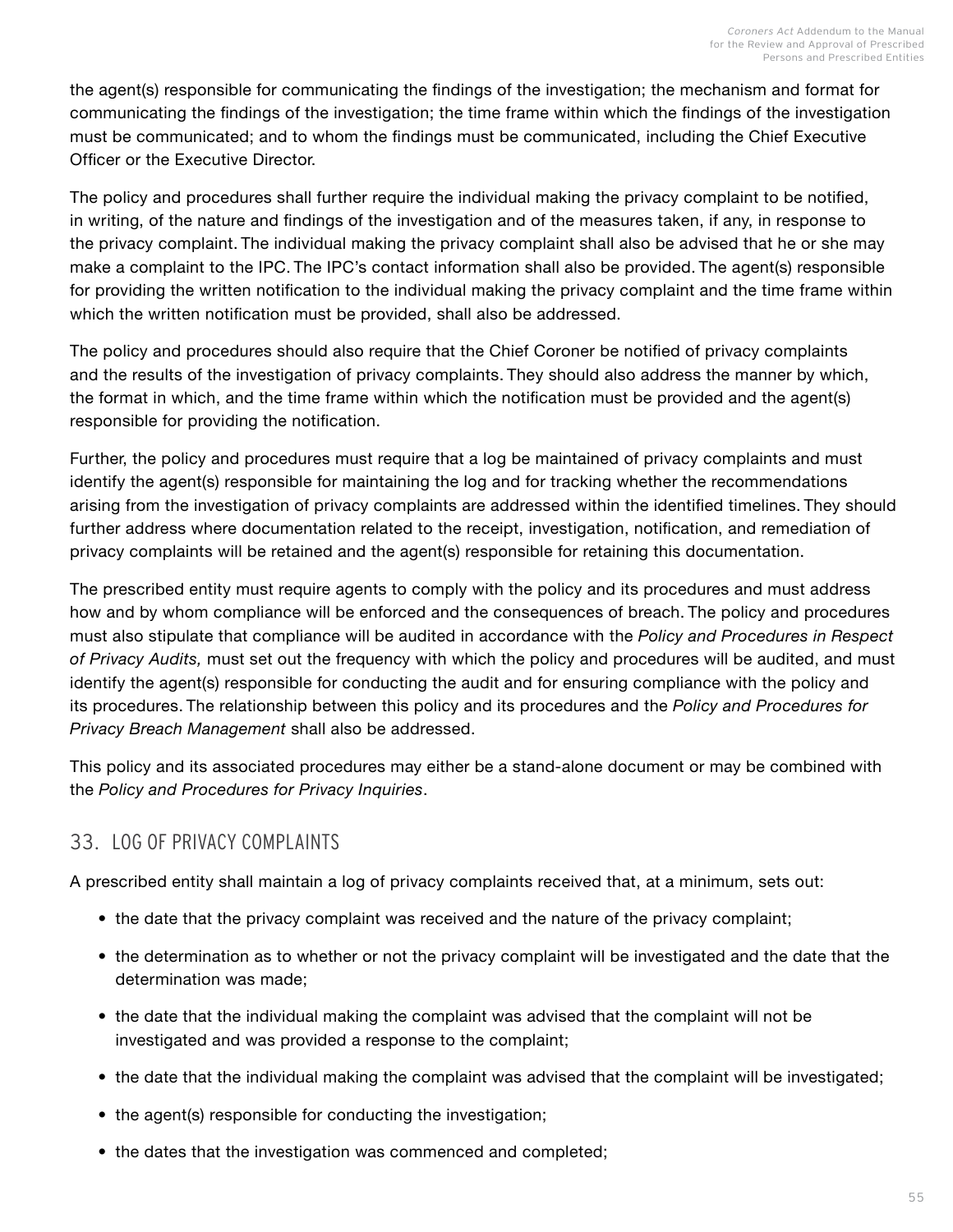the agent(s) responsible for communicating the findings of the investigation; the mechanism and format for communicating the findings of the investigation; the time frame within which the findings of the investigation must be communicated; and to whom the findings must be communicated, including the Chief Executive Officer or the Executive Director.

The policy and procedures shall further require the individual making the privacy complaint to be notified, in writing, of the nature and findings of the investigation and of the measures taken, if any, in response to the privacy complaint. The individual making the privacy complaint shall also be advised that he or she may make a complaint to the IPC. The IPC's contact information shall also be provided. The agent(s) responsible for providing the written notification to the individual making the privacy complaint and the time frame within which the written notification must be provided, shall also be addressed.

The policy and procedures should also require that the Chief Coroner be notified of privacy complaints and the results of the investigation of privacy complaints. They should also address the manner by which, the format in which, and the time frame within which the notification must be provided and the agent(s) responsible for providing the notification.

Further, the policy and procedures must require that a log be maintained of privacy complaints and must identify the agent(s) responsible for maintaining the log and for tracking whether the recommendations arising from the investigation of privacy complaints are addressed within the identified timelines. They should further address where documentation related to the receipt, investigation, notification, and remediation of privacy complaints will be retained and the agent(s) responsible for retaining this documentation.

The prescribed entity must require agents to comply with the policy and its procedures and must address how and by whom compliance will be enforced and the consequences of breach. The policy and procedures must also stipulate that compliance will be audited in accordance with the *Policy and Procedures in Respect of Privacy Audits,* must set out the frequency with which the policy and procedures will be audited, and must identify the agent(s) responsible for conducting the audit and for ensuring compliance with the policy and its procedures. The relationship between this policy and its procedures and the *Policy and Procedures for Privacy Breach Management* shall also be addressed.

This policy and its associated procedures may either be a stand-alone document or may be combined with the *Policy and Procedures for Privacy Inquiries*.

## 33. LOG OF PRIVACY COMPLAINTS

A prescribed entity shall maintain a log of privacy complaints received that, at a minimum, sets out:

- the date that the privacy complaint was received and the nature of the privacy complaint;
- the determination as to whether or not the privacy complaint will be investigated and the date that the determination was made;
- the date that the individual making the complaint was advised that the complaint will not be investigated and was provided a response to the complaint;
- the date that the individual making the complaint was advised that the complaint will be investigated;
- the agent(s) responsible for conducting the investigation;
- the dates that the investigation was commenced and completed;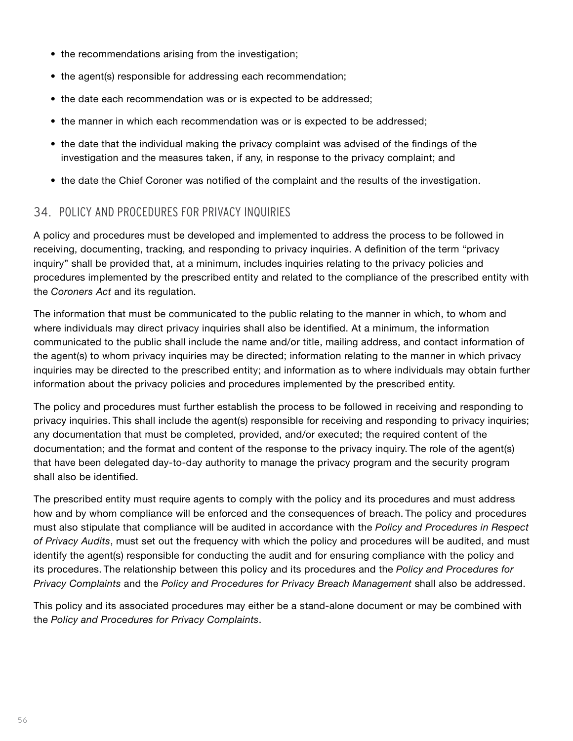- the recommendations arising from the investigation;
- the agent(s) responsible for addressing each recommendation;
- the date each recommendation was or is expected to be addressed;
- the manner in which each recommendation was or is expected to be addressed;
- the date that the individual making the privacy complaint was advised of the findings of the investigation and the measures taken, if any, in response to the privacy complaint; and
- the date the Chief Coroner was notified of the complaint and the results of the investigation.

## 34. POLICY AND PROCEDURES FOR PRIVACY INQUIRIES

A policy and procedures must be developed and implemented to address the process to be followed in receiving, documenting, tracking, and responding to privacy inquiries. A definition of the term "privacy inquiry" shall be provided that, at a minimum, includes inquiries relating to the privacy policies and procedures implemented by the prescribed entity and related to the compliance of the prescribed entity with the *Coroners Act* and its regulation.

The information that must be communicated to the public relating to the manner in which, to whom and where individuals may direct privacy inquiries shall also be identified. At a minimum, the information communicated to the public shall include the name and/or title, mailing address, and contact information of the agent(s) to whom privacy inquiries may be directed; information relating to the manner in which privacy inquiries may be directed to the prescribed entity; and information as to where individuals may obtain further information about the privacy policies and procedures implemented by the prescribed entity.

The policy and procedures must further establish the process to be followed in receiving and responding to privacy inquiries. This shall include the agent(s) responsible for receiving and responding to privacy inquiries; any documentation that must be completed, provided, and/or executed; the required content of the documentation; and the format and content of the response to the privacy inquiry. The role of the agent(s) that have been delegated day-to-day authority to manage the privacy program and the security program shall also be identified.

The prescribed entity must require agents to comply with the policy and its procedures and must address how and by whom compliance will be enforced and the consequences of breach. The policy and procedures must also stipulate that compliance will be audited in accordance with the *Policy and Procedures in Respect of Privacy Audits*, must set out the frequency with which the policy and procedures will be audited, and must identify the agent(s) responsible for conducting the audit and for ensuring compliance with the policy and its procedures. The relationship between this policy and its procedures and the *Policy and Procedures for Privacy Complaints* and the *Policy and Procedures for Privacy Breach Management* shall also be addressed.

This policy and its associated procedures may either be a stand-alone document or may be combined with the *Policy and Procedures for Privacy Complaints*.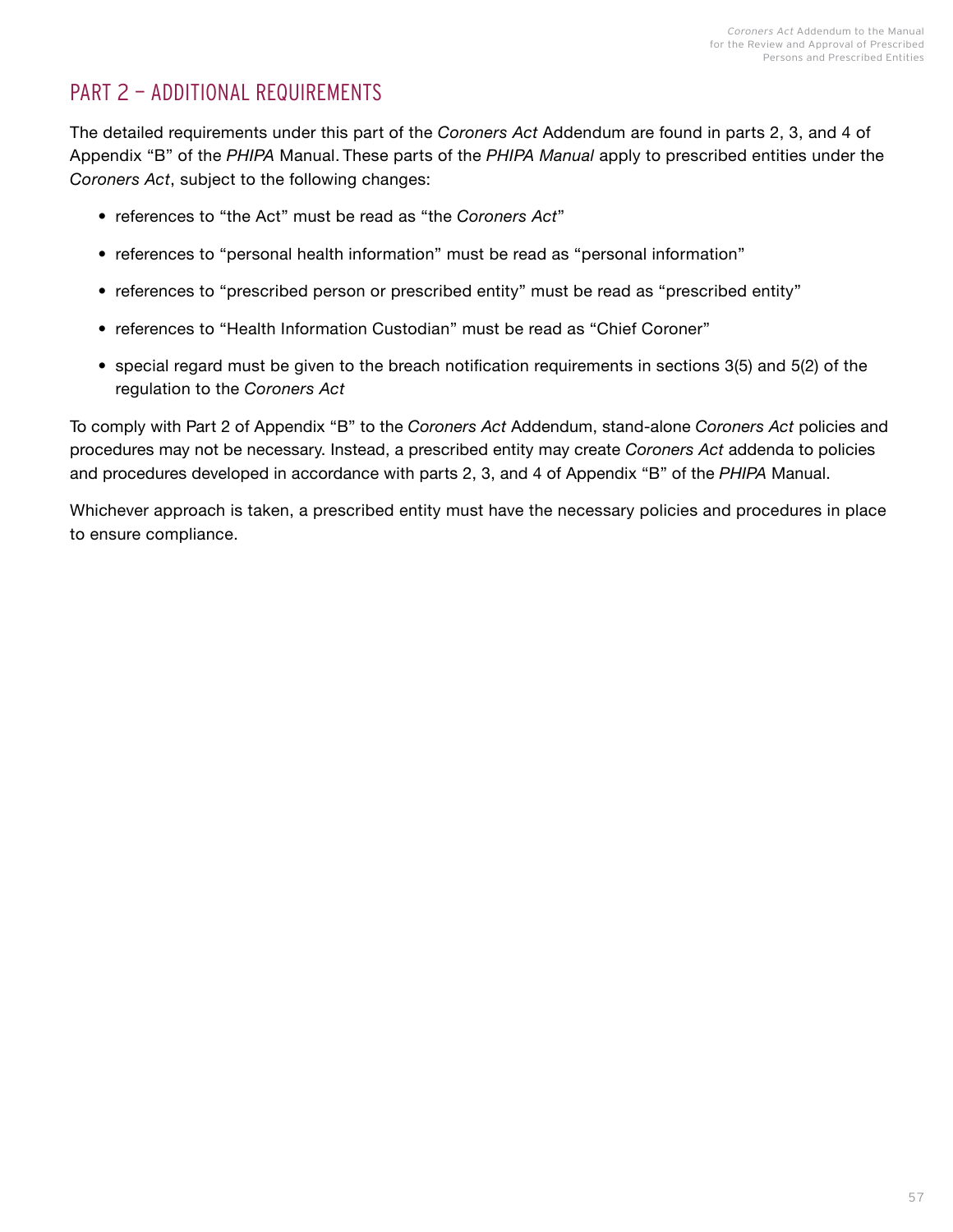## PART 2 – ADDITIONAL REQUIREMENTS

The detailed requirements under this part of the *Coroners Act* Addendum are found in parts 2, 3, and 4 of Appendix "B" of the *PHIPA* Manual. These parts of the *PHIPA Manual* apply to prescribed entities under the *Coroners Act*, subject to the following changes:

- references to "the Act" must be read as "the *Coroners Act*"
- references to "personal health information" must be read as "personal information"
- references to "prescribed person or prescribed entity" must be read as "prescribed entity"
- references to "Health Information Custodian" must be read as "Chief Coroner"
- special regard must be given to the breach notification requirements in sections 3(5) and 5(2) of the regulation to the *Coroners Act*

To comply with Part 2 of Appendix "B" to the *Coroners Act* Addendum, stand-alone *Coroners Act* policies and procedures may not be necessary. Instead, a prescribed entity may create *Coroners Act* addenda to policies and procedures developed in accordance with parts 2, 3, and 4 of Appendix "B" of the *PHIPA* Manual.

Whichever approach is taken, a prescribed entity must have the necessary policies and procedures in place to ensure compliance.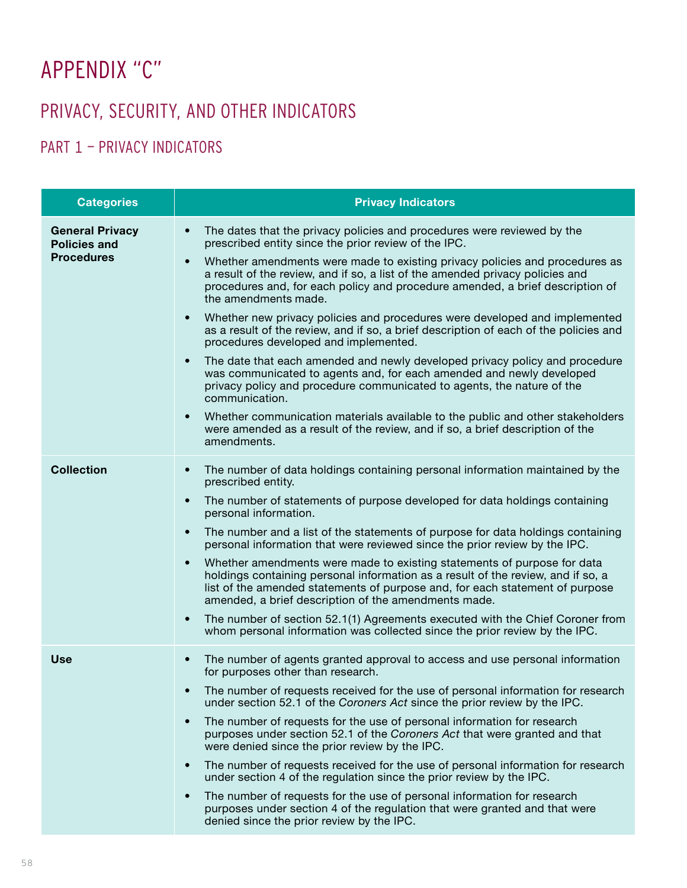# APPENDIX "C"

## PRIVACY, SECURITY, AND OTHER INDICATORS

### PART 1 – PRIVACY INDICATORS

| Categories | Privacy Indicators |
|---|---|
| **General Privacy Policies and Procedures** | • The dates that the privacy policies and procedures were reviewed by the prescribed entity since the prior review of the IPC.<br>• Whether amendments were made to existing privacy policies and procedures as a result of the review, and if so, a list of the amended privacy policies and procedures and, for each policy and procedure amended, a brief description of the amendments made.<br>• Whether new privacy policies and procedures were developed and implemented as a result of the review, and if so, a brief description of each of the policies and procedures developed and implemented.<br>• The date that each amended and newly developed privacy policy and procedure was communicated to agents and, for each amended and newly developed privacy policy and procedure communicated to agents, the nature of the communication.<br>• Whether communication materials available to the public and other stakeholders were amended as a result of the review, and if so, a brief description of the amendments. |
| **Collection** | • The number of data holdings containing personal information maintained by the prescribed entity.<br>• The number of statements of purpose developed for data holdings containing personal information.<br>• The number and a list of the statements of purpose for data holdings containing personal information that were reviewed since the prior review by the IPC.<br>• Whether amendments were made to existing statements of purpose for data holdings containing personal information as a result of the review, and if so, a list of the amended statements of purpose and, for each statement of purpose amended, a brief description of the amendments made.<br>• The number of section 52.1(1) Agreements executed with the Chief Coroner from whom personal information was collected since the prior review by the IPC. |
| **Use** | • The number of agents granted approval to access and use personal information for purposes other than research.<br>• The number of requests received for the use of personal information for research under section 52.1 of the *Coroners Act* since the prior review by the IPC.<br>• The number of requests for the use of personal information for research purposes under section 52.1 of the *Coroners Act* that were granted and that were denied since the prior review by the IPC.<br>• The number of requests received for the use of personal information for research under section 4 of the regulation since the prior review by the IPC.<br>• The number of requests for the use of personal information for research purposes under section 4 of the regulation that were granted and that were denied since the prior review by the IPC. |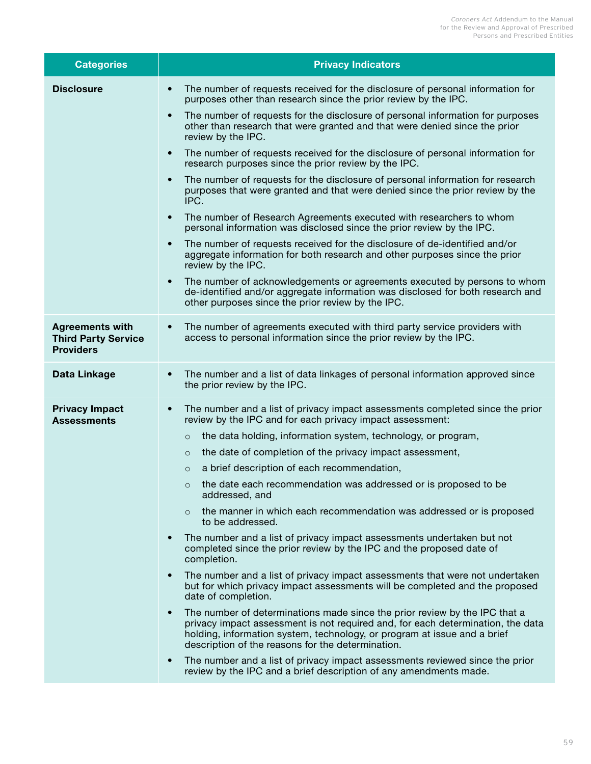| Categories | Privacy Indicators |
|---|---|
| **Disclosure** | • The number of requests received for the disclosure of personal information for purposes other than research since the prior review by the IPC.<br>• The number of requests for the disclosure of personal information for purposes other than research that were granted and that were denied since the prior review by the IPC.<br>• The number of requests received for the disclosure of personal information for research purposes since the prior review by the IPC.<br>• The number of requests for the disclosure of personal information for research purposes that were granted and that were denied since the prior review by the IPC.<br>• The number of Research Agreements executed with researchers to whom personal information was disclosed since the prior review by the IPC.<br>• The number of requests received for the disclosure of de-identified and/or aggregate information for both research and other purposes since the prior review by the IPC.<br>• The number of acknowledgements or agreements executed by persons to whom de-identified and/or aggregate information was disclosed for both research and other purposes since the prior review by the IPC. |
| **Agreements with Third Party Service Providers** | • The number of agreements executed with third party service providers with access to personal information since the prior review by the IPC. |
| **Data Linkage** | • The number and a list of data linkages of personal information approved since the prior review by the IPC. |
| **Privacy Impact Assessments** | • The number and a list of privacy impact assessments completed since the prior review by the IPC and for each privacy impact assessment:<br>&nbsp;&nbsp;○ the data holding, information system, technology, or program,<br>&nbsp;&nbsp;○ the date of completion of the privacy impact assessment,<br>&nbsp;&nbsp;○ a brief description of each recommendation,<br>&nbsp;&nbsp;○ the date each recommendation was addressed or is proposed to be addressed, and<br>&nbsp;&nbsp;○ the manner in which each recommendation was addressed or is proposed to be addressed.<br>• The number and a list of privacy impact assessments undertaken but not completed since the prior review by the IPC and the proposed date of completion.<br>• The number and a list of privacy impact assessments that were not undertaken but for which privacy impact assessments will be completed and the proposed date of completion.<br>• The number of determinations made since the prior review by the IPC that a privacy impact assessment is not required and, for each determination, the data holding, information system, technology, or program at issue and a brief description of the reasons for the determination.<br>• The number and a list of privacy impact assessments reviewed since the prior review by the IPC and a brief description of any amendments made. |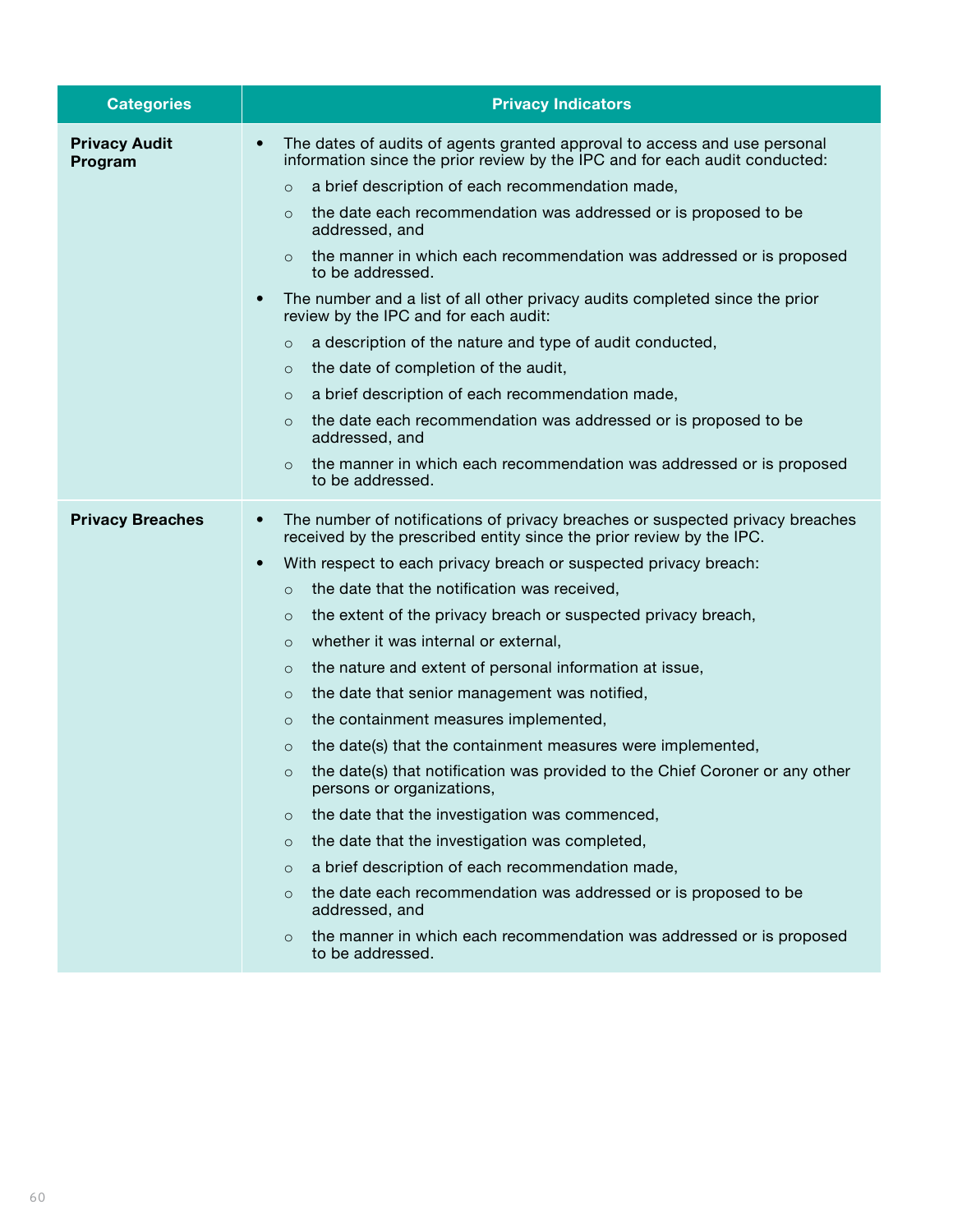| Categories | Privacy Indicators |
|---|---|
| **Privacy Audit Program** | • The dates of audits of agents granted approval to access and use personal information since the prior review by the IPC and for each audit conducted:<br>○ a brief description of each recommendation made,<br>○ the date each recommendation was addressed or is proposed to be addressed, and<br>○ the manner in which each recommendation was addressed or is proposed to be addressed.<br>• The number and a list of all other privacy audits completed since the prior review by the IPC and for each audit:<br>○ a description of the nature and type of audit conducted,<br>○ the date of completion of the audit,<br>○ a brief description of each recommendation made,<br>○ the date each recommendation was addressed or is proposed to be addressed, and<br>○ the manner in which each recommendation was addressed or is proposed to be addressed. |
| **Privacy Breaches** | • The number of notifications of privacy breaches or suspected privacy breaches received by the prescribed entity since the prior review by the IPC.<br>• With respect to each privacy breach or suspected privacy breach:<br>○ the date that the notification was received,<br>○ the extent of the privacy breach or suspected privacy breach,<br>○ whether it was internal or external,<br>○ the nature and extent of personal information at issue,<br>○ the date that senior management was notified,<br>○ the containment measures implemented,<br>○ the date(s) that the containment measures were implemented,<br>○ the date(s) that notification was provided to the Chief Coroner or any other persons or organizations,<br>○ the date that the investigation was commenced,<br>○ the date that the investigation was completed,<br>○ a brief description of each recommendation made,<br>○ the date each recommendation was addressed or is proposed to be addressed, and<br>○ the manner in which each recommendation was addressed or is proposed to be addressed. |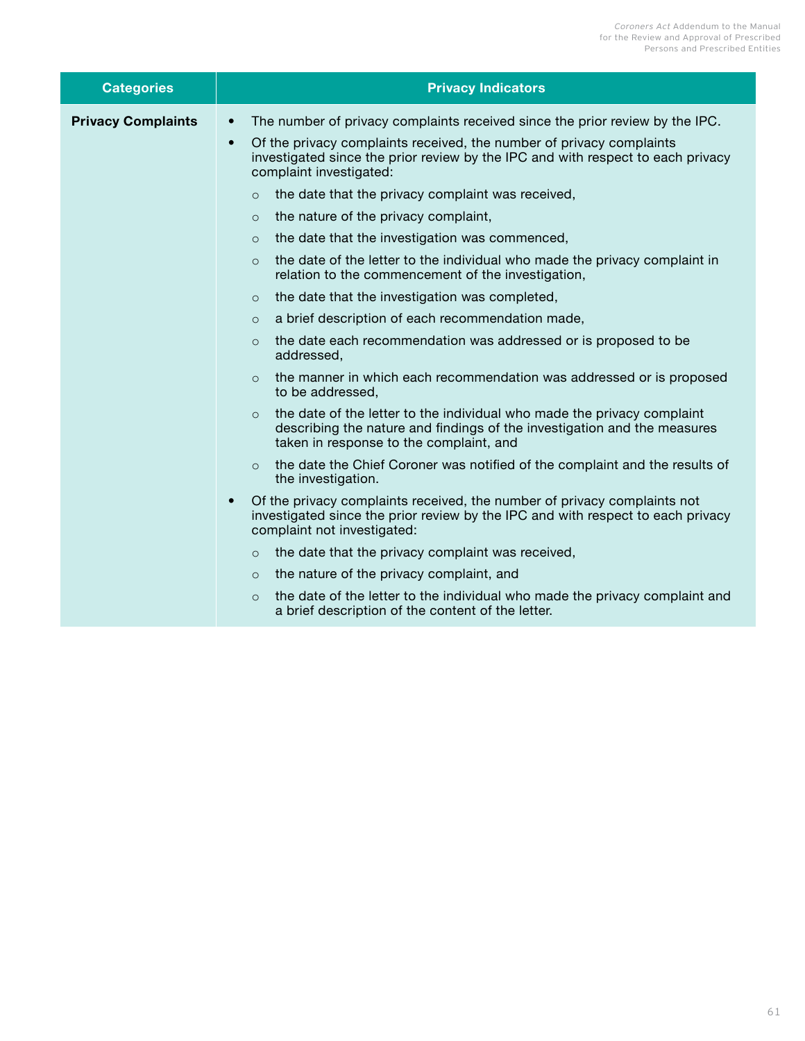| Categories | Privacy Indicators |
|---|---|
| **Privacy Complaints** | • The number of privacy complaints received since the prior review by the IPC.<br>• Of the privacy complaints received, the number of privacy complaints investigated since the prior review by the IPC and with respect to each privacy complaint investigated:<br>  ○ the date that the privacy complaint was received,<br>  ○ the nature of the privacy complaint,<br>  ○ the date that the investigation was commenced,<br>  ○ the date of the letter to the individual who made the privacy complaint in relation to the commencement of the investigation,<br>  ○ the date that the investigation was completed,<br>  ○ a brief description of each recommendation made,<br>  ○ the date each recommendation was addressed or is proposed to be addressed,<br>  ○ the manner in which each recommendation was addressed or is proposed to be addressed,<br>  ○ the date of the letter to the individual who made the privacy complaint describing the nature and findings of the investigation and the measures taken in response to the complaint, and<br>  ○ the date the Chief Coroner was notified of the complaint and the results of the investigation.<br>• Of the privacy complaints received, the number of privacy complaints not investigated since the prior review by the IPC and with respect to each privacy complaint not investigated:<br>  ○ the date that the privacy complaint was received,<br>  ○ the nature of the privacy complaint, and<br>  ○ the date of the letter to the individual who made the privacy complaint and a brief description of the content of the letter. |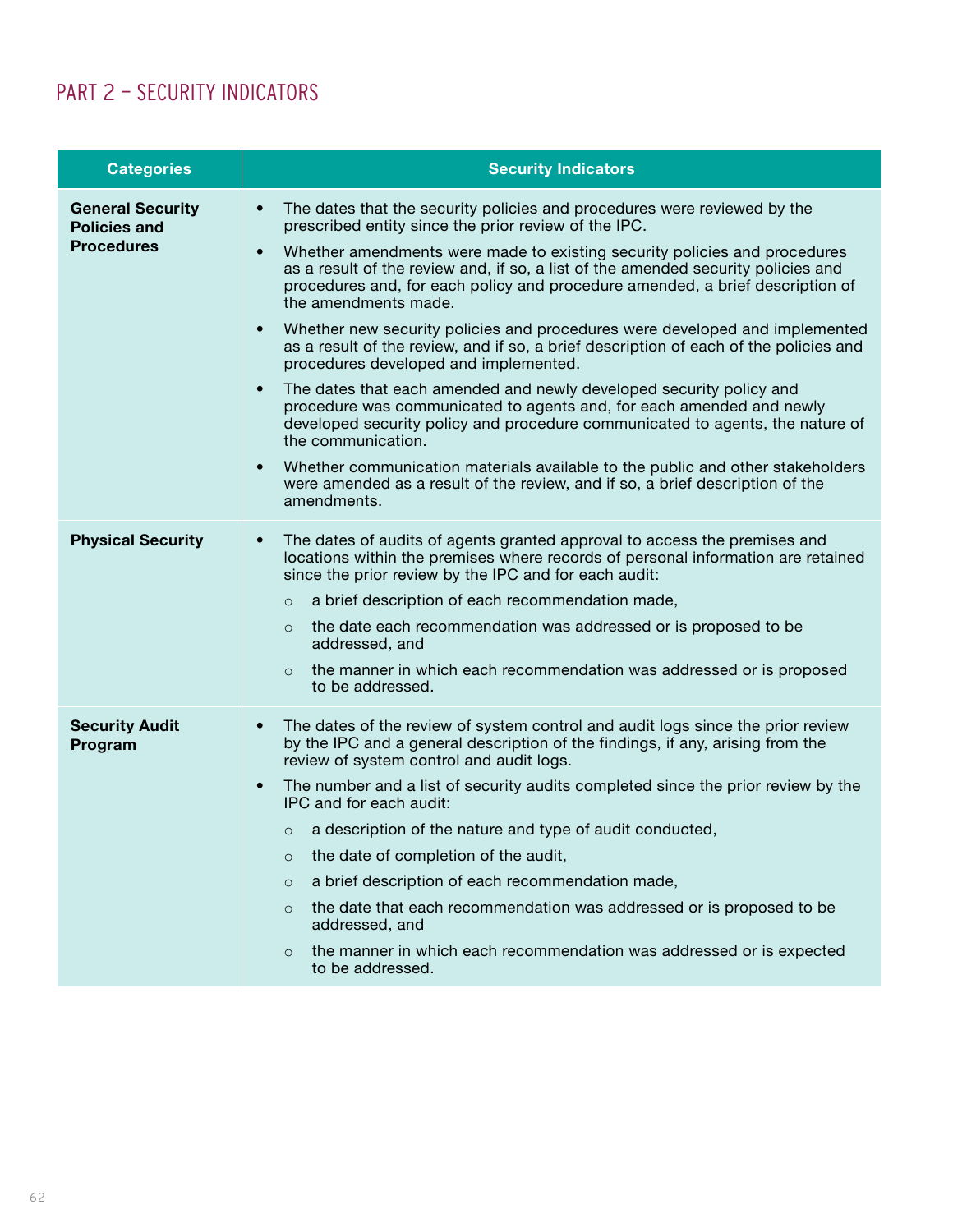## PART 2 – SECURITY INDICATORS

| Categories | Security Indicators |
|---|---|
| **General Security Policies and Procedures** | • The dates that the security policies and procedures were reviewed by the prescribed entity since the prior review of the IPC.<br>• Whether amendments were made to existing security policies and procedures as a result of the review and, if so, a list of the amended security policies and procedures and, for each policy and procedure amended, a brief description of the amendments made.<br>• Whether new security policies and procedures were developed and implemented as a result of the review, and if so, a brief description of each of the policies and procedures developed and implemented.<br>• The dates that each amended and newly developed security policy and procedure was communicated to agents and, for each amended and newly developed security policy and procedure communicated to agents, the nature of the communication.<br>• Whether communication materials available to the public and other stakeholders were amended as a result of the review, and if so, a brief description of the amendments. |
| **Physical Security** | • The dates of audits of agents granted approval to access the premises and locations within the premises where records of personal information are retained since the prior review by the IPC and for each audit:<br>  ○ a brief description of each recommendation made,<br>  ○ the date each recommendation was addressed or is proposed to be addressed, and<br>  ○ the manner in which each recommendation was addressed or is proposed to be addressed. |
| **Security Audit Program** | • The dates of the review of system control and audit logs since the prior review by the IPC and a general description of the findings, if any, arising from the review of system control and audit logs.<br>• The number and a list of security audits completed since the prior review by the IPC and for each audit:<br>  ○ a description of the nature and type of audit conducted,<br>  ○ the date of completion of the audit,<br>  ○ a brief description of each recommendation made,<br>  ○ the date that each recommendation was addressed or is proposed to be addressed, and<br>  ○ the manner in which each recommendation was addressed or is expected to be addressed. |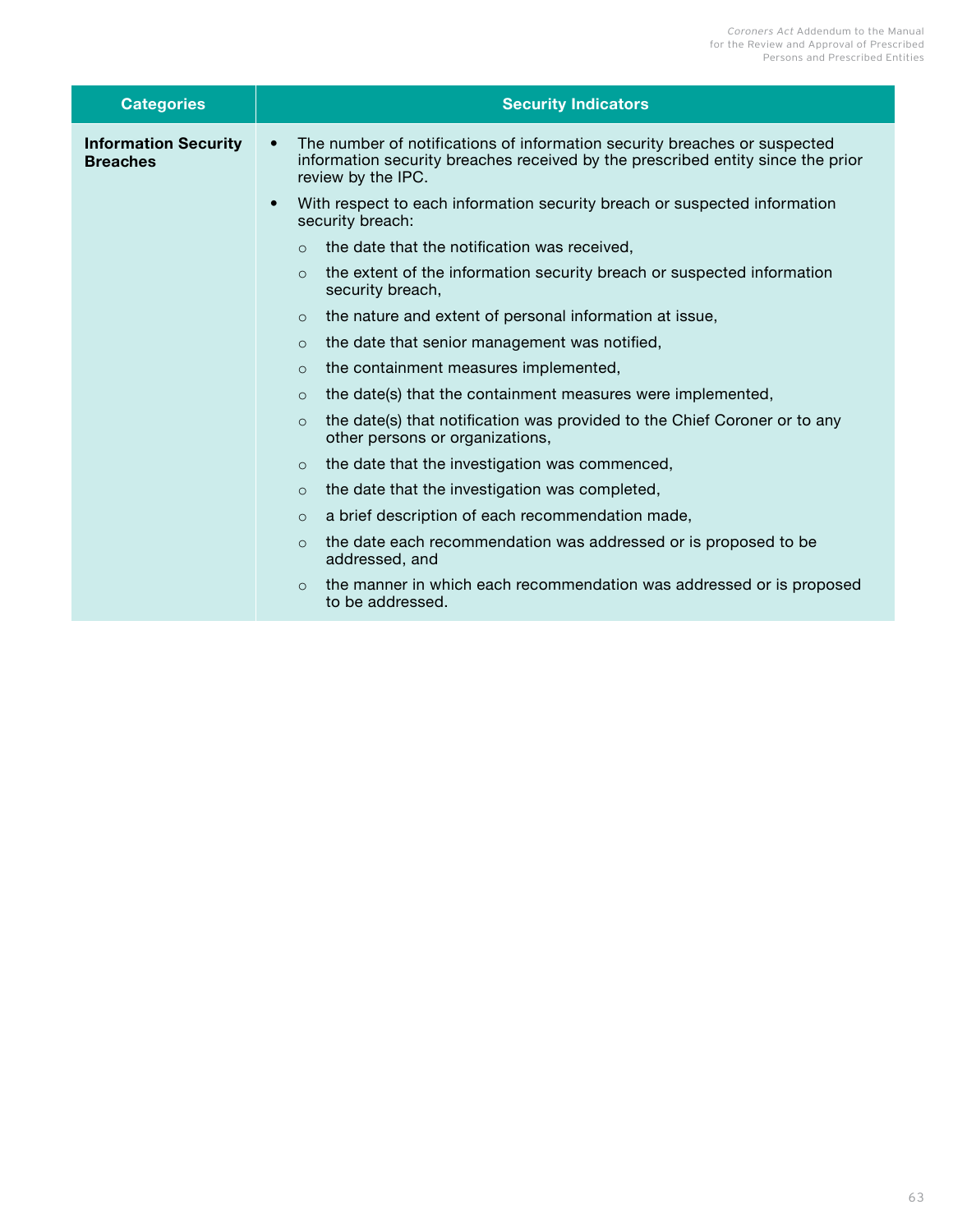| Categories | Security Indicators |
|---|---|
| **Information Security Breaches** | • The number of notifications of information security breaches or suspected information security breaches received by the prescribed entity since the prior review by the IPC.<br>• With respect to each information security breach or suspected information security breach:<br>○ the date that the notification was received,<br>○ the extent of the information security breach or suspected information security breach,<br>○ the nature and extent of personal information at issue,<br>○ the date that senior management was notified,<br>○ the containment measures implemented,<br>○ the date(s) that the containment measures were implemented,<br>○ the date(s) that notification was provided to the Chief Coroner or to any other persons or organizations,<br>○ the date that the investigation was commenced,<br>○ the date that the investigation was completed,<br>○ a brief description of each recommendation made,<br>○ the date each recommendation was addressed or is proposed to be addressed, and<br>○ the manner in which each recommendation was addressed or is proposed to be addressed. |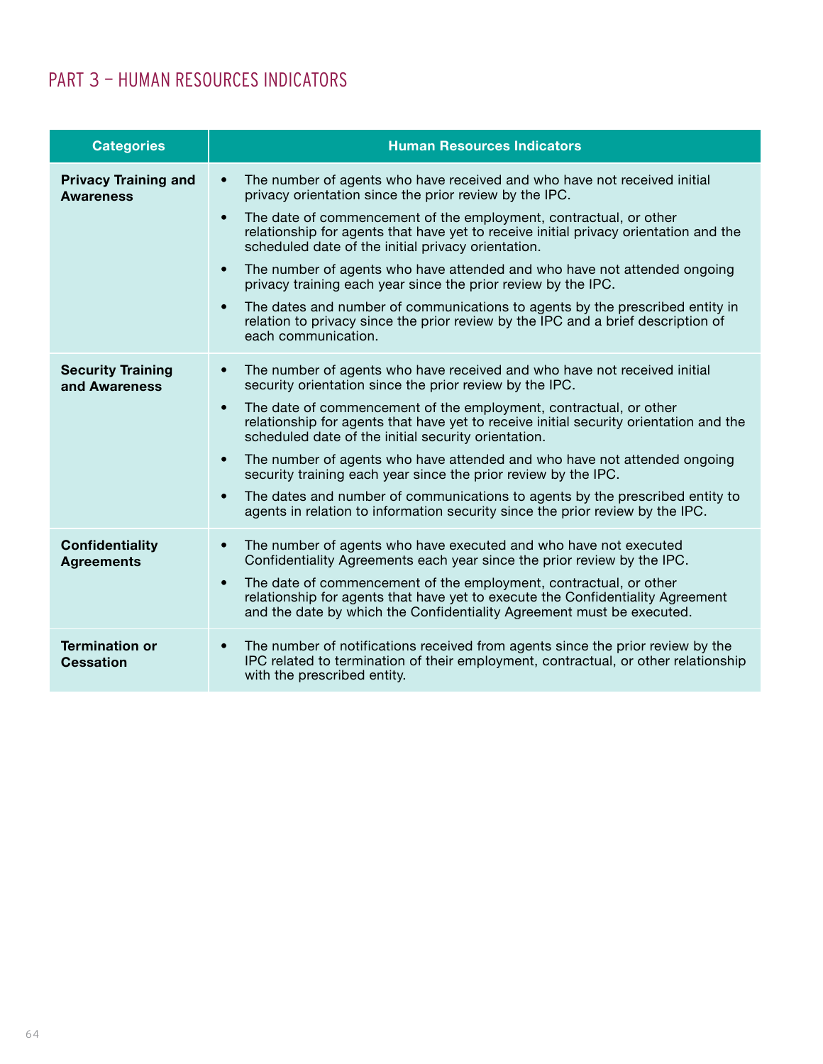## PART 3 – HUMAN RESOURCES INDICATORS

| Categories | Human Resources Indicators |
|---|---|
| **Privacy Training and Awareness** | • The number of agents who have received and who have not received initial privacy orientation since the prior review by the IPC.<br>• The date of commencement of the employment, contractual, or other relationship for agents that have yet to receive initial privacy orientation and the scheduled date of the initial privacy orientation.<br>• The number of agents who have attended and who have not attended ongoing privacy training each year since the prior review by the IPC.<br>• The dates and number of communications to agents by the prescribed entity in relation to privacy since the prior review by the IPC and a brief description of each communication. |
| **Security Training and Awareness** | • The number of agents who have received and who have not received initial security orientation since the prior review by the IPC.<br>• The date of commencement of the employment, contractual, or other relationship for agents that have yet to receive initial security orientation and the scheduled date of the initial security orientation.<br>• The number of agents who have attended and who have not attended ongoing security training each year since the prior review by the IPC.<br>• The dates and number of communications to agents by the prescribed entity to agents in relation to information security since the prior review by the IPC. |
| **Confidentiality Agreements** | • The number of agents who have executed and who have not executed Confidentiality Agreements each year since the prior review by the IPC.<br>• The date of commencement of the employment, contractual, or other relationship for agents that have yet to execute the Confidentiality Agreement and the date by which the Confidentiality Agreement must be executed. |
| **Termination or Cessation** | • The number of notifications received from agents since the prior review by the IPC related to termination of their employment, contractual, or other relationship with the prescribed entity. |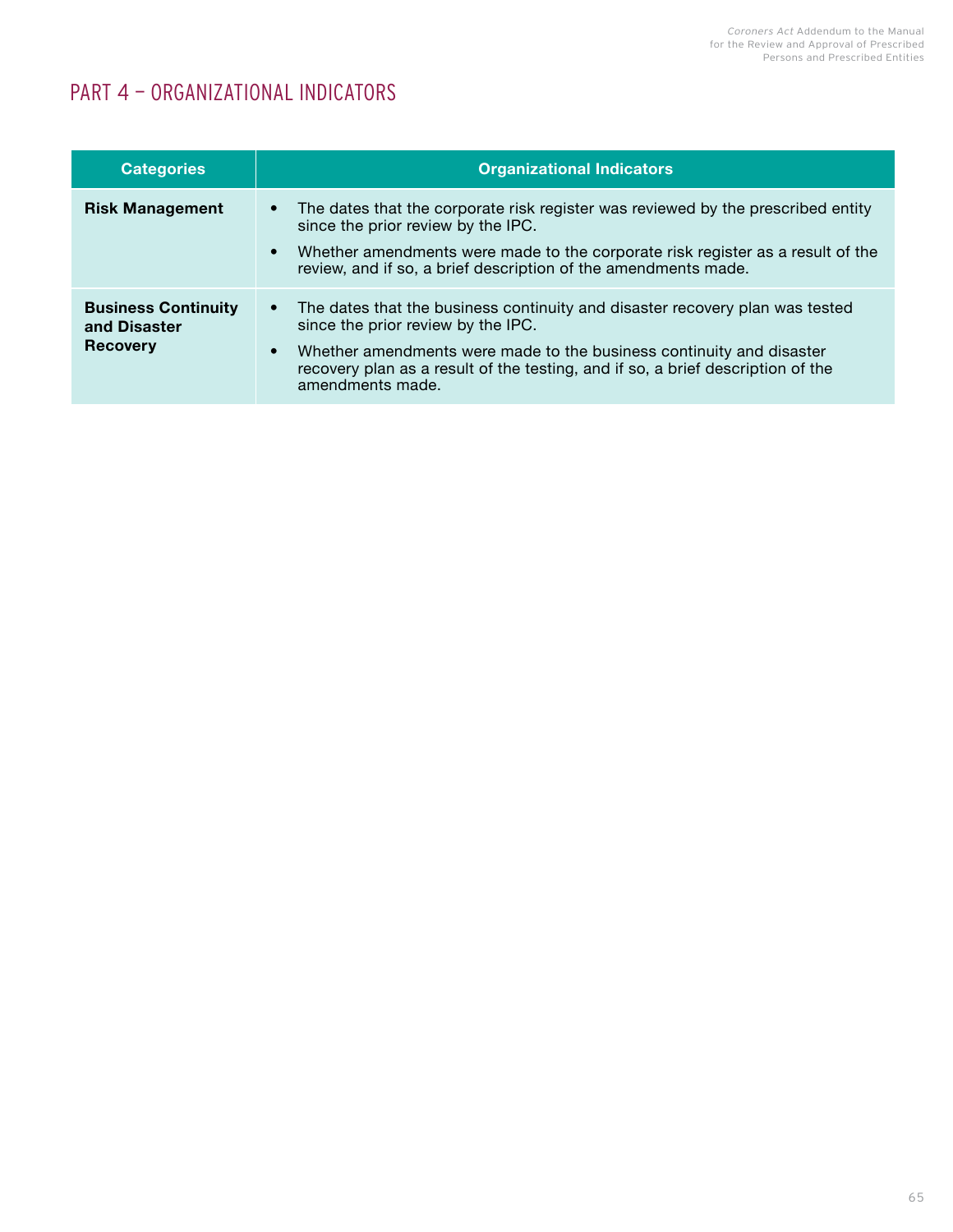## PART 4 – ORGANIZATIONAL INDICATORS

| Categories | Organizational Indicators |
|---|---|
| **Risk Management** | • The dates that the corporate risk register was reviewed by the prescribed entity since the prior review by the IPC.<br>• Whether amendments were made to the corporate risk register as a result of the review, and if so, a brief description of the amendments made. |
| **Business Continuity and Disaster Recovery** | • The dates that the business continuity and disaster recovery plan was tested since the prior review by the IPC.<br>• Whether amendments were made to the business continuity and disaster recovery plan as a result of the testing, and if so, a brief description of the amendments made. |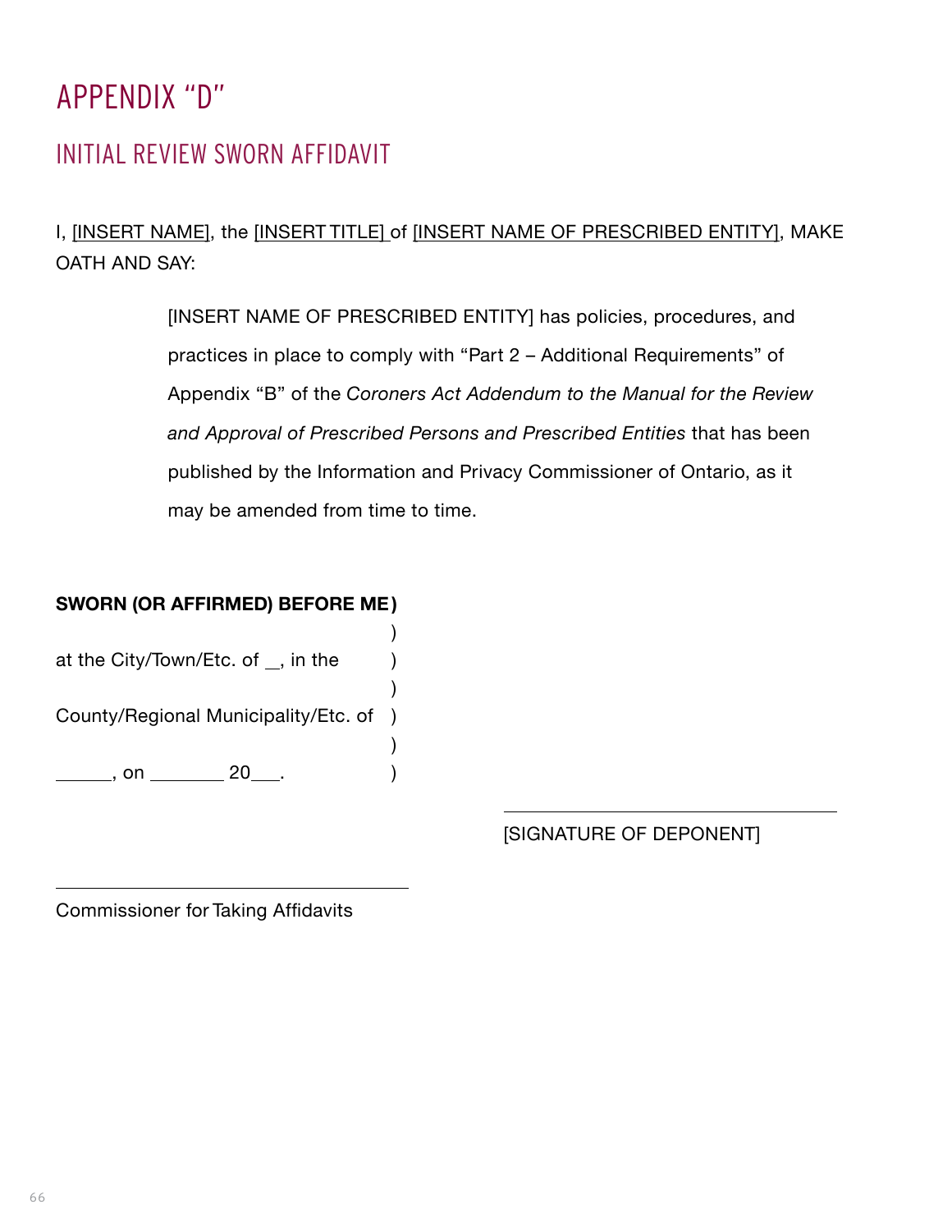# APPENDIX "D"

## INITIAL REVIEW SWORN AFFIDAVIT

I, [INSERT NAME], the [INSERT TITLE] of [INSERT NAME OF PRESCRIBED ENTITY], MAKE OATH AND SAY:

> [INSERT NAME OF PRESCRIBED ENTITY] has policies, procedures, and practices in place to comply with "Part 2 – Additional Requirements" of Appendix "B" of the *Coroners Act Addendum to the Manual for the Review and Approval of Prescribed Persons and Prescribed Entities* that has been published by the Information and Privacy Commissioner of Ontario, as it may be amended from time to time.

**SWORN (OR AFFIRMED) BEFORE ME** )
)
at the City/Town/Etc. of __, in the )
)
County/Regional Municipality/Etc. of )
)
______, on ________ 20___. )

________________________________
[SIGNATURE OF DEPONENT]

________________________________
Commissioner for Taking Affidavits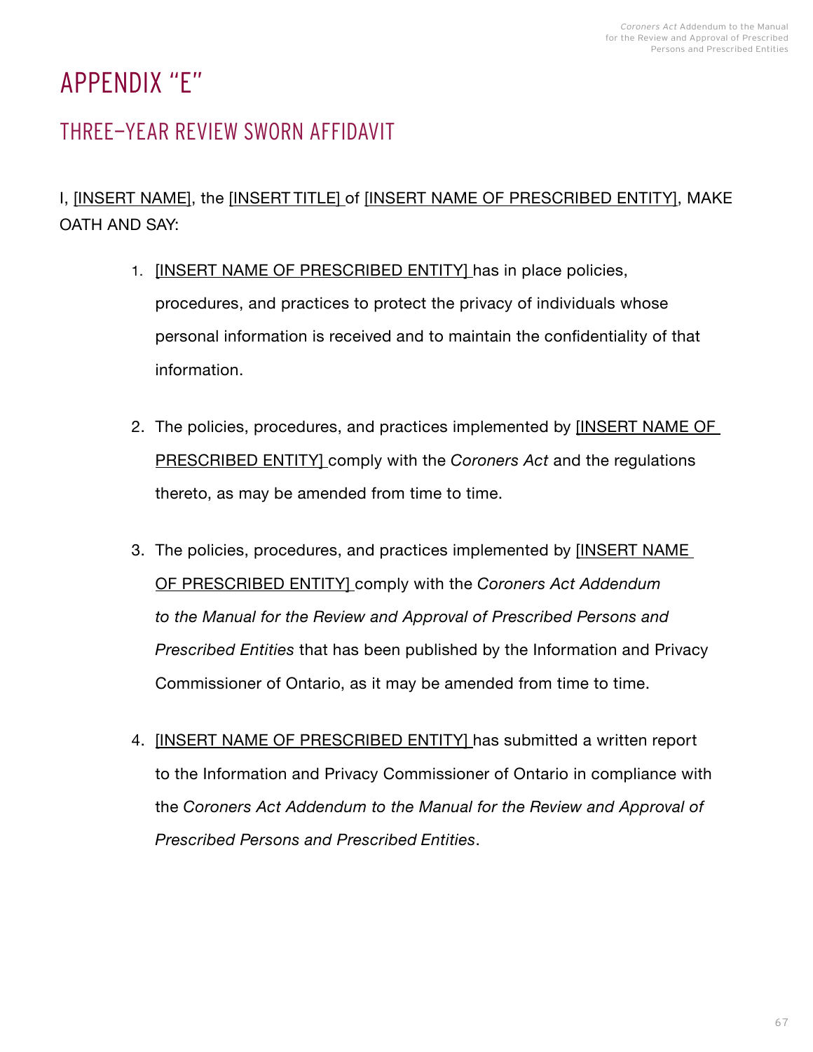# APPENDIX "E"

## THREE–YEAR REVIEW SWORN AFFIDAVIT

I, [INSERT NAME], the [INSERT TITLE] of [INSERT NAME OF PRESCRIBED ENTITY], MAKE OATH AND SAY:

1. [INSERT NAME OF PRESCRIBED ENTITY] has in place policies, procedures, and practices to protect the privacy of individuals whose personal information is received and to maintain the confidentiality of that information.

2. The policies, procedures, and practices implemented by [INSERT NAME OF PRESCRIBED ENTITY] comply with the *Coroners Act* and the regulations thereto, as may be amended from time to time.

3. The policies, procedures, and practices implemented by [INSERT NAME OF PRESCRIBED ENTITY] comply with the *Coroners Act Addendum to the Manual for the Review and Approval of Prescribed Persons and Prescribed Entities* that has been published by the Information and Privacy Commissioner of Ontario, as it may be amended from time to time.

4. [INSERT NAME OF PRESCRIBED ENTITY] has submitted a written report to the Information and Privacy Commissioner of Ontario in compliance with the *Coroners Act Addendum to the Manual for the Review and Approval of Prescribed Persons and Prescribed Entities*.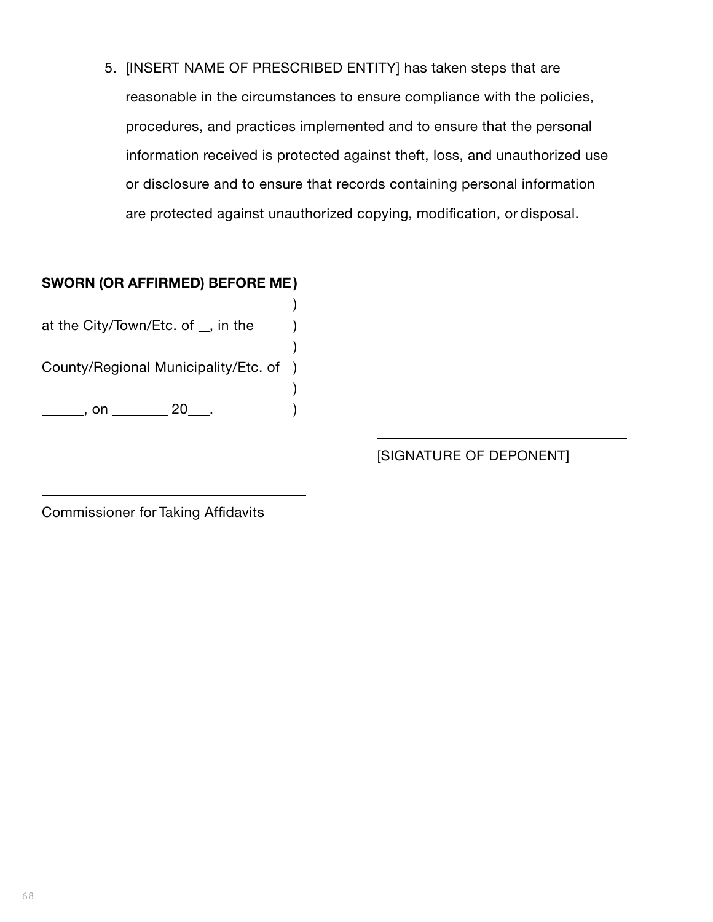5. [INSERT NAME OF PRESCRIBED ENTITY] has taken steps that are reasonable in the circumstances to ensure compliance with the policies, procedures, and practices implemented and to ensure that the personal information received is protected against theft, loss, and unauthorized use or disclosure and to ensure that records containing personal information are protected against unauthorized copying, modification, or disposal.

**SWORN (OR AFFIRMED) BEFORE ME**)
)
at the City/Town/Etc. of __, in the )
)
County/Regional Municipality/Etc. of )
)
______, on ________ 20___. )

_________________________________
[SIGNATURE OF DEPONENT]

_________________________________
Commissioner for Taking Affidavits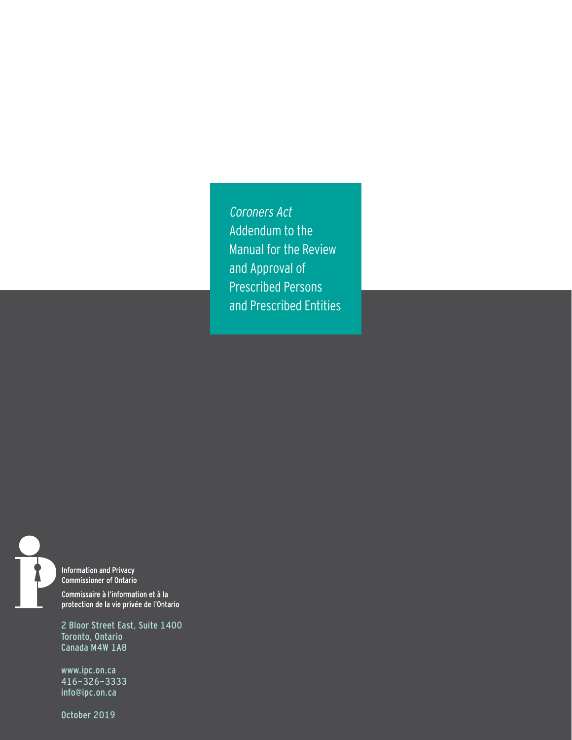*Coroners Act* Addendum to the Manual for the Review and Approval of Prescribed Persons and Prescribed Entities

Information and Privacy Commissioner of Ontario

Commissaire à l'information et à la protection de la vie privée de l'Ontario

2 Bloor Street East, Suite 1400
Toronto, Ontario
Canada M4W 1A8

www.ipc.on.ca
416-326-3333
info@ipc.on.ca

October 2019